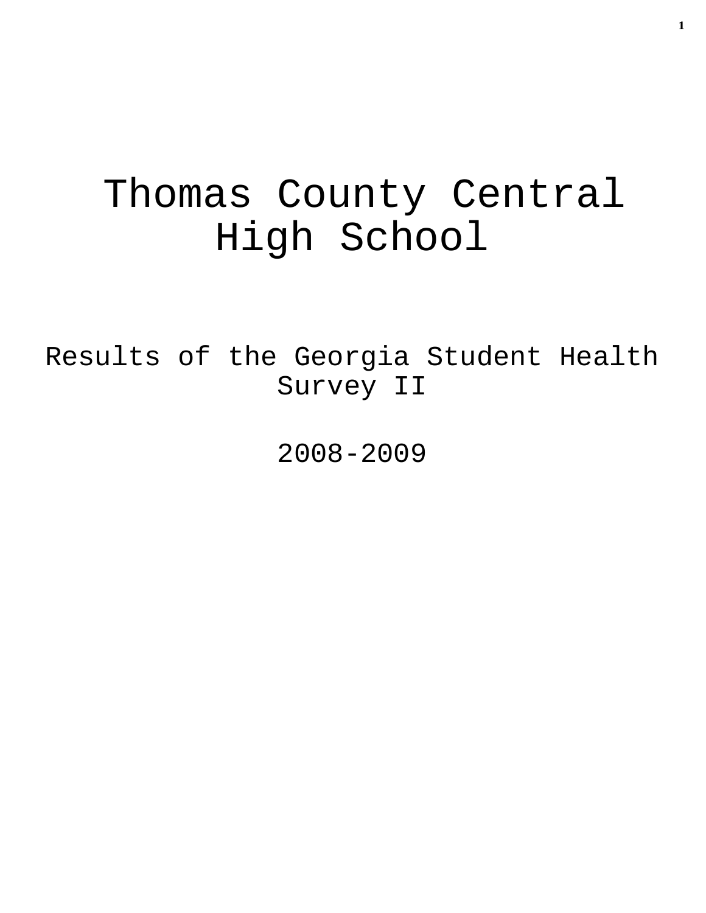# Thomas County Central High School

## Results of the Georgia Student Health Survey II

## 2008-2009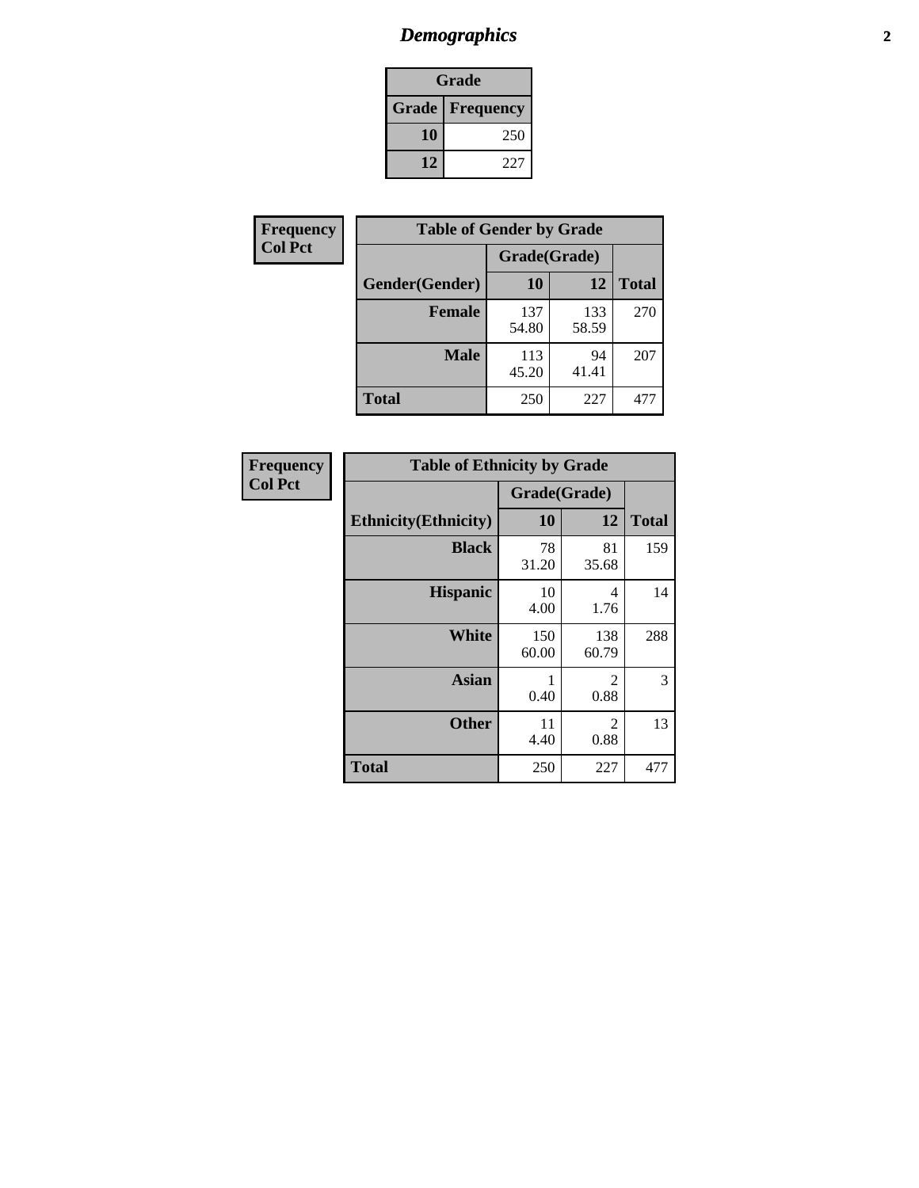# Demographics

| Grade | |
|---|---|
| **Grade** | **Frequency** |
| 10 | 250 |
| 12 | 227 |

**Frequency**
**Col Pct**

| Table of Gender by Grade | | | |
|---|---|---|---|
| | Grade(Grade) | | |
| Gender(Gender) | 10 | 12 | Total |
| **Female** | 137<br>54.80 | 133<br>58.59 | 270 |
| **Male** | 113<br>45.20 | 94<br>41.41 | 207 |
| **Total** | 250 | 227 | 477 |

**Frequency**
**Col Pct**

| Table of Ethnicity by Grade | | | |
|---|---|---|---|
| | Grade(Grade) | | |
| Ethnicity(Ethnicity) | 10 | 12 | Total |
| **Black** | 78<br>31.20 | 81<br>35.68 | 159 |
| **Hispanic** | 10<br>4.00 | 4<br>1.76 | 14 |
| **White** | 150<br>60.00 | 138<br>60.79 | 288 |
| **Asian** | 1<br>0.40 | 2<br>0.88 | 3 |
| **Other** | 11<br>4.40 | 2<br>0.88 | 13 |
| **Total** | 250 | 227 | 477 |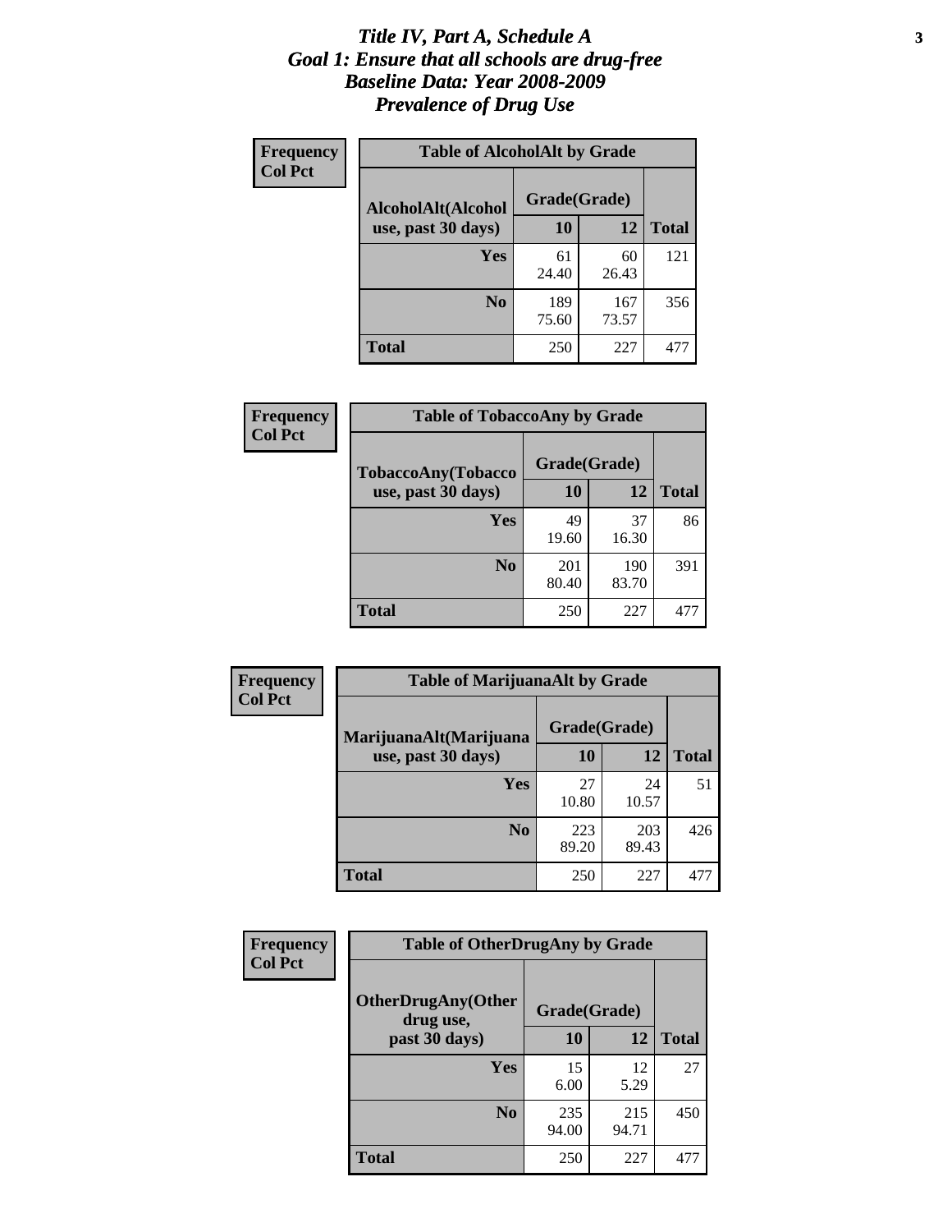# *Title IV, Part A, Schedule A*
# *Goal 1: Ensure that all schools are drug-free*
# *Baseline Data: Year 2008-2009*
# *Prevalence of Drug Use*

**Frequency**
**Col Pct**

| Table of AlcoholAlt by Grade | | | |
|---|---|---|---|
| AlcoholAlt(Alcohol use, past 30 days) | Grade(Grade) | | |
| | 10 | 12 | Total |
| **Yes** | 61<br>24.40 | 60<br>26.43 | 121 |
| **No** | 189<br>75.60 | 167<br>73.57 | 356 |
| **Total** | 250 | 227 | 477 |

**Frequency**
**Col Pct**

| Table of TobaccoAny by Grade | | | |
|---|---|---|---|
| TobaccoAny(Tobacco use, past 30 days) | Grade(Grade) | | |
| | 10 | 12 | Total |
| **Yes** | 49<br>19.60 | 37<br>16.30 | 86 |
| **No** | 201<br>80.40 | 190<br>83.70 | 391 |
| **Total** | 250 | 227 | 477 |

**Frequency**
**Col Pct**

| Table of MarijuanaAlt by Grade | | | |
|---|---|---|---|
| MarijuanaAlt(Marijuana use, past 30 days) | Grade(Grade) | | |
| | 10 | 12 | Total |
| **Yes** | 27<br>10.80 | 24<br>10.57 | 51 |
| **No** | 223<br>89.20 | 203<br>89.43 | 426 |
| **Total** | 250 | 227 | 477 |

**Frequency**
**Col Pct**

| Table of OtherDrugAny by Grade | | | |
|---|---|---|---|
| OtherDrugAny(Other drug use, past 30 days) | Grade(Grade) | | |
| | 10 | 12 | Total |
| **Yes** | 15<br>6.00 | 12<br>5.29 | 27 |
| **No** | 235<br>94.00 | 215<br>94.71 | 450 |
| **Total** | 250 | 227 | 477 |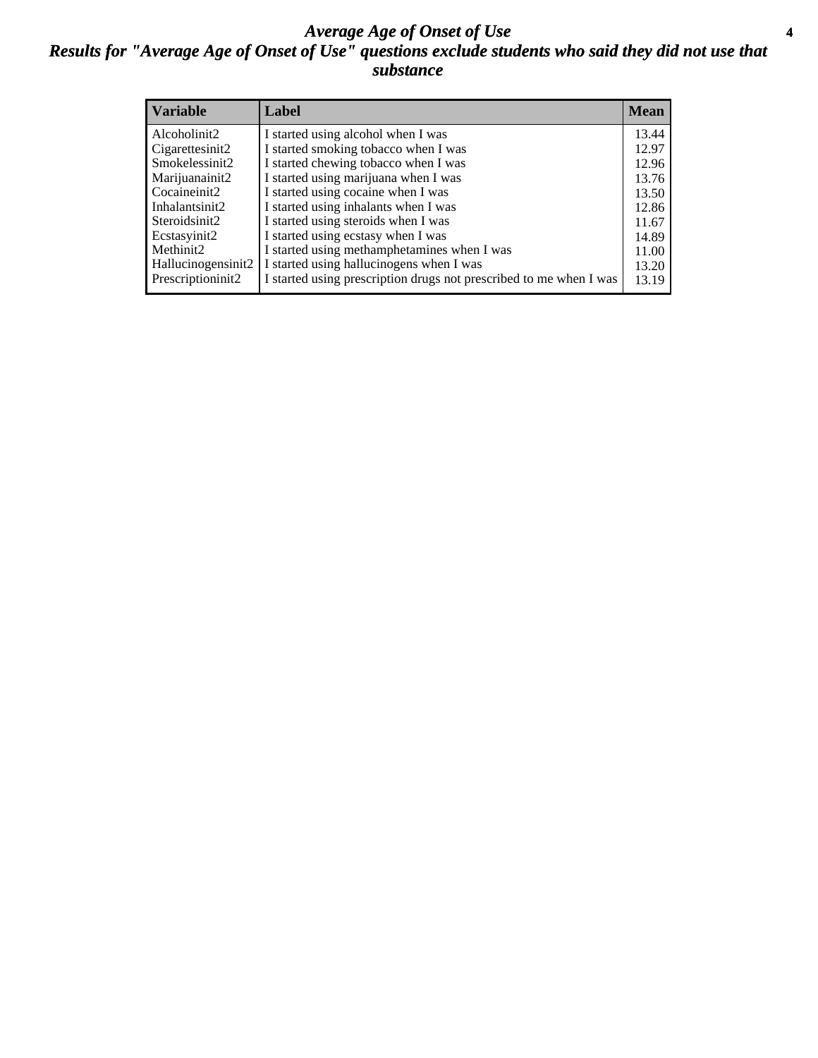# *Average Age of Onset of Use*

## *Results for "Average Age of Onset of Use" questions exclude students who said they did not use that substance*

| Variable | Label | Mean |
|---|---|---|
| Alcoholinit2 | I started using alcohol when I was | 13.44 |
| Cigarettesinit2 | I started smoking tobacco when I was | 12.97 |
| Smokelessinit2 | I started chewing tobacco when I was | 12.96 |
| Marijuanainit2 | I started using marijuana when I was | 13.76 |
| Cocaineinit2 | I started using cocaine when I was | 13.50 |
| Inhalantsinit2 | I started using inhalants when I was | 12.86 |
| Steroidsinit2 | I started using steroids when I was | 11.67 |
| Ecstasyinit2 | I started using ecstasy when I was | 14.89 |
| Methinit2 | I started using methamphetamines when I was | 11.00 |
| Hallucinogensinit2 | I started using hallucinogens when I was | 13.20 |
| Prescriptioninit2 | I started using prescription drugs not prescribed to me when I was | 13.19 |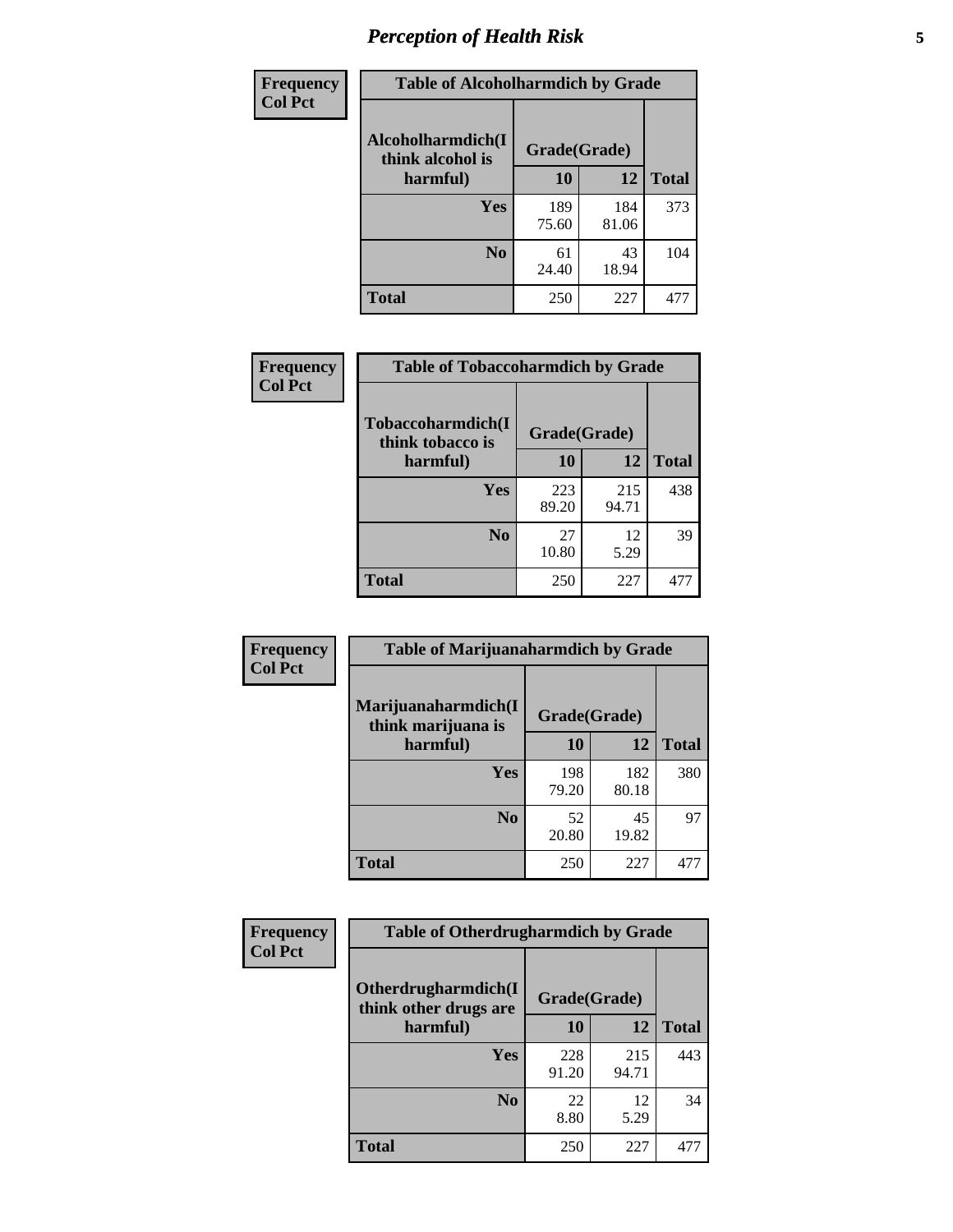## Perception of Health Risk

**Frequency**
**Col Pct**

**Table of Alcoholharmdich by Grade**

| Alcoholharmdich(I think alcohol is harmful) | Grade(Grade) | | Total |
|---|---|---|---|
| | 10 | 12 | |
| Yes | 189<br>75.60 | 184<br>81.06 | 373 |
| No | 61<br>24.40 | 43<br>18.94 | 104 |
| Total | 250 | 227 | 477 |

**Frequency**
**Col Pct**

**Table of Tobaccoharmdich by Grade**

| Tobaccoharmdich(I think tobacco is harmful) | Grade(Grade) | | Total |
|---|---|---|---|
| | 10 | 12 | |
| Yes | 223<br>89.20 | 215<br>94.71 | 438 |
| No | 27<br>10.80 | 12<br>5.29 | 39 |
| Total | 250 | 227 | 477 |

**Frequency**
**Col Pct**

**Table of Marijuanaharmdich by Grade**

| Marijuanaharmdich(I think marijuana is harmful) | Grade(Grade) | | Total |
|---|---|---|---|
| | 10 | 12 | |
| Yes | 198<br>79.20 | 182<br>80.18 | 380 |
| No | 52<br>20.80 | 45<br>19.82 | 97 |
| Total | 250 | 227 | 477 |

**Frequency**
**Col Pct**

**Table of Otherdrugharmdich by Grade**

| Otherdrugharmdich(I think other drugs are harmful) | Grade(Grade) | | Total |
|---|---|---|---|
| | 10 | 12 | |
| Yes | 228<br>91.20 | 215<br>94.71 | 443 |
| No | 22<br>8.80 | 12<br>5.29 | 34 |
| Total | 250 | 227 | 477 |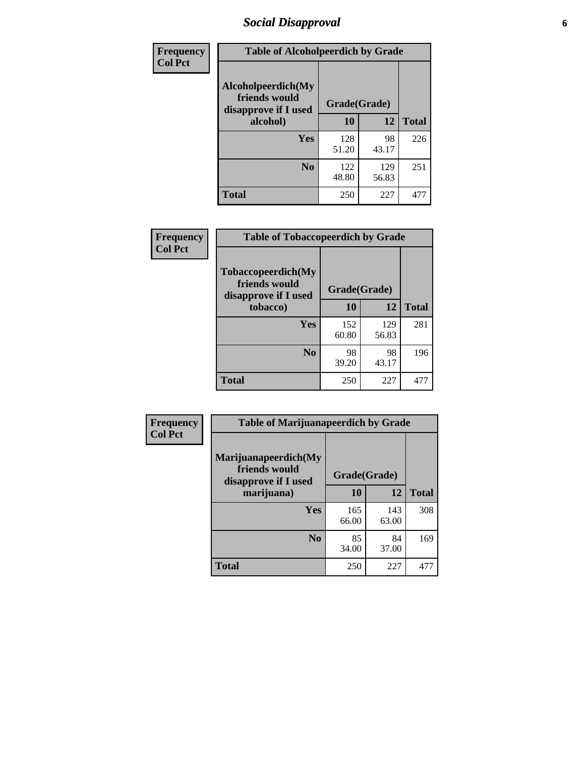## Social Disapproval

| Frequency Col Pct | Table of Alcoholpeerdich by Grade | | |
|---|---|---|---|
| Alcoholpeerdich(My friends would disapprove if I used alcohol) | Grade(Grade) | | |
| | 10 | 12 | Total |
| Yes | 128<br>51.20 | 98<br>43.17 | 226 |
| No | 122<br>48.80 | 129<br>56.83 | 251 |
| Total | 250 | 227 | 477 |

| Frequency Col Pct | Table of Tobaccopeerdich by Grade | | |
|---|---|---|---|
| Tobaccopeerdich(My friends would disapprove if I used tobacco) | Grade(Grade) | | |
| | 10 | 12 | Total |
| Yes | 152<br>60.80 | 129<br>56.83 | 281 |
| No | 98<br>39.20 | 98<br>43.17 | 196 |
| Total | 250 | 227 | 477 |

| Frequency Col Pct | Table of Marijuanapeerdich by Grade | | |
|---|---|---|---|
| Marijuanapeerdich(My friends would disapprove if I used marijuana) | Grade(Grade) | | |
| | 10 | 12 | Total |
| Yes | 165<br>66.00 | 143<br>63.00 | 308 |
| No | 85<br>34.00 | 84<br>37.00 | 169 |
| Total | 250 | 227 | 477 |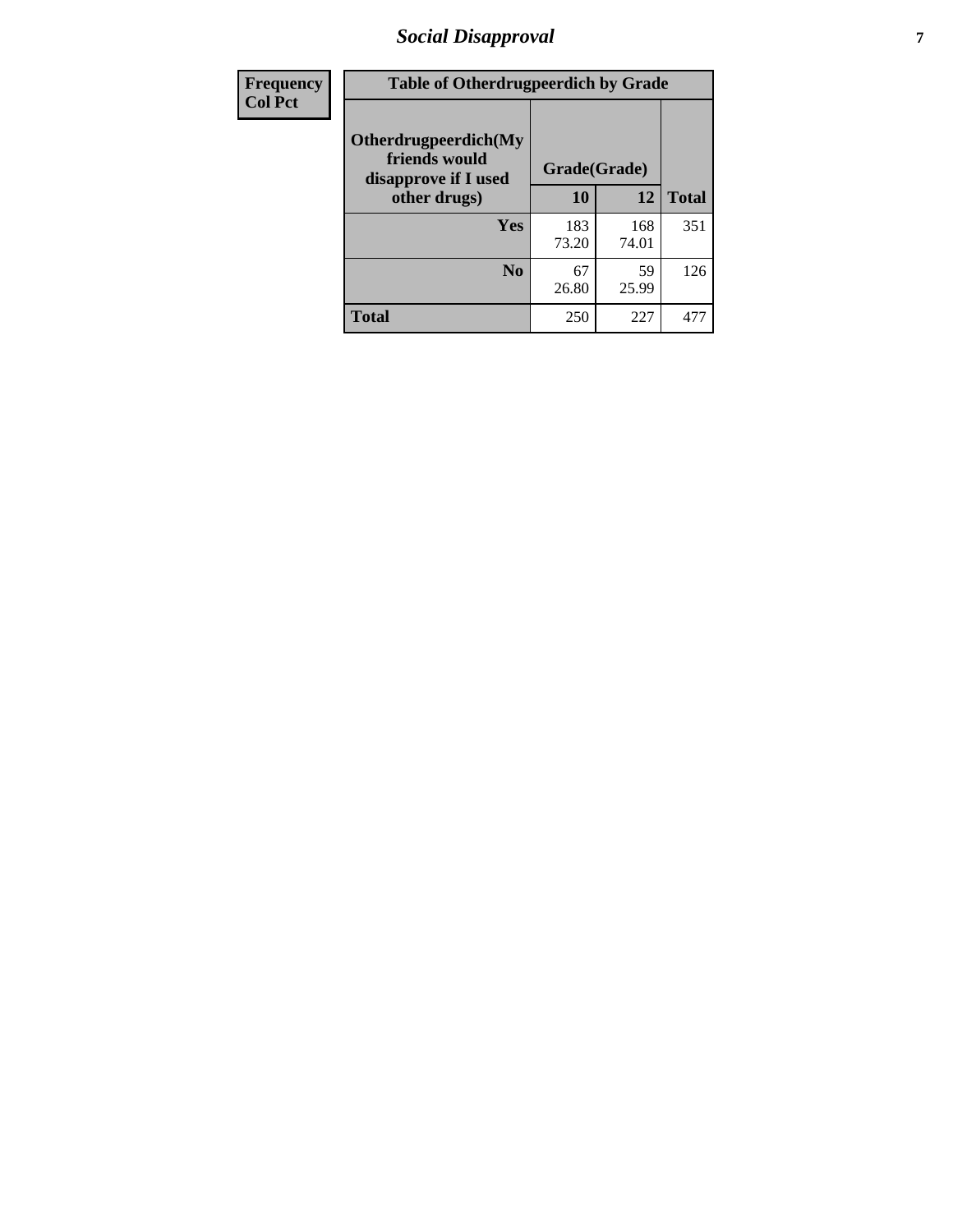| Frequency<br>Col Pct | Table of Otherdrugpeerdich by Grade | | | |
|---|---|---|---|---|
| | Otherdrugpeerdich(My friends would disapprove if I used other drugs) | Grade(Grade) | | Total |
| | | 10 | 12 | |
| | Yes | 183<br>73.20 | 168<br>74.01 | 351 |
| | No | 67<br>26.80 | 59<br>25.99 | 126 |
| | Total | 250 | 227 | 477 |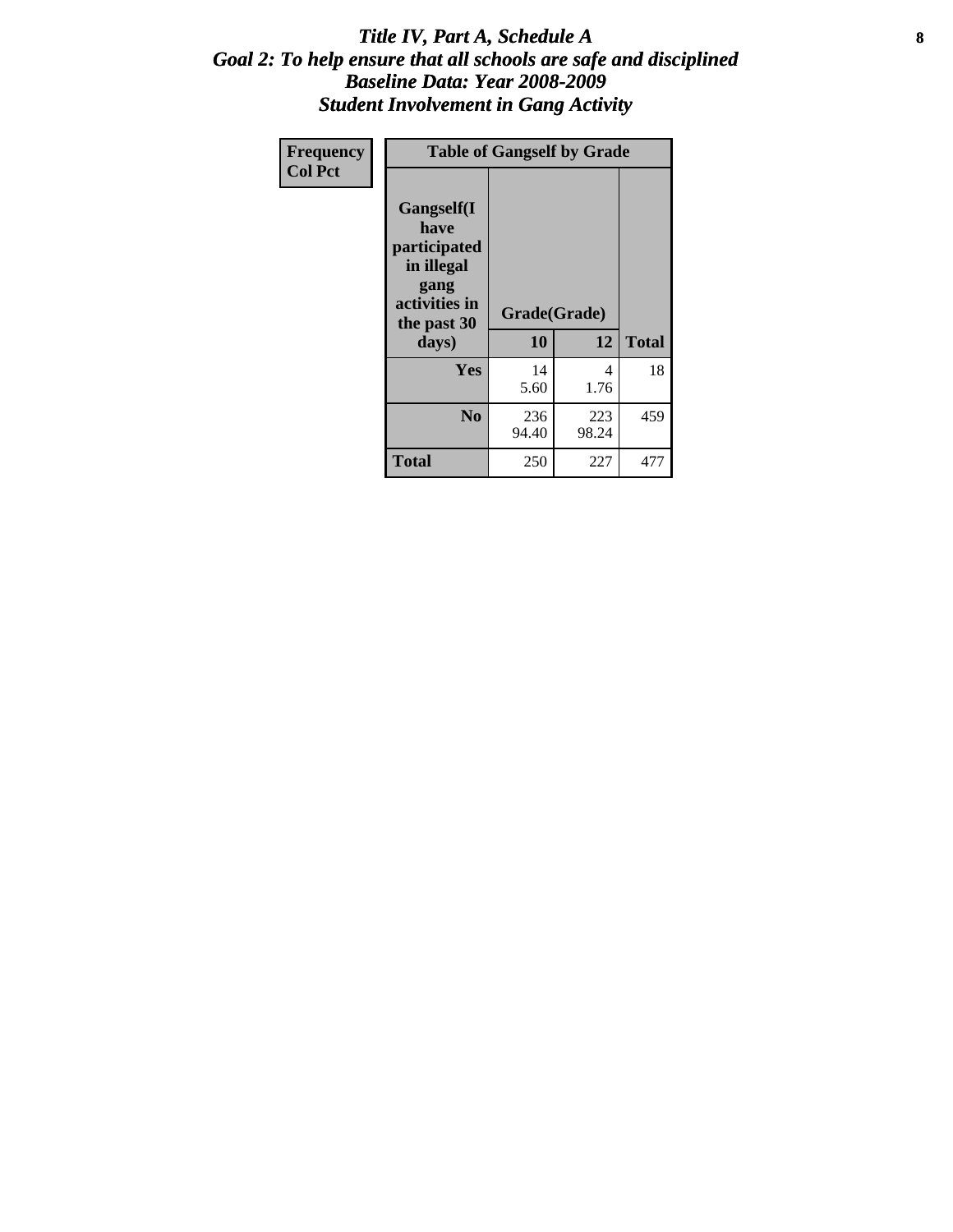# *Title IV, Part A, Schedule A*
## *Goal 2: To help ensure that all schools are safe and disciplined*
## *Baseline Data: Year 2008-2009*
## *Student Involvement in Gang Activity*

| Frequency<br>Col Pct | | | |
|---|---|---|---|
| **Table of Gangself by Grade** | | | |
| **Gangself(I have participated in illegal gang activities in the past 30 days)** | **Grade(Grade)** | | |
| | **10** | **12** | **Total** |
| **Yes** | 14<br>5.60 | 4<br>1.76 | 18 |
| **No** | 236<br>94.40 | 223<br>98.24 | 459 |
| **Total** | 250 | 227 | 477 |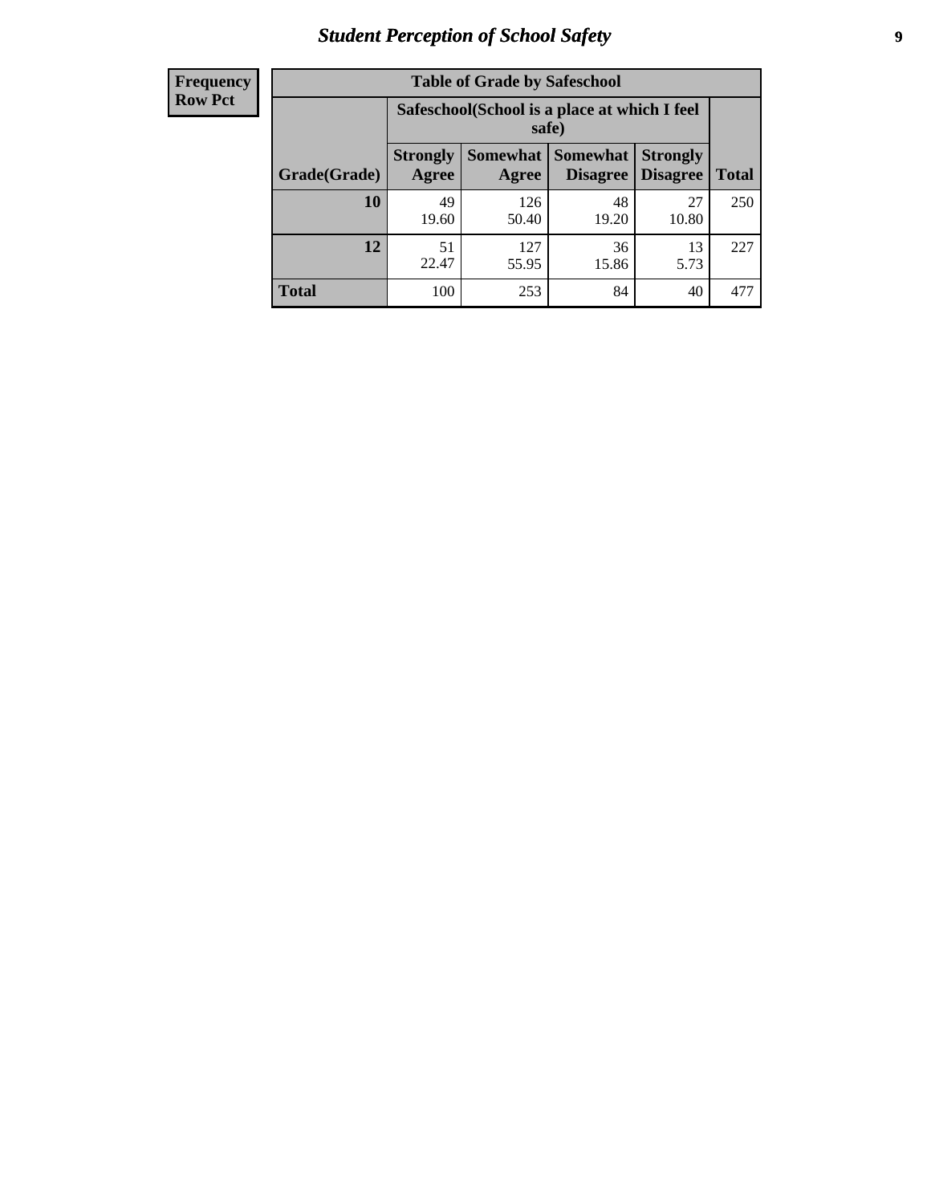| Frequency<br>Row Pct | | | | | |
|---|---|---|---|---|---|

**Table of Grade by Safeschool**

| | Safeschool(School is a place at which I feel safe) | | | | |
|---|---|---|---|---|---|
| Grade(Grade) | Strongly Agree | Somewhat Agree | Somewhat Disagree | Strongly Disagree | Total |
| **10** | 49<br>19.60 | 126<br>50.40 | 48<br>19.20 | 27<br>10.80 | 250 |
| **12** | 51<br>22.47 | 127<br>55.95 | 36<br>15.86 | 13<br>5.73 | 227 |
| **Total** | 100 | 253 | 84 | 40 | 477 |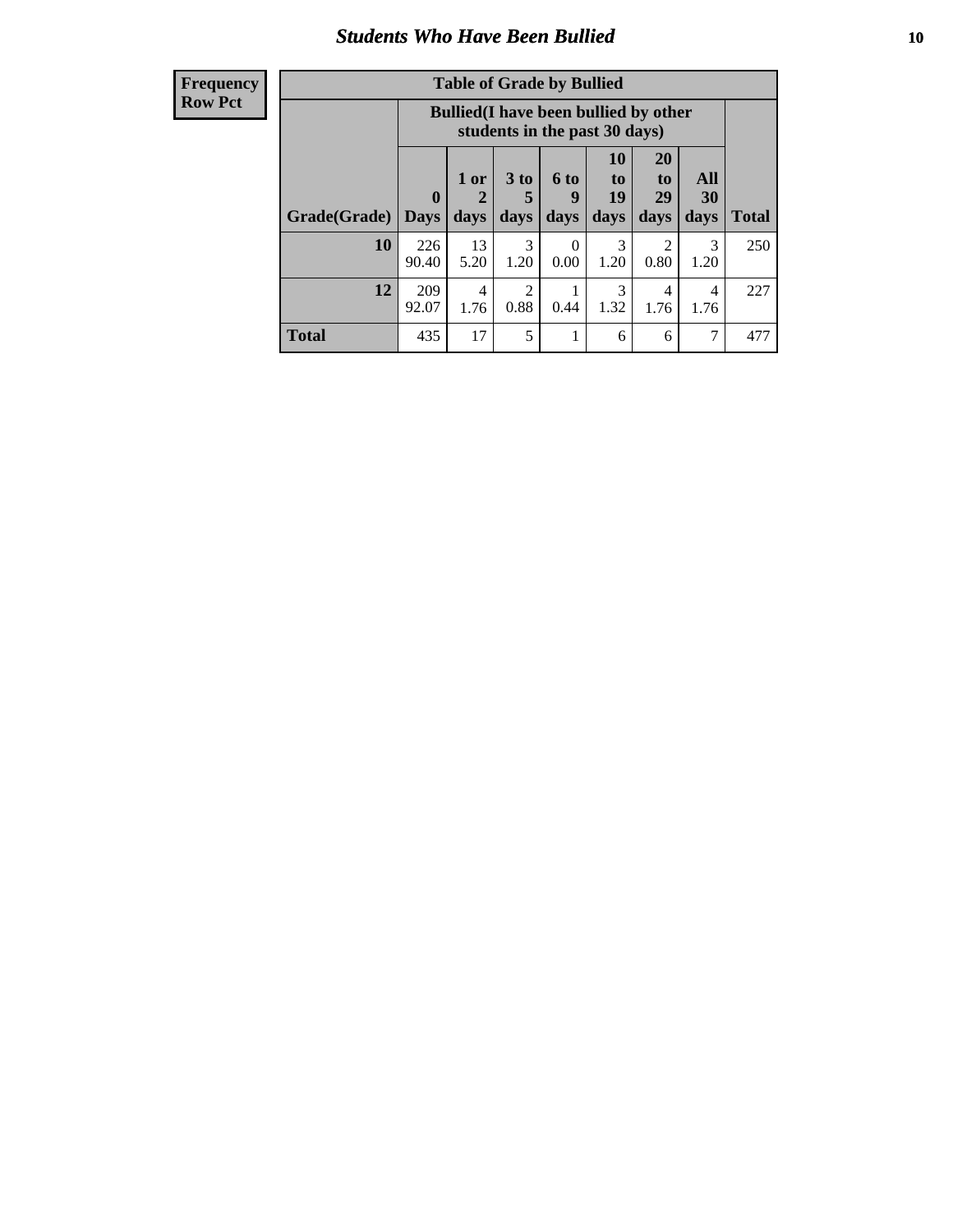# Students Who Have Been Bullied

**Frequency**
**Row Pct**

| Table of Grade by Bullied | | | | | | | | |
|---|---|---|---|---|---|---|---|---|
| | Bullied(I have been bullied by other students in the past 30 days) | | | | | | | |
| Grade(Grade) | 0 Days | 1 or 2 days | 3 to 5 days | 6 to 9 days | 10 to 19 days | 20 to 29 days | All 30 days | Total |
| 10 | 226<br>90.40 | 13<br>5.20 | 3<br>1.20 | 0<br>0.00 | 3<br>1.20 | 2<br>0.80 | 3<br>1.20 | 250 |
| 12 | 209<br>92.07 | 4<br>1.76 | 2<br>0.88 | 1<br>0.44 | 3<br>1.32 | 4<br>1.76 | 4<br>1.76 | 227 |
| Total | 435 | 17 | 5 | 1 | 6 | 6 | 7 | 477 |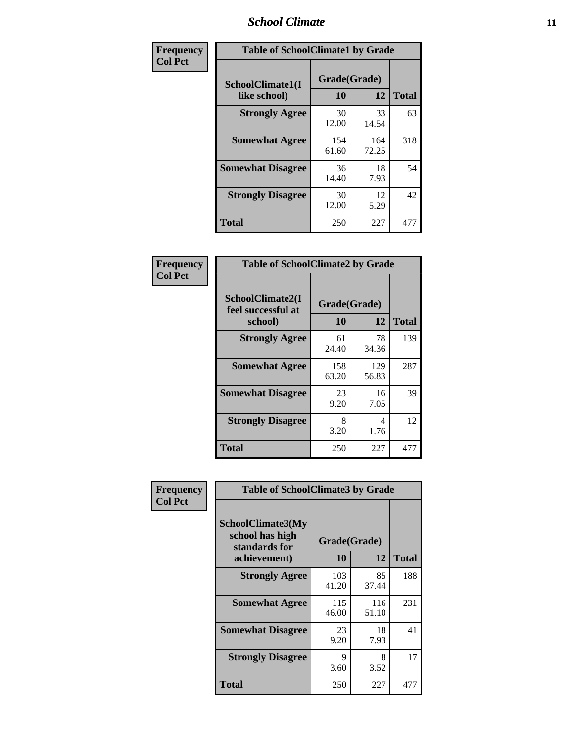| Frequency<br>Col Pct |
|---|

| Table of SchoolClimate1 by Grade | | | |
|---|---|---|---|
| SchoolClimate1(I like school) | Grade(Grade) | | |
| | 10 | 12 | Total |
| Strongly Agree | 30<br>12.00 | 33<br>14.54 | 63 |
| Somewhat Agree | 154<br>61.60 | 164<br>72.25 | 318 |
| Somewhat Disagree | 36<br>14.40 | 18<br>7.93 | 54 |
| Strongly Disagree | 30<br>12.00 | 12<br>5.29 | 42 |
| Total | 250 | 227 | 477 |

| Frequency<br>Col Pct |
|---|

| Table of SchoolClimate2 by Grade | | | |
|---|---|---|---|
| SchoolClimate2(I feel successful at school) | Grade(Grade) | | |
| | 10 | 12 | Total |
| Strongly Agree | 61<br>24.40 | 78<br>34.36 | 139 |
| Somewhat Agree | 158<br>63.20 | 129<br>56.83 | 287 |
| Somewhat Disagree | 23<br>9.20 | 16<br>7.05 | 39 |
| Strongly Disagree | 8<br>3.20 | 4<br>1.76 | 12 |
| Total | 250 | 227 | 477 |

| Frequency<br>Col Pct |
|---|

| Table of SchoolClimate3 by Grade | | | |
|---|---|---|---|
| SchoolClimate3(My school has high standards for achievement) | Grade(Grade) | | |
| | 10 | 12 | Total |
| Strongly Agree | 103<br>41.20 | 85<br>37.44 | 188 |
| Somewhat Agree | 115<br>46.00 | 116<br>51.10 | 231 |
| Somewhat Disagree | 23<br>9.20 | 18<br>7.93 | 41 |
| Strongly Disagree | 9<br>3.60 | 8<br>3.52 | 17 |
| Total | 250 | 227 | 477 |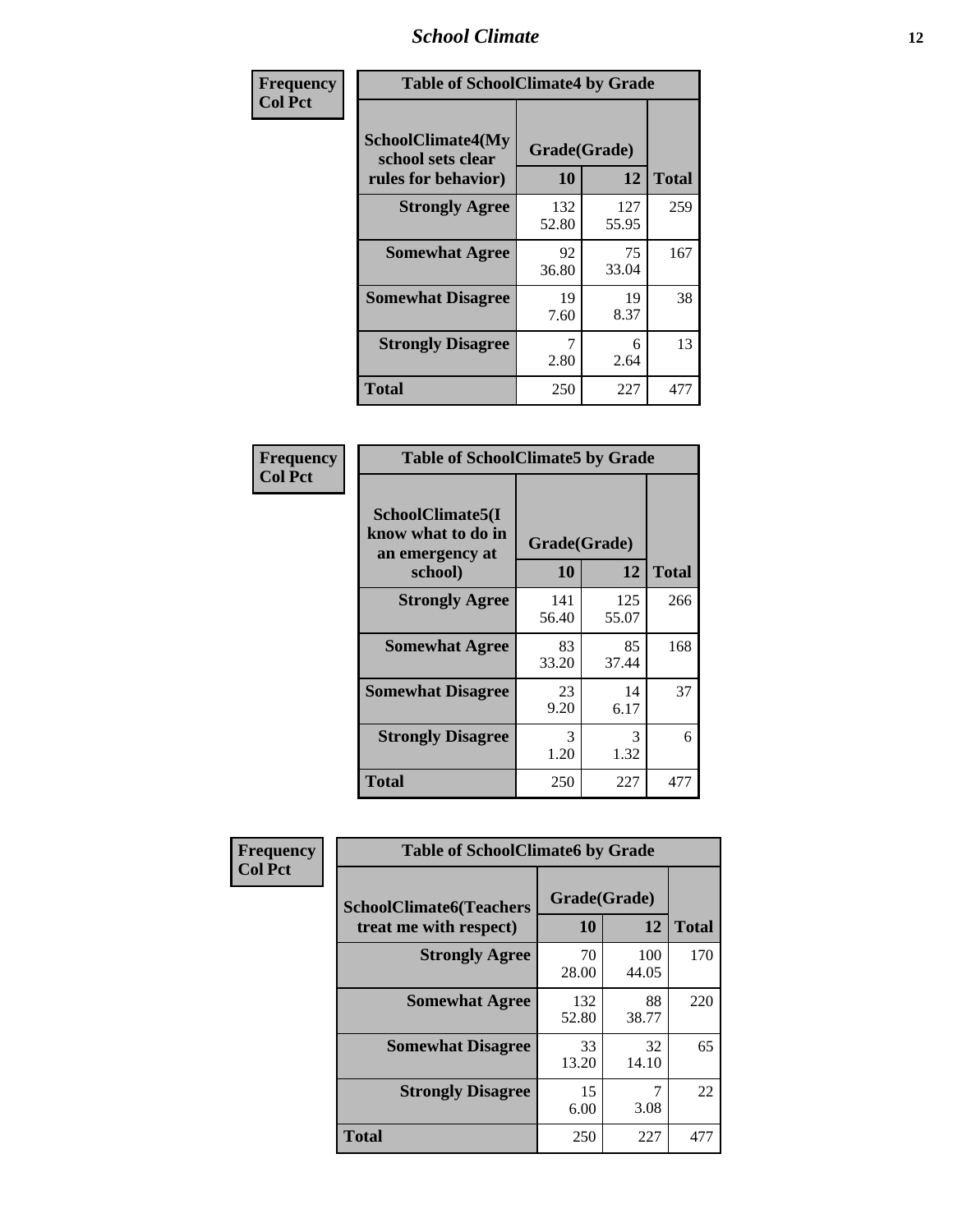## School Climate

**Frequency**
**Col Pct**

| Table of SchoolClimate4 by Grade | | | |
|---|---|---|---|
| SchoolClimate4(My school sets clear rules for behavior) | Grade(Grade) | | |
| | 10 | 12 | Total |
| **Strongly Agree** | 132<br>52.80 | 127<br>55.95 | 259 |
| **Somewhat Agree** | 92<br>36.80 | 75<br>33.04 | 167 |
| **Somewhat Disagree** | 19<br>7.60 | 19<br>8.37 | 38 |
| **Strongly Disagree** | 7<br>2.80 | 6<br>2.64 | 13 |
| **Total** | 250 | 227 | 477 |

**Frequency**
**Col Pct**

| Table of SchoolClimate5 by Grade | | | |
|---|---|---|---|
| SchoolClimate5(I know what to do in an emergency at school) | Grade(Grade) | | |
| | 10 | 12 | Total |
| **Strongly Agree** | 141<br>56.40 | 125<br>55.07 | 266 |
| **Somewhat Agree** | 83<br>33.20 | 85<br>37.44 | 168 |
| **Somewhat Disagree** | 23<br>9.20 | 14<br>6.17 | 37 |
| **Strongly Disagree** | 3<br>1.20 | 3<br>1.32 | 6 |
| **Total** | 250 | 227 | 477 |

**Frequency**
**Col Pct**

| Table of SchoolClimate6 by Grade | | | |
|---|---|---|---|
| SchoolClimate6(Teachers treat me with respect) | Grade(Grade) | | |
| | 10 | 12 | Total |
| **Strongly Agree** | 70<br>28.00 | 100<br>44.05 | 170 |
| **Somewhat Agree** | 132<br>52.80 | 88<br>38.77 | 220 |
| **Somewhat Disagree** | 33<br>13.20 | 32<br>14.10 | 65 |
| **Strongly Disagree** | 15<br>6.00 | 7<br>3.08 | 22 |
| **Total** | 250 | 227 | 477 |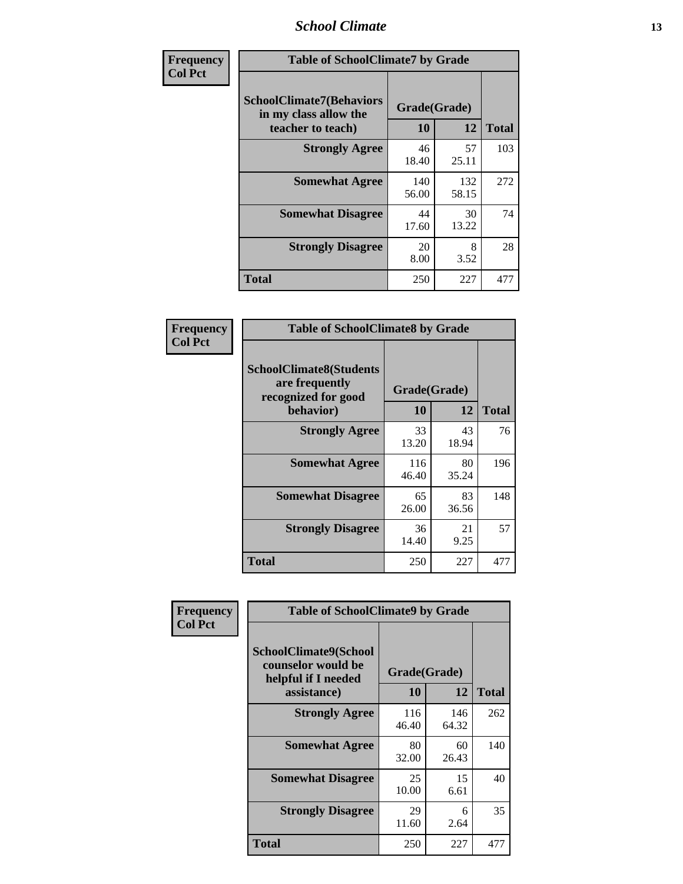**Frequency**
**Col Pct**

| Table of SchoolClimate7 by Grade | | | |
|---|---|---|---|
| **SchoolClimate7(Behaviors in my class allow the teacher to teach)** | **Grade(Grade)** | | **Total** |
| | **10** | **12** | |
| **Strongly Agree** | 46<br>18.40 | 57<br>25.11 | 103 |
| **Somewhat Agree** | 140<br>56.00 | 132<br>58.15 | 272 |
| **Somewhat Disagree** | 44<br>17.60 | 30<br>13.22 | 74 |
| **Strongly Disagree** | 20<br>8.00 | 8<br>3.52 | 28 |
| **Total** | 250 | 227 | 477 |

**Frequency**
**Col Pct**

| Table of SchoolClimate8 by Grade | | | |
|---|---|---|---|
| **SchoolClimate8(Students are frequently recognized for good behavior)** | **Grade(Grade)** | | **Total** |
| | **10** | **12** | |
| **Strongly Agree** | 33<br>13.20 | 43<br>18.94 | 76 |
| **Somewhat Agree** | 116<br>46.40 | 80<br>35.24 | 196 |
| **Somewhat Disagree** | 65<br>26.00 | 83<br>36.56 | 148 |
| **Strongly Disagree** | 36<br>14.40 | 21<br>9.25 | 57 |
| **Total** | 250 | 227 | 477 |

**Frequency**
**Col Pct**

| Table of SchoolClimate9 by Grade | | | |
|---|---|---|---|
| **SchoolClimate9(School counselor would be helpful if I needed assistance)** | **Grade(Grade)** | | **Total** |
| | **10** | **12** | |
| **Strongly Agree** | 116<br>46.40 | 146<br>64.32 | 262 |
| **Somewhat Agree** | 80<br>32.00 | 60<br>26.43 | 140 |
| **Somewhat Disagree** | 25<br>10.00 | 15<br>6.61 | 40 |
| **Strongly Disagree** | 29<br>11.60 | 6<br>2.64 | 35 |
| **Total** | 250 | 227 | 477 |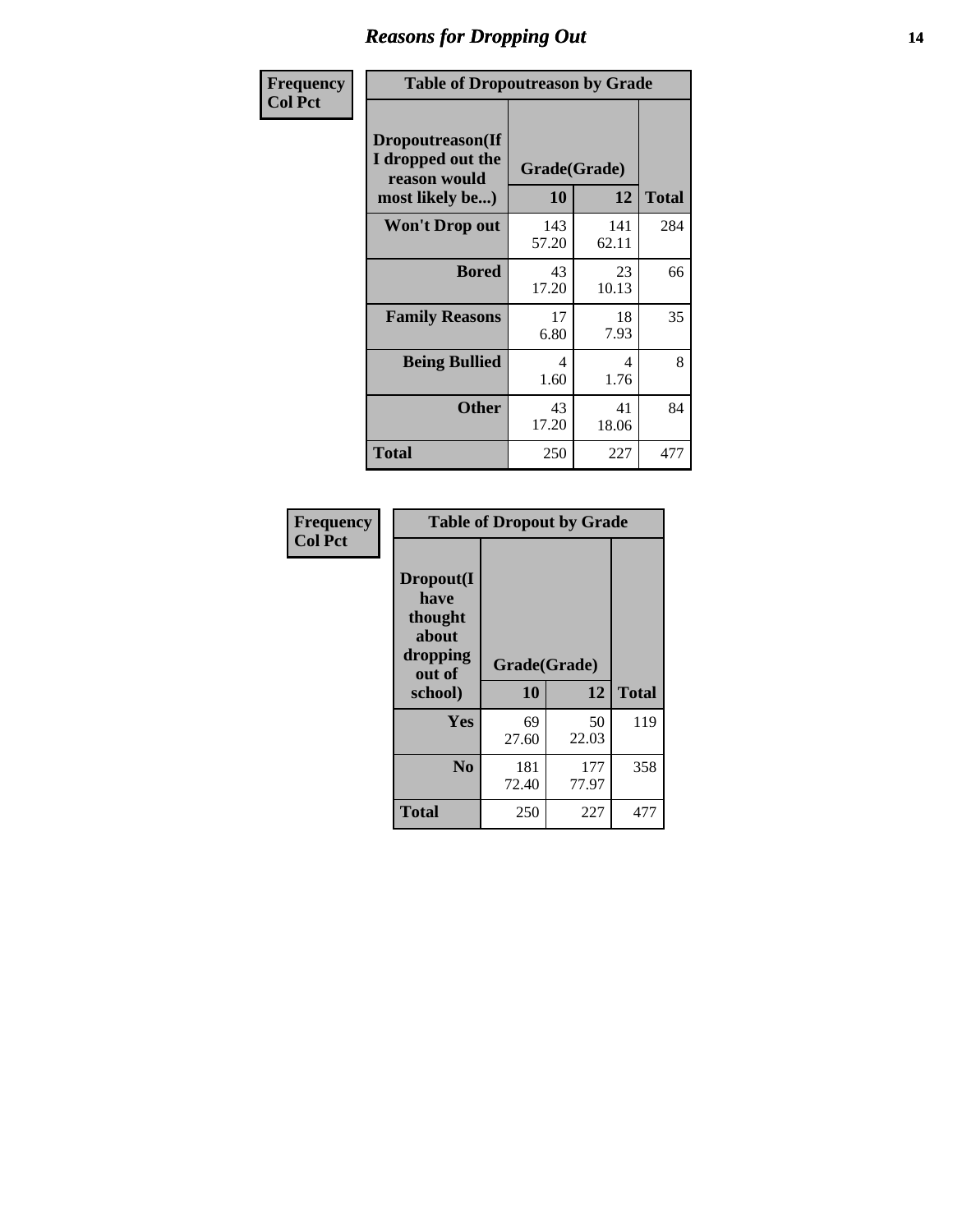# Reasons for Dropping Out

**Frequency**
**Col Pct**

| Table of Dropoutreason by Grade | | | |
|---|---|---|---|
| Dropoutreason(If I dropped out the reason would most likely be...) | Grade(Grade) | | |
| | 10 | 12 | Total |
| Won't Drop out | 143<br>57.20 | 141<br>62.11 | 284 |
| Bored | 43<br>17.20 | 23<br>10.13 | 66 |
| Family Reasons | 17<br>6.80 | 18<br>7.93 | 35 |
| Being Bullied | 4<br>1.60 | 4<br>1.76 | 8 |
| Other | 43<br>17.20 | 41<br>18.06 | 84 |
| Total | 250 | 227 | 477 |

**Frequency**
**Col Pct**

| Table of Dropout by Grade | | | |
|---|---|---|---|
| Dropout(I have thought about dropping out of school) | Grade(Grade) | | |
| | 10 | 12 | Total |
| Yes | 69<br>27.60 | 50<br>22.03 | 119 |
| No | 181<br>72.40 | 177<br>77.97 | 358 |
| Total | 250 | 227 | 477 |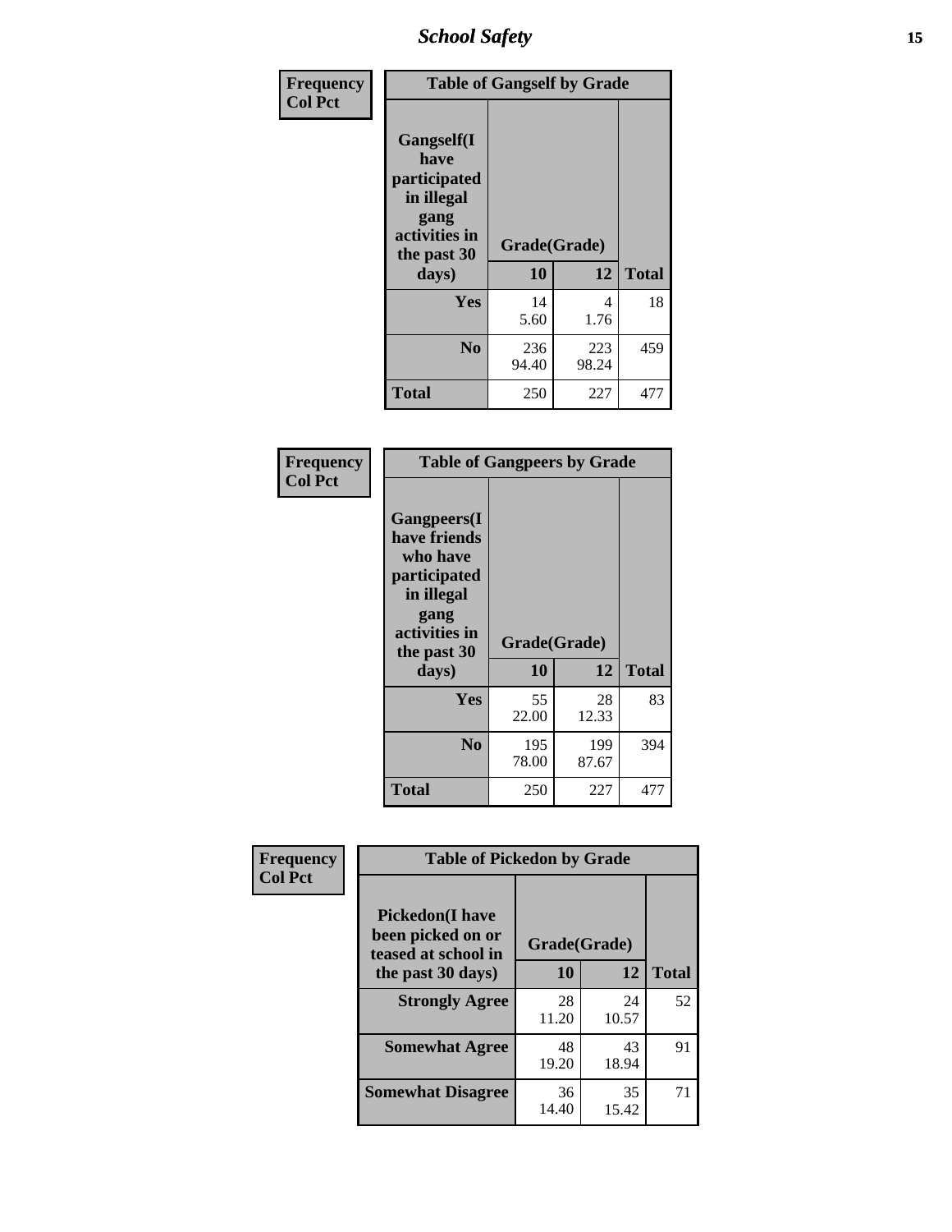| Frequency<br>Col Pct | Table of Gangself by Grade | | |
|---|---|---|---|
| Gangself(I have participated in illegal gang activities in the past 30 days) | Grade(Grade) | | |
| | 10 | 12 | Total |
| Yes | 14<br>5.60 | 4<br>1.76 | 18 |
| No | 236<br>94.40 | 223<br>98.24 | 459 |
| Total | 250 | 227 | 477 |

| Frequency<br>Col Pct | Table of Gangpeers by Grade | | |
|---|---|---|---|
| Gangpeers(I have friends who have participated in illegal gang activities in the past 30 days) | Grade(Grade) | | |
| | 10 | 12 | Total |
| Yes | 55<br>22.00 | 28<br>12.33 | 83 |
| No | 195<br>78.00 | 199<br>87.67 | 394 |
| Total | 250 | 227 | 477 |

| Frequency<br>Col Pct | Table of Pickedon by Grade | | |
|---|---|---|---|
| Pickedon(I have been picked on or teased at school in the past 30 days) | Grade(Grade) | | |
| | 10 | 12 | Total |
| Strongly Agree | 28<br>11.20 | 24<br>10.57 | 52 |
| Somewhat Agree | 48<br>19.20 | 43<br>18.94 | 91 |
| Somewhat Disagree | 36<br>14.40 | 35<br>15.42 | 71 |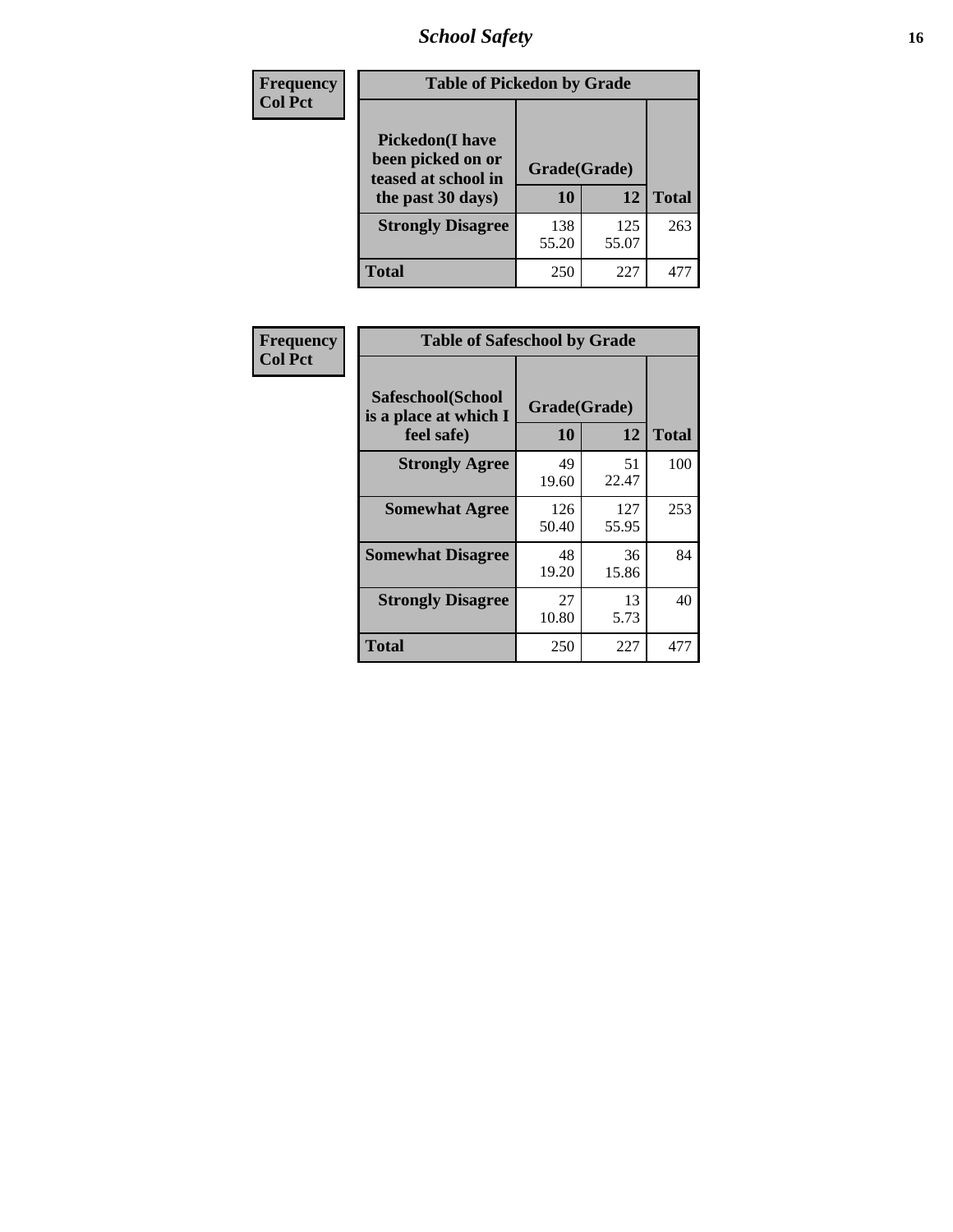# School Safety

| Frequency<br>Col Pct | Table of Pickedon by Grade | | |
|---|---|---|---|
| **Pickedon(I have been picked on or teased at school in the past 30 days)** | **Grade(Grade)** | | |
| | **10** | **12** | **Total** |
| **Strongly Disagree** | 138<br>55.20 | 125<br>55.07 | 263 |
| **Total** | 250 | 227 | 477 |

| Frequency<br>Col Pct | Table of Safeschool by Grade | | |
|---|---|---|---|
| **Safeschool(School is a place at which I feel safe)** | **Grade(Grade)** | | |
| | **10** | **12** | **Total** |
| **Strongly Agree** | 49<br>19.60 | 51<br>22.47 | 100 |
| **Somewhat Agree** | 126<br>50.40 | 127<br>55.95 | 253 |
| **Somewhat Disagree** | 48<br>19.20 | 36<br>15.86 | 84 |
| **Strongly Disagree** | 27<br>10.80 | 13<br>5.73 | 40 |
| **Total** | 250 | 227 | 477 |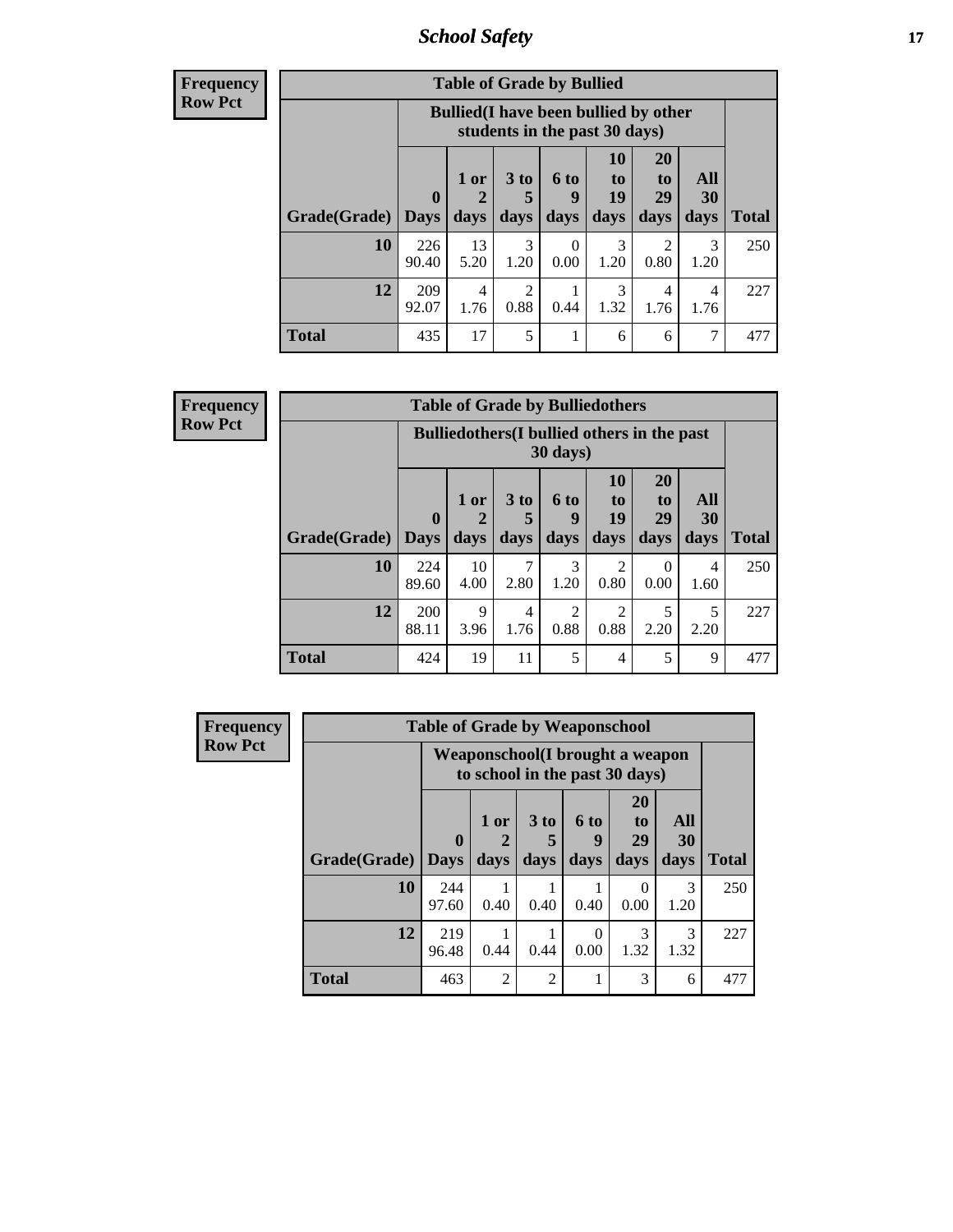**Frequency**
**Row Pct**

| Table of Grade by Bullied | | | | | | | | |
|---|---|---|---|---|---|---|---|---|
| | Bullied(I have been bullied by other students in the past 30 days) | | | | | | | |
| Grade(Grade) | 0 Days | 1 or 2 days | 3 to 5 days | 6 to 9 days | 10 to 19 days | 20 to 29 days | All 30 days | Total |
| 10 | 226<br>90.40 | 13<br>5.20 | 3<br>1.20 | 0<br>0.00 | 3<br>1.20 | 2<br>0.80 | 3<br>1.20 | 250 |
| 12 | 209<br>92.07 | 4<br>1.76 | 2<br>0.88 | 1<br>0.44 | 3<br>1.32 | 4<br>1.76 | 4<br>1.76 | 227 |
| Total | 435 | 17 | 5 | 1 | 6 | 6 | 7 | 477 |

**Frequency**
**Row Pct**

| Table of Grade by Bulliedothers | | | | | | | | |
|---|---|---|---|---|---|---|---|---|
| | Bulliedothers(I bullied others in the past 30 days) | | | | | | | |
| Grade(Grade) | 0 Days | 1 or 2 days | 3 to 5 days | 6 to 9 days | 10 to 19 days | 20 to 29 days | All 30 days | Total |
| 10 | 224<br>89.60 | 10<br>4.00 | 7<br>2.80 | 3<br>1.20 | 2<br>0.80 | 0<br>0.00 | 4<br>1.60 | 250 |
| 12 | 200<br>88.11 | 9<br>3.96 | 4<br>1.76 | 2<br>0.88 | 2<br>0.88 | 5<br>2.20 | 5<br>2.20 | 227 |
| Total | 424 | 19 | 11 | 5 | 4 | 5 | 9 | 477 |

**Frequency**
**Row Pct**

| Table of Grade by Weaponschool | | | | | | | |
|---|---|---|---|---|---|---|---|
| | Weaponschool(I brought a weapon to school in the past 30 days) | | | | | | |
| Grade(Grade) | 0 Days | 1 or 2 days | 3 to 5 days | 6 to 9 days | 20 to 29 days | All 30 days | Total |
| 10 | 244<br>97.60 | 1<br>0.40 | 1<br>0.40 | 1<br>0.40 | 0<br>0.00 | 3<br>1.20 | 250 |
| 12 | 219<br>96.48 | 1<br>0.44 | 1<br>0.44 | 0<br>0.00 | 3<br>1.32 | 3<br>1.32 | 227 |
| Total | 463 | 2 | 2 | 1 | 3 | 6 | 477 |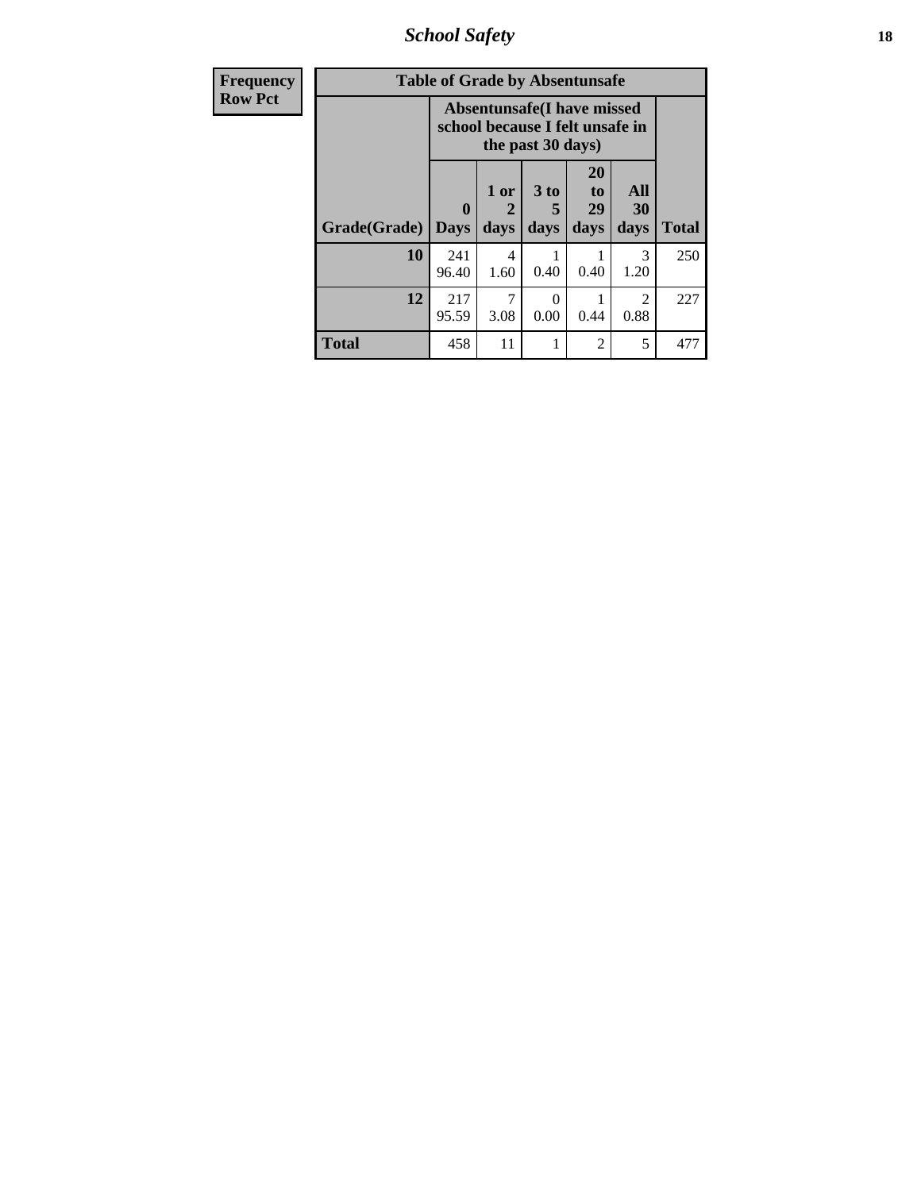## School Safety

| Frequency<br>Row Pct | | | | | | |
|---|---|---|---|---|---|---|
| **Table of Grade by Absentunsafe** | | | | | | |
| | **Absentunsafe(I have missed school because I felt unsafe in the past 30 days)** | | | | | |
| **Grade(Grade)** | **0 Days** | **1 or 2 days** | **3 to 5 days** | **20 to 29 days** | **All 30 days** | **Total** |
| **10** | 241<br>96.40 | 4<br>1.60 | 1<br>0.40 | 1<br>0.40 | 3<br>1.20 | 250 |
| **12** | 217<br>95.59 | 7<br>3.08 | 0<br>0.00 | 1<br>0.44 | 2<br>0.88 | 227 |
| **Total** | 458 | 11 | 1 | 2 | 5 | 477 |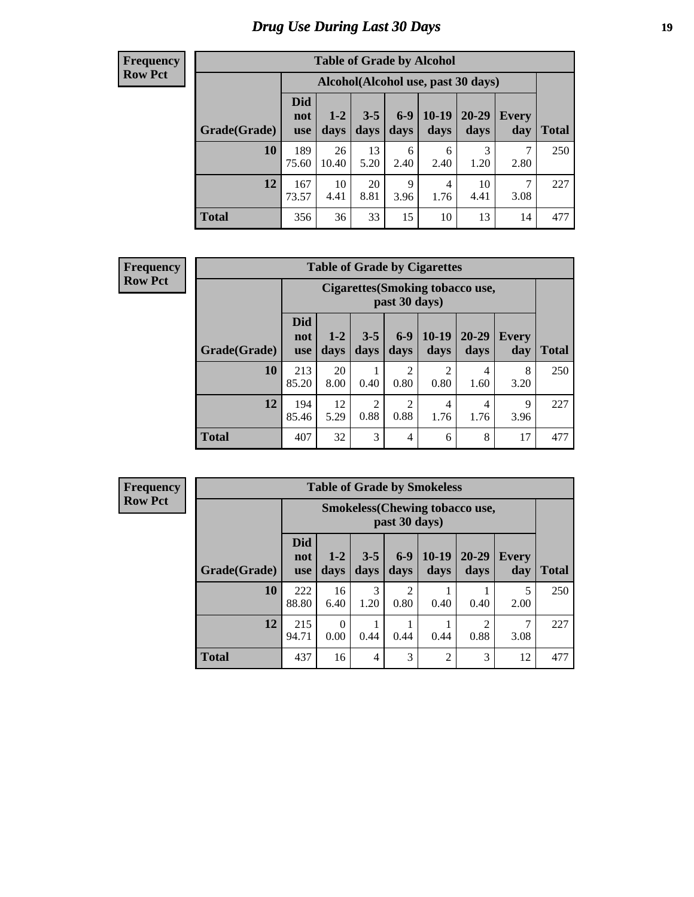# Drug Use During Last 30 Days

**Frequency**
**Row Pct**

| Table of Grade by Alcohol | | | | | | | | |
|---|---|---|---|---|---|---|---|---|
| | Alcohol(Alcohol use, past 30 days) | | | | | | | |
| Grade(Grade) | Did not use | 1-2 days | 3-5 days | 6-9 days | 10-19 days | 20-29 days | Every day | Total |
| **10** | 189<br>75.60 | 26<br>10.40 | 13<br>5.20 | 6<br>2.40 | 6<br>2.40 | 3<br>1.20 | 7<br>2.80 | 250 |
| **12** | 167<br>73.57 | 10<br>4.41 | 20<br>8.81 | 9<br>3.96 | 4<br>1.76 | 10<br>4.41 | 7<br>3.08 | 227 |
| **Total** | 356 | 36 | 33 | 15 | 10 | 13 | 14 | 477 |

**Frequency**
**Row Pct**

| Table of Grade by Cigarettes | | | | | | | | |
|---|---|---|---|---|---|---|---|---|
| | Cigarettes(Smoking tobacco use, past 30 days) | | | | | | | |
| Grade(Grade) | Did not use | 1-2 days | 3-5 days | 6-9 days | 10-19 days | 20-29 days | Every day | Total |
| **10** | 213<br>85.20 | 20<br>8.00 | 1<br>0.40 | 2<br>0.80 | 2<br>0.80 | 4<br>1.60 | 8<br>3.20 | 250 |
| **12** | 194<br>85.46 | 12<br>5.29 | 2<br>0.88 | 2<br>0.88 | 4<br>1.76 | 4<br>1.76 | 9<br>3.96 | 227 |
| **Total** | 407 | 32 | 3 | 4 | 6 | 8 | 17 | 477 |

**Frequency**
**Row Pct**

| Table of Grade by Smokeless | | | | | | | | |
|---|---|---|---|---|---|---|---|---|
| | Smokeless(Chewing tobacco use, past 30 days) | | | | | | | |
| Grade(Grade) | Did not use | 1-2 days | 3-5 days | 6-9 days | 10-19 days | 20-29 days | Every day | Total |
| **10** | 222<br>88.80 | 16<br>6.40 | 3<br>1.20 | 2<br>0.80 | 1<br>0.40 | 1<br>0.40 | 5<br>2.00 | 250 |
| **12** | 215<br>94.71 | 0<br>0.00 | 1<br>0.44 | 1<br>0.44 | 1<br>0.44 | 2<br>0.88 | 7<br>3.08 | 227 |
| **Total** | 437 | 16 | 4 | 3 | 2 | 3 | 12 | 477 |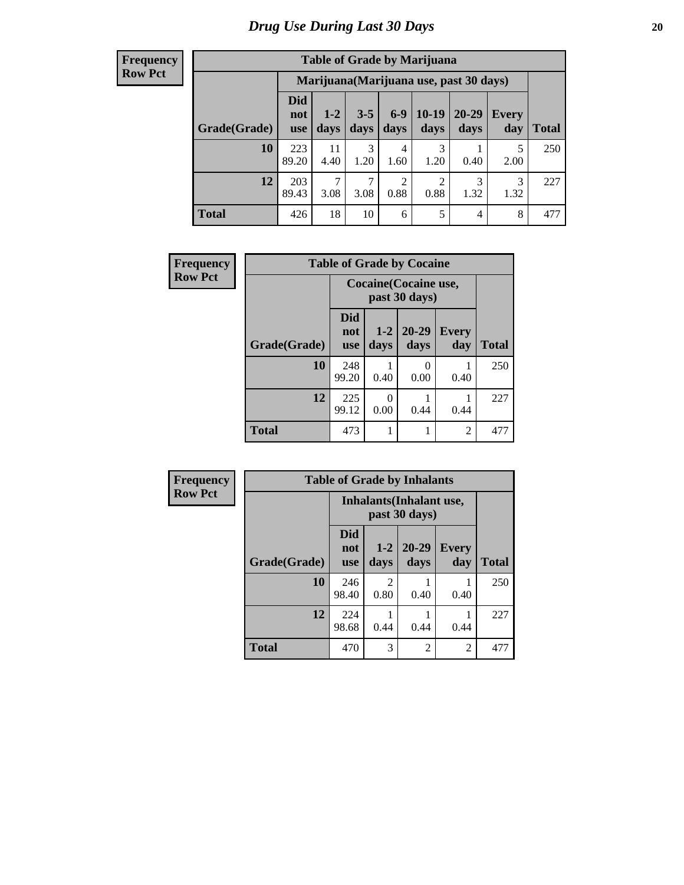# Drug Use During Last 30 Days

**Frequency**
**Row Pct**

| Table of Grade by Marijuana | | | | | | | | |
|---|---|---|---|---|---|---|---|---|
| | Marijuana(Marijuana use, past 30 days) | | | | | | | |
| Grade(Grade) | Did not use | 1-2 days | 3-5 days | 6-9 days | 10-19 days | 20-29 days | Every day | Total |
| 10 | 223 89.20 | 11 4.40 | 3 1.20 | 4 1.60 | 3 1.20 | 1 0.40 | 5 2.00 | 250 |
| 12 | 203 89.43 | 7 3.08 | 7 3.08 | 2 0.88 | 2 0.88 | 3 1.32 | 3 1.32 | 227 |
| Total | 426 | 18 | 10 | 6 | 5 | 4 | 8 | 477 |

**Frequency**
**Row Pct**

| Table of Grade by Cocaine | | | | | |
|---|---|---|---|---|---|
| | Cocaine(Cocaine use, past 30 days) | | | | |
| Grade(Grade) | Did not use | 1-2 days | 20-29 days | Every day | Total |
| 10 | 248 99.20 | 1 0.40 | 0 0.00 | 1 0.40 | 250 |
| 12 | 225 99.12 | 0 0.00 | 1 0.44 | 1 0.44 | 227 |
| Total | 473 | 1 | 1 | 2 | 477 |

**Frequency**
**Row Pct**

| Table of Grade by Inhalants | | | | | |
|---|---|---|---|---|---|
| | Inhalants(Inhalant use, past 30 days) | | | | |
| Grade(Grade) | Did not use | 1-2 days | 20-29 days | Every day | Total |
| 10 | 246 98.40 | 2 0.80 | 1 0.40 | 1 0.40 | 250 |
| 12 | 224 98.68 | 1 0.44 | 1 0.44 | 1 0.44 | 227 |
| Total | 470 | 3 | 2 | 2 | 477 |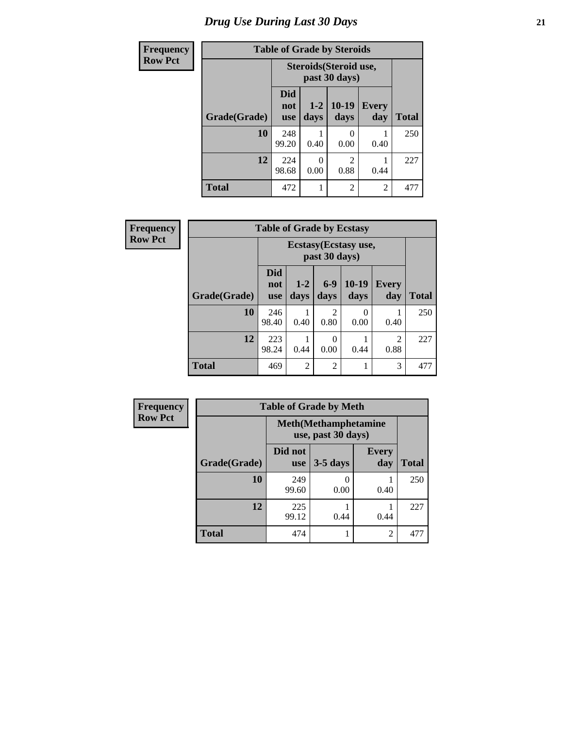# Drug Use During Last 30 Days

| Frequency<br>Row Pct |
|---|

**Table of Grade by Steroids**

| Grade(Grade) | Steroids(Steroid use, past 30 days) | | | | Total |
|---|---|---|---|---|---|
| | Did not use | 1-2 days | 10-19 days | Every day | |
| **10** | 248<br>99.20 | 1<br>0.40 | 0<br>0.00 | 1<br>0.40 | 250 |
| **12** | 224<br>98.68 | 0<br>0.00 | 2<br>0.88 | 1<br>0.44 | 227 |
| **Total** | 472 | 1 | 2 | 2 | 477 |

| Frequency<br>Row Pct |
|---|

**Table of Grade by Ecstasy**

| Grade(Grade) | Ecstasy(Ecstasy use, past 30 days) | | | | | Total |
|---|---|---|---|---|---|---|
| | Did not use | 1-2 days | 6-9 days | 10-19 days | Every day | |
| **10** | 246<br>98.40 | 1<br>0.40 | 2<br>0.80 | 0<br>0.00 | 1<br>0.40 | 250 |
| **12** | 223<br>98.24 | 1<br>0.44 | 0<br>0.00 | 1<br>0.44 | 2<br>0.88 | 227 |
| **Total** | 469 | 2 | 2 | 1 | 3 | 477 |

| Frequency<br>Row Pct |
|---|

**Table of Grade by Meth**

| Grade(Grade) | Meth(Methamphetamine use, past 30 days) | | | Total |
|---|---|---|---|---|
| | Did not use | 3-5 days | Every day | |
| **10** | 249<br>99.60 | 0<br>0.00 | 1<br>0.40 | 250 |
| **12** | 225<br>99.12 | 1<br>0.44 | 1<br>0.44 | 227 |
| **Total** | 474 | 1 | 2 | 477 |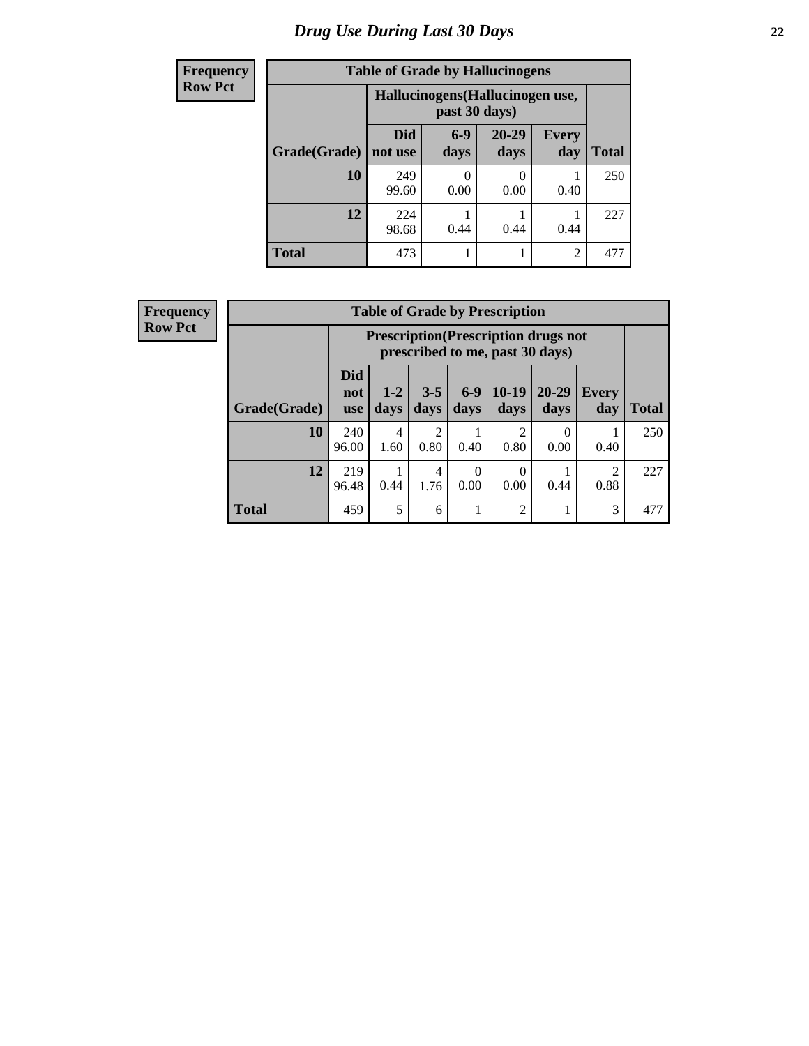# Drug Use During Last 30 Days

**Frequency**
**Row Pct**

| Table of Grade by Hallucinogens | | | | | |
|---|---|---|---|---|---|
| | Hallucinogens(Hallucinogen use, past 30 days) | | | | |
| Grade(Grade) | Did not use | 6-9 days | 20-29 days | Every day | Total |
| **10** | 249<br>99.60 | 0<br>0.00 | 0<br>0.00 | 1<br>0.40 | 250 |
| **12** | 224<br>98.68 | 1<br>0.44 | 1<br>0.44 | 1<br>0.44 | 227 |
| **Total** | 473 | 1 | 1 | 2 | 477 |

**Frequency**
**Row Pct**

| Table of Grade by Prescription | | | | | | | | |
|---|---|---|---|---|---|---|---|---|
| | Prescription(Prescription drugs not prescribed to me, past 30 days) | | | | | | | |
| Grade(Grade) | Did not use | 1-2 days | 3-5 days | 6-9 days | 10-19 days | 20-29 days | Every day | Total |
| **10** | 240<br>96.00 | 4<br>1.60 | 2<br>0.80 | 1<br>0.40 | 2<br>0.80 | 0<br>0.00 | 1<br>0.40 | 250 |
| **12** | 219<br>96.48 | 1<br>0.44 | 4<br>1.76 | 0<br>0.00 | 0<br>0.00 | 1<br>0.44 | 2<br>0.88 | 227 |
| **Total** | 459 | 5 | 6 | 1 | 2 | 1 | 3 | 477 |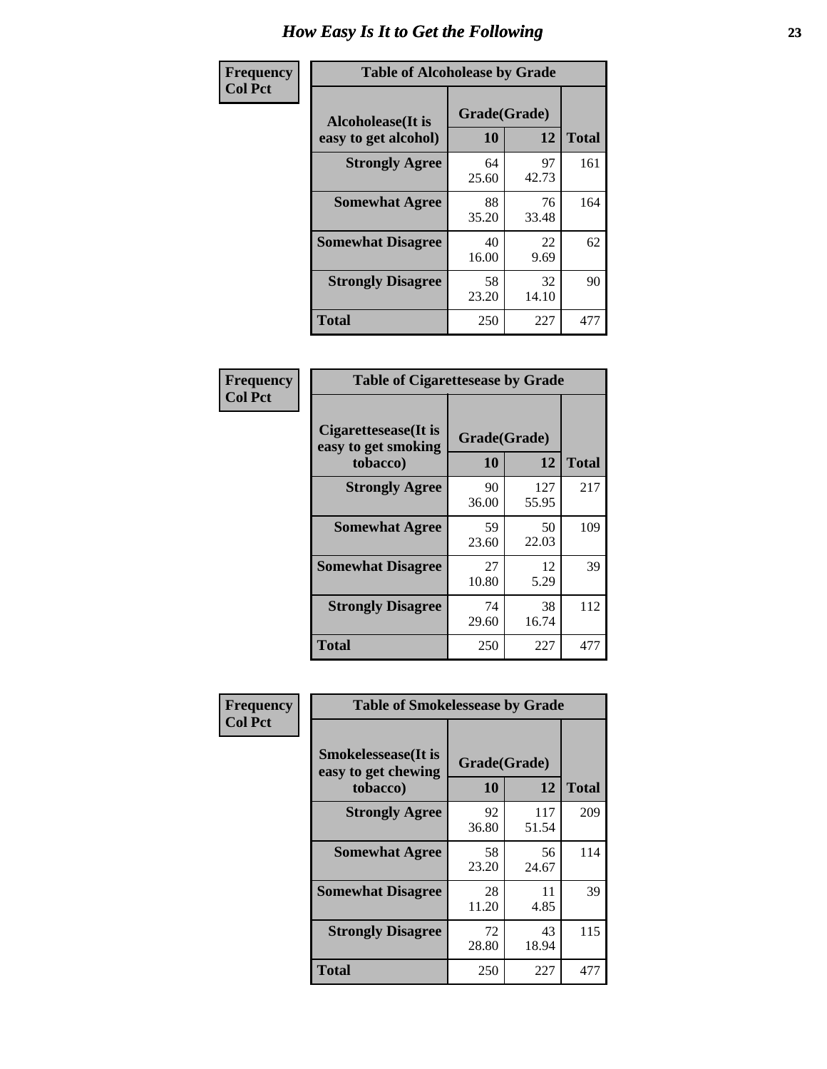# How Easy Is It to Get the Following

**Frequency**
**Col Pct**

**Table of Alcoholease by Grade**

| Alcoholease(It is easy to get alcohol) | Grade(Grade) | | Total |
|---|---|---|---|
| | 10 | 12 | |
| **Strongly Agree** | 64<br>25.60 | 97<br>42.73 | 161 |
| **Somewhat Agree** | 88<br>35.20 | 76<br>33.48 | 164 |
| **Somewhat Disagree** | 40<br>16.00 | 22<br>9.69 | 62 |
| **Strongly Disagree** | 58<br>23.20 | 32<br>14.10 | 90 |
| **Total** | 250 | 227 | 477 |

**Frequency**
**Col Pct**

**Table of Cigarettesease by Grade**

| Cigarettesease(It is easy to get smoking tobacco) | Grade(Grade) | | Total |
|---|---|---|---|
| | 10 | 12 | |
| **Strongly Agree** | 90<br>36.00 | 127<br>55.95 | 217 |
| **Somewhat Agree** | 59<br>23.60 | 50<br>22.03 | 109 |
| **Somewhat Disagree** | 27<br>10.80 | 12<br>5.29 | 39 |
| **Strongly Disagree** | 74<br>29.60 | 38<br>16.74 | 112 |
| **Total** | 250 | 227 | 477 |

**Frequency**
**Col Pct**

**Table of Smokelessease by Grade**

| Smokelessease(It is easy to get chewing tobacco) | Grade(Grade) | | Total |
|---|---|---|---|
| | 10 | 12 | |
| **Strongly Agree** | 92<br>36.80 | 117<br>51.54 | 209 |
| **Somewhat Agree** | 58<br>23.20 | 56<br>24.67 | 114 |
| **Somewhat Disagree** | 28<br>11.20 | 11<br>4.85 | 39 |
| **Strongly Disagree** | 72<br>28.80 | 43<br>18.94 | 115 |
| **Total** | 250 | 227 | 477 |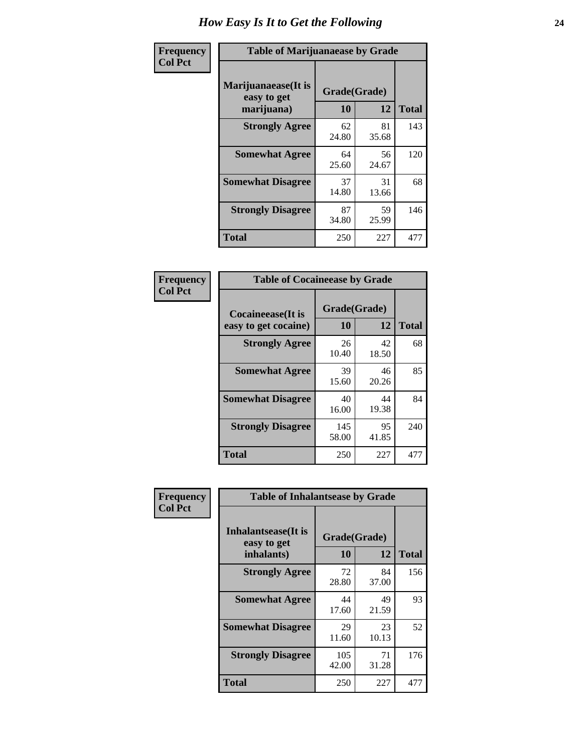# How Easy Is It to Get the Following

**Frequency**
**Col Pct**

| Table of Marijuanaease by Grade | | | |
|---|---|---|---|
| Marijuanaease(It is easy to get marijuana) | Grade(Grade) | | |
| | 10 | 12 | Total |
| **Strongly Agree** | 62<br>24.80 | 81<br>35.68 | 143 |
| **Somewhat Agree** | 64<br>25.60 | 56<br>24.67 | 120 |
| **Somewhat Disagree** | 37<br>14.80 | 31<br>13.66 | 68 |
| **Strongly Disagree** | 87<br>34.80 | 59<br>25.99 | 146 |
| **Total** | 250 | 227 | 477 |

**Frequency**
**Col Pct**

| Table of Cocaineease by Grade | | | |
|---|---|---|---|
| Cocaineease(It is easy to get cocaine) | Grade(Grade) | | |
| | 10 | 12 | Total |
| **Strongly Agree** | 26<br>10.40 | 42<br>18.50 | 68 |
| **Somewhat Agree** | 39<br>15.60 | 46<br>20.26 | 85 |
| **Somewhat Disagree** | 40<br>16.00 | 44<br>19.38 | 84 |
| **Strongly Disagree** | 145<br>58.00 | 95<br>41.85 | 240 |
| **Total** | 250 | 227 | 477 |

**Frequency**
**Col Pct**

| Table of Inhalantsease by Grade | | | |
|---|---|---|---|
| Inhalantsease(It is easy to get inhalants) | Grade(Grade) | | |
| | 10 | 12 | Total |
| **Strongly Agree** | 72<br>28.80 | 84<br>37.00 | 156 |
| **Somewhat Agree** | 44<br>17.60 | 49<br>21.59 | 93 |
| **Somewhat Disagree** | 29<br>11.60 | 23<br>10.13 | 52 |
| **Strongly Disagree** | 105<br>42.00 | 71<br>31.28 | 176 |
| **Total** | 250 | 227 | 477 |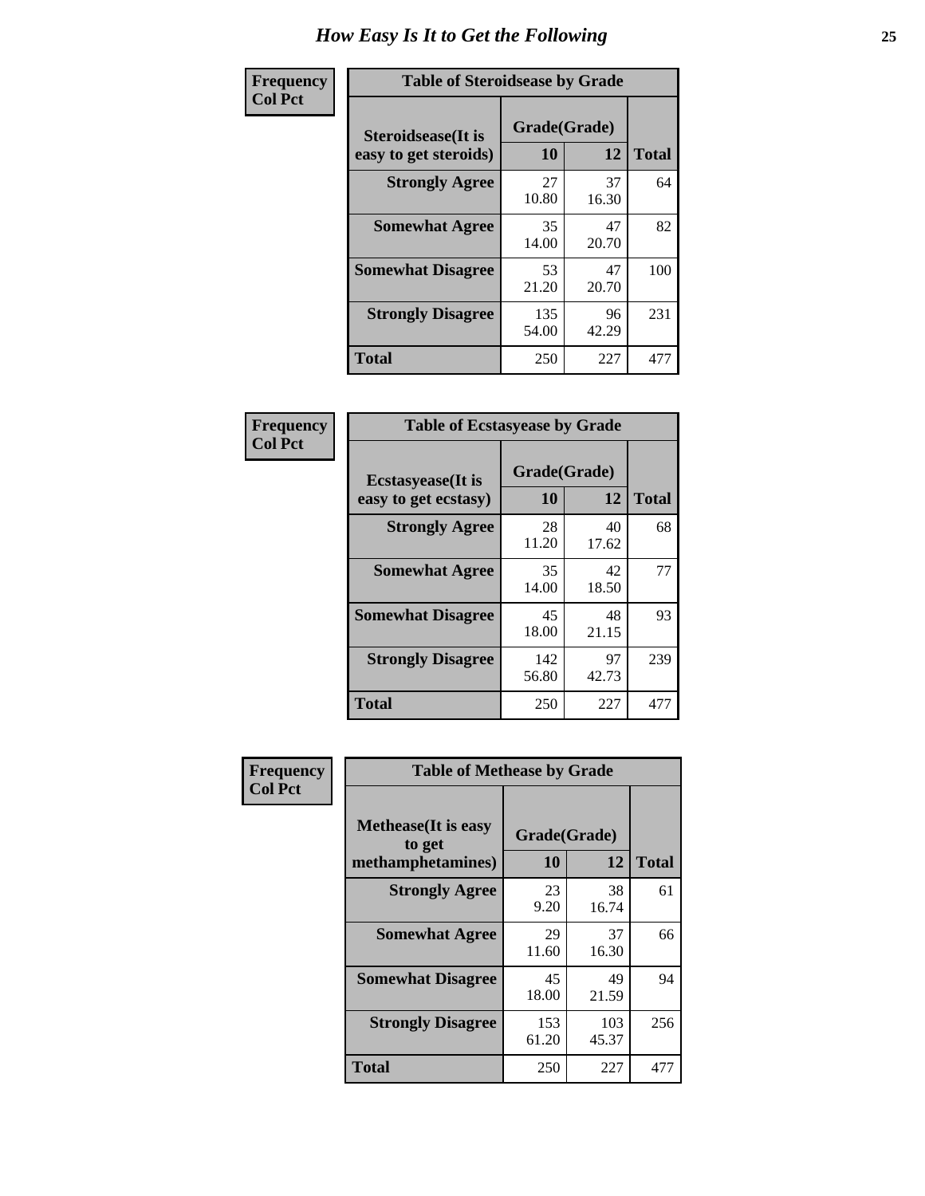# How Easy Is It to Get the Following

**Frequency**
**Col Pct**

**Table of Steroidsease by Grade**

| Steroidsease(It is easy to get steroids) | Grade(Grade) | | Total |
|---|---|---|---|
| | 10 | 12 | |
| Strongly Agree | 27<br>10.80 | 37<br>16.30 | 64 |
| Somewhat Agree | 35<br>14.00 | 47<br>20.70 | 82 |
| Somewhat Disagree | 53<br>21.20 | 47<br>20.70 | 100 |
| Strongly Disagree | 135<br>54.00 | 96<br>42.29 | 231 |
| Total | 250 | 227 | 477 |

**Frequency**
**Col Pct**

**Table of Ecstasyease by Grade**

| Ecstasyease(It is easy to get ecstasy) | Grade(Grade) | | Total |
|---|---|---|---|
| | 10 | 12 | |
| Strongly Agree | 28<br>11.20 | 40<br>17.62 | 68 |
| Somewhat Agree | 35<br>14.00 | 42<br>18.50 | 77 |
| Somewhat Disagree | 45<br>18.00 | 48<br>21.15 | 93 |
| Strongly Disagree | 142<br>56.80 | 97<br>42.73 | 239 |
| Total | 250 | 227 | 477 |

**Frequency**
**Col Pct**

**Table of Methease by Grade**

| Methease(It is easy to get methamphetamines) | Grade(Grade) | | Total |
|---|---|---|---|
| | 10 | 12 | |
| Strongly Agree | 23<br>9.20 | 38<br>16.74 | 61 |
| Somewhat Agree | 29<br>11.60 | 37<br>16.30 | 66 |
| Somewhat Disagree | 45<br>18.00 | 49<br>21.59 | 94 |
| Strongly Disagree | 153<br>61.20 | 103<br>45.37 | 256 |
| Total | 250 | 227 | 477 |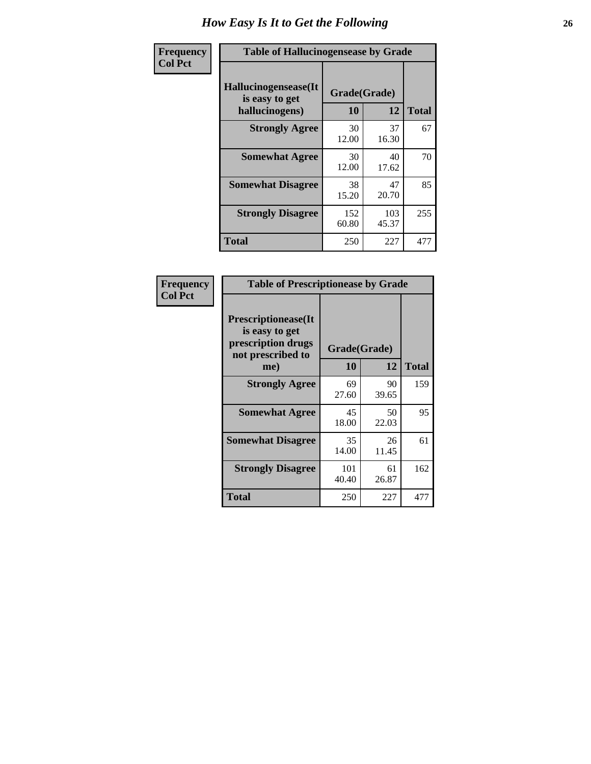# How Easy Is It to Get the Following

**Frequency**
**Col Pct**

| Table of Hallucinogensease by Grade | | | |
|---|---|---|---|
| **Hallucinogensease(It is easy to get hallucinogens)** | **Grade(Grade)** | | **Total** |
| | **10** | **12** | |
| **Strongly Agree** | 30<br>12.00 | 37<br>16.30 | 67 |
| **Somewhat Agree** | 30<br>12.00 | 40<br>17.62 | 70 |
| **Somewhat Disagree** | 38<br>15.20 | 47<br>20.70 | 85 |
| **Strongly Disagree** | 152<br>60.80 | 103<br>45.37 | 255 |
| **Total** | 250 | 227 | 477 |

**Frequency**
**Col Pct**

| Table of Prescriptionease by Grade | | | |
|---|---|---|---|
| **Prescriptionease(It is easy to get prescription drugs not prescribed to me)** | **Grade(Grade)** | | **Total** |
| | **10** | **12** | |
| **Strongly Agree** | 69<br>27.60 | 90<br>39.65 | 159 |
| **Somewhat Agree** | 45<br>18.00 | 50<br>22.03 | 95 |
| **Somewhat Disagree** | 35<br>14.00 | 26<br>11.45 | 61 |
| **Strongly Disagree** | 101<br>40.40 | 61<br>26.87 | 162 |
| **Total** | 250 | 227 | 477 |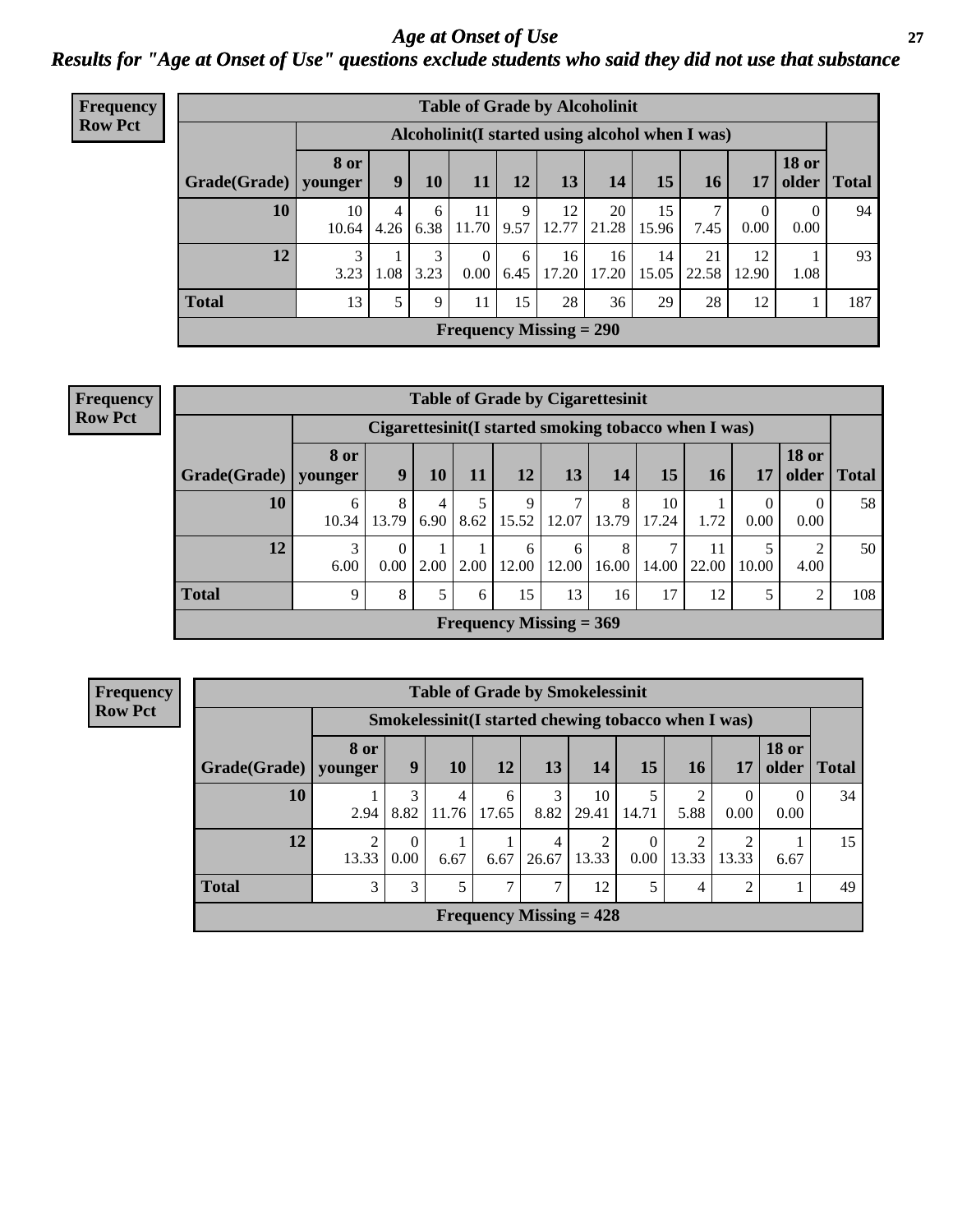# Age at Onset of Use

## Results for "Age at Onset of Use" questions exclude students who said they did not use that substance

**Frequency**
**Row Pct**

**Table of Grade by Alcoholinit**

| | Alcoholinit(I started using alcohol when I was) | | | | | | | | | | | |
|---|---|---|---|---|---|---|---|---|---|---|---|---|
| Grade(Grade) | 8 or younger | 9 | 10 | 11 | 12 | 13 | 14 | 15 | 16 | 17 | 18 or older | Total |
| 10 | 10<br>10.64 | 4<br>4.26 | 6<br>6.38 | 11<br>11.70 | 9<br>9.57 | 12<br>12.77 | 20<br>21.28 | 15<br>15.96 | 7<br>7.45 | 0<br>0.00 | 0<br>0.00 | 94 |
| 12 | 3<br>3.23 | 1<br>1.08 | 3<br>3.23 | 0<br>0.00 | 6<br>6.45 | 16<br>17.20 | 16<br>17.20 | 14<br>15.05 | 21<br>22.58 | 12<br>12.90 | 1<br>1.08 | 93 |
| Total | 13 | 5 | 9 | 11 | 15 | 28 | 36 | 29 | 28 | 12 | 1 | 187 |

Frequency Missing = 290

**Frequency**
**Row Pct**

**Table of Grade by Cigarettesinit**

| | Cigarettesinit(I started smoking tobacco when I was) | | | | | | | | | | | |
|---|---|---|---|---|---|---|---|---|---|---|---|---|
| Grade(Grade) | 8 or younger | 9 | 10 | 11 | 12 | 13 | 14 | 15 | 16 | 17 | 18 or older | Total |
| 10 | 6<br>10.34 | 8<br>13.79 | 4<br>6.90 | 5<br>8.62 | 9<br>15.52 | 7<br>12.07 | 8<br>13.79 | 10<br>17.24 | 1<br>1.72 | 0<br>0.00 | 0<br>0.00 | 58 |
| 12 | 3<br>6.00 | 0<br>0.00 | 1<br>2.00 | 1<br>2.00 | 6<br>12.00 | 6<br>12.00 | 8<br>16.00 | 7<br>14.00 | 11<br>22.00 | 5<br>10.00 | 2<br>4.00 | 50 |
| Total | 9 | 8 | 5 | 6 | 15 | 13 | 16 | 17 | 12 | 5 | 2 | 108 |

Frequency Missing = 369

**Frequency**
**Row Pct**

**Table of Grade by Smokelessinit**

| | Smokelessinit(I started chewing tobacco when I was) | | | | | | | | | | |
|---|---|---|---|---|---|---|---|---|---|---|---|
| Grade(Grade) | 8 or younger | 9 | 10 | 12 | 13 | 14 | 15 | 16 | 17 | 18 or older | Total |
| 10 | 1<br>2.94 | 3<br>8.82 | 4<br>11.76 | 6<br>17.65 | 3<br>8.82 | 10<br>29.41 | 5<br>14.71 | 2<br>5.88 | 0<br>0.00 | 0<br>0.00 | 34 |
| 12 | 2<br>13.33 | 0<br>0.00 | 1<br>6.67 | 1<br>6.67 | 4<br>26.67 | 2<br>13.33 | 0<br>0.00 | 2<br>13.33 | 2<br>13.33 | 1<br>6.67 | 15 |
| Total | 3 | 3 | 5 | 7 | 7 | 12 | 5 | 4 | 2 | 1 | 49 |

Frequency Missing = 428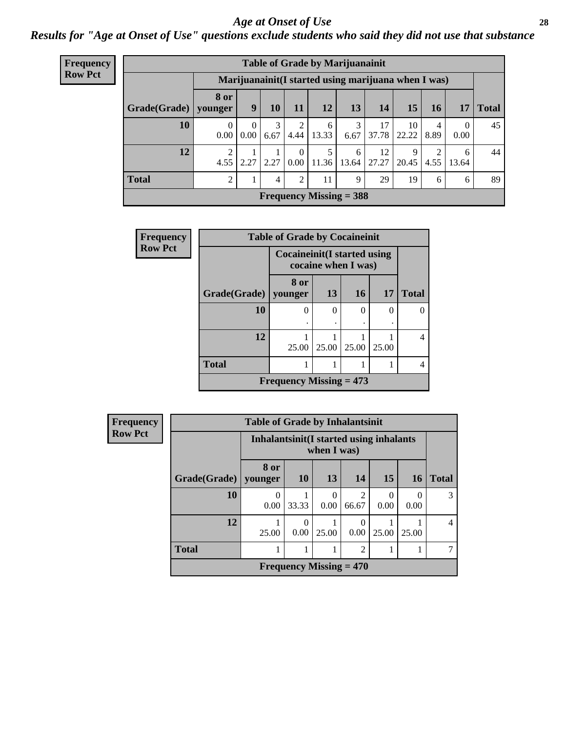# *Age at Onset of Use*

## *Results for "Age at Onset of Use" questions exclude students who said they did not use that substance*

**Frequency**
**Row Pct**

**Table of Grade by Marijuanainit**

| | Marijuanainit(I started using marijuana when I was) | | | | | | | | | | |
|---|---|---|---|---|---|---|---|---|---|---|---|
| **Grade(Grade)** | **8 or younger** | **9** | **10** | **11** | **12** | **13** | **14** | **15** | **16** | **17** | **Total** |
| **10** | 0<br>0.00 | 0<br>0.00 | 3<br>6.67 | 2<br>4.44 | 6<br>13.33 | 3<br>6.67 | 17<br>37.78 | 10<br>22.22 | 4<br>8.89 | 0<br>0.00 | 45 |
| **12** | 2<br>4.55 | 1<br>2.27 | 1<br>2.27 | 0<br>0.00 | 5<br>11.36 | 6<br>13.64 | 12<br>27.27 | 9<br>20.45 | 2<br>4.55 | 6<br>13.64 | 44 |
| **Total** | 2 | 1 | 4 | 2 | 11 | 9 | 29 | 19 | 6 | 6 | 89 |

**Frequency Missing = 388**

**Frequency**
**Row Pct**

**Table of Grade by Cocaineinit**

| | Cocaineinit(I started using cocaine when I was) | | | | |
|---|---|---|---|---|---|
| **Grade(Grade)** | **8 or younger** | **13** | **16** | **17** | **Total** |
| **10** | 0<br>. | 0<br>. | 0<br>. | 0<br>. | 0 |
| **12** | 1<br>25.00 | 1<br>25.00 | 1<br>25.00 | 1<br>25.00 | 4 |
| **Total** | 1 | 1 | 1 | 1 | 4 |

**Frequency Missing = 473**

**Frequency**
**Row Pct**

**Table of Grade by Inhalantsinit**

| | Inhalantsinit(I started using inhalants when I was) | | | | | | |
|---|---|---|---|---|---|---|---|
| **Grade(Grade)** | **8 or younger** | **10** | **13** | **14** | **15** | **16** | **Total** |
| **10** | 0<br>0.00 | 1<br>33.33 | 0<br>0.00 | 2<br>66.67 | 0<br>0.00 | 0<br>0.00 | 3 |
| **12** | 1<br>25.00 | 0<br>0.00 | 1<br>25.00 | 0<br>0.00 | 1<br>25.00 | 1<br>25.00 | 4 |
| **Total** | 1 | 1 | 1 | 2 | 1 | 1 | 7 |

**Frequency Missing = 470**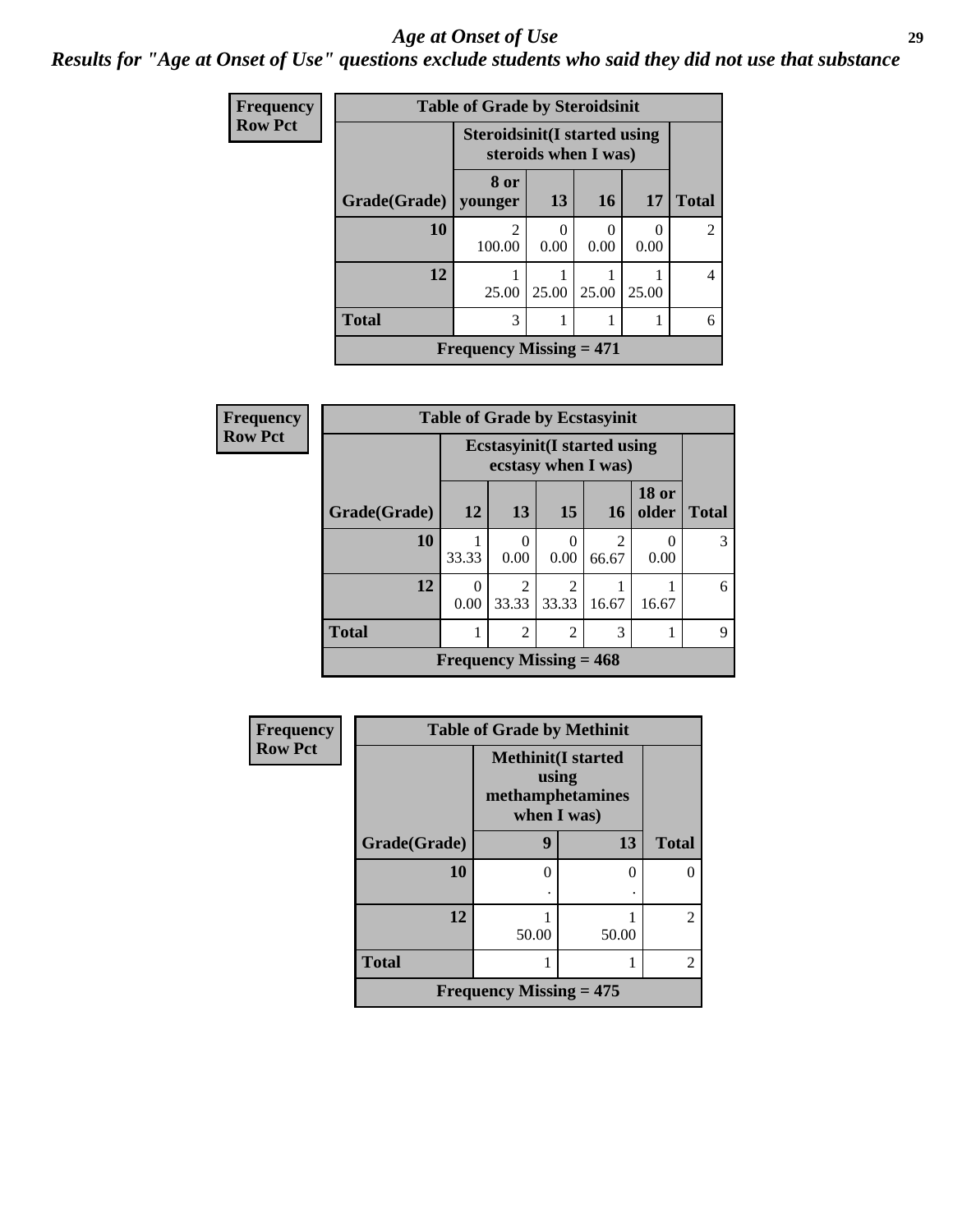# Age at Onset of Use

## Results for "Age at Onset of Use" questions exclude students who said they did not use that substance

**Frequency**
**Row Pct**

**Table of Grade by Steroidsinit**

| | Steroidsinit(I started using steroids when I was) | | | | |
|---|---|---|---|---|---|
| Grade(Grade) | 8 or younger | 13 | 16 | 17 | Total |
| 10 | 2<br>100.00 | 0<br>0.00 | 0<br>0.00 | 0<br>0.00 | 2 |
| 12 | 1<br>25.00 | 1<br>25.00 | 1<br>25.00 | 1<br>25.00 | 4 |
| Total | 3 | 1 | 1 | 1 | 6 |
| Frequency Missing = 471 | | | | | |

**Frequency**
**Row Pct**

**Table of Grade by Ecstasyinit**

| | Ecstasyinit(I started using ecstasy when I was) | | | | | |
|---|---|---|---|---|---|---|
| Grade(Grade) | 12 | 13 | 15 | 16 | 18 or older | Total |
| 10 | 1<br>33.33 | 0<br>0.00 | 0<br>0.00 | 2<br>66.67 | 0<br>0.00 | 3 |
| 12 | 0<br>0.00 | 2<br>33.33 | 2<br>33.33 | 1<br>16.67 | 1<br>16.67 | 6 |
| Total | 1 | 2 | 2 | 3 | 1 | 9 |
| Frequency Missing = 468 | | | | | | |

**Frequency**
**Row Pct**

**Table of Grade by Methinit**

| | Methinit(I started using methamphetamines when I was) | | |
|---|---|---|---|
| Grade(Grade) | 9 | 13 | Total |
| 10 | 0<br>. | 0<br>. | 0 |
| 12 | 1<br>50.00 | 1<br>50.00 | 2 |
| Total | 1 | 1 | 2 |
| Frequency Missing = 475 | | | |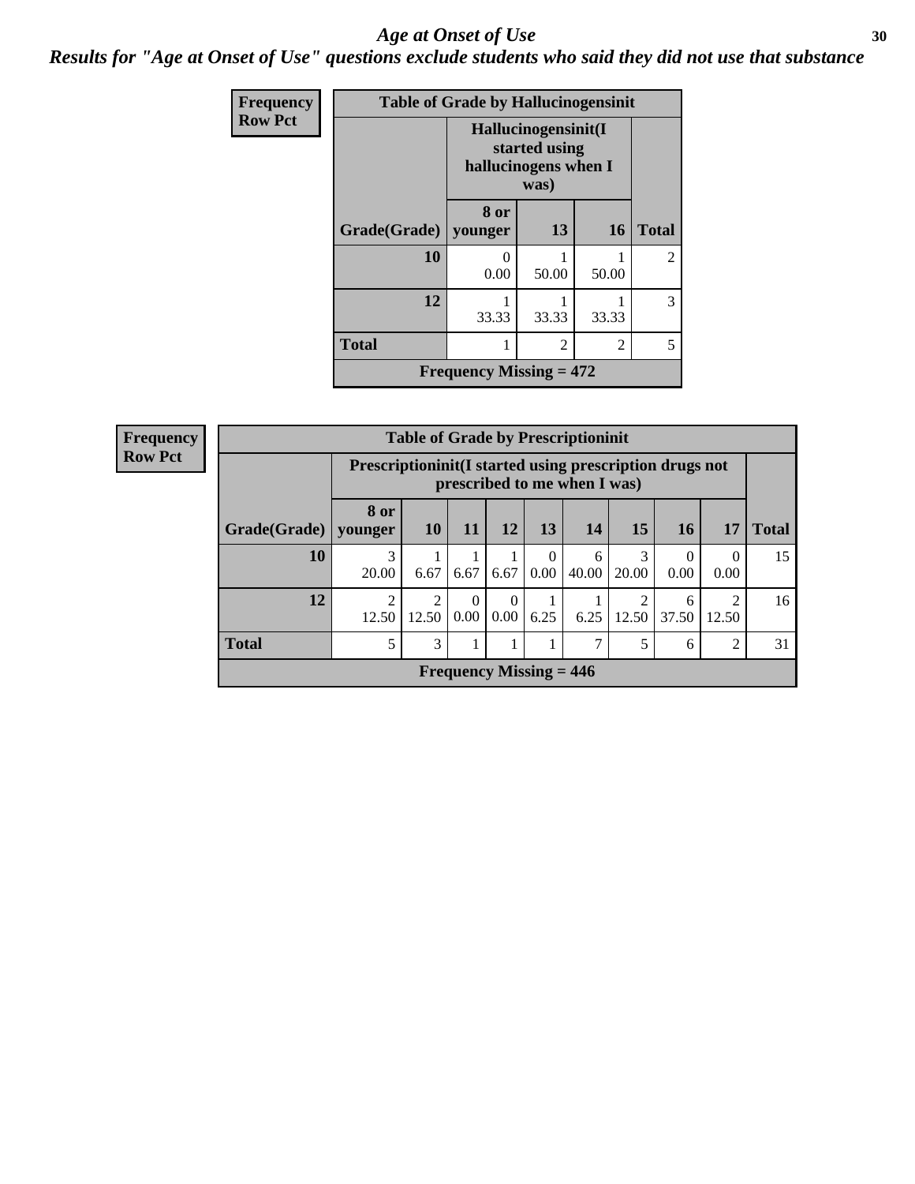# Age at Onset of Use

## Results for "Age at Onset of Use" questions exclude students who said they did not use that substance

**Frequency**
**Row Pct**

| Table of Grade by Hallucinogensinit | | | | |
|---|---|---|---|---|
| | Hallucinogensinit(I started using hallucinogens when I was) | | | |
| Grade(Grade) | 8 or younger | 13 | 16 | Total |
| 10 | 0<br>0.00 | 1<br>50.00 | 1<br>50.00 | 2 |
| 12 | 1<br>33.33 | 1<br>33.33 | 1<br>33.33 | 3 |
| Total | 1 | 2 | 2 | 5 |
| Frequency Missing = 472 | | | | |

**Frequency**
**Row Pct**

| Table of Grade by Prescriptioninit | | | | | | | | | | |
|---|---|---|---|---|---|---|---|---|---|---|
| | Prescriptioninit(I started using prescription drugs not prescribed to me when I was) | | | | | | | | | |
| Grade(Grade) | 8 or younger | 10 | 11 | 12 | 13 | 14 | 15 | 16 | 17 | Total |
| 10 | 3<br>20.00 | 1<br>6.67 | 1<br>6.67 | 1<br>6.67 | 0<br>0.00 | 6<br>40.00 | 3<br>20.00 | 0<br>0.00 | 0<br>0.00 | 15 |
| 12 | 2<br>12.50 | 2<br>12.50 | 0<br>0.00 | 0<br>0.00 | 1<br>6.25 | 1<br>6.25 | 2<br>12.50 | 6<br>37.50 | 2<br>12.50 | 16 |
| Total | 5 | 3 | 1 | 1 | 1 | 7 | 5 | 6 | 2 | 31 |
| Frequency Missing = 446 | | | | | | | | | | |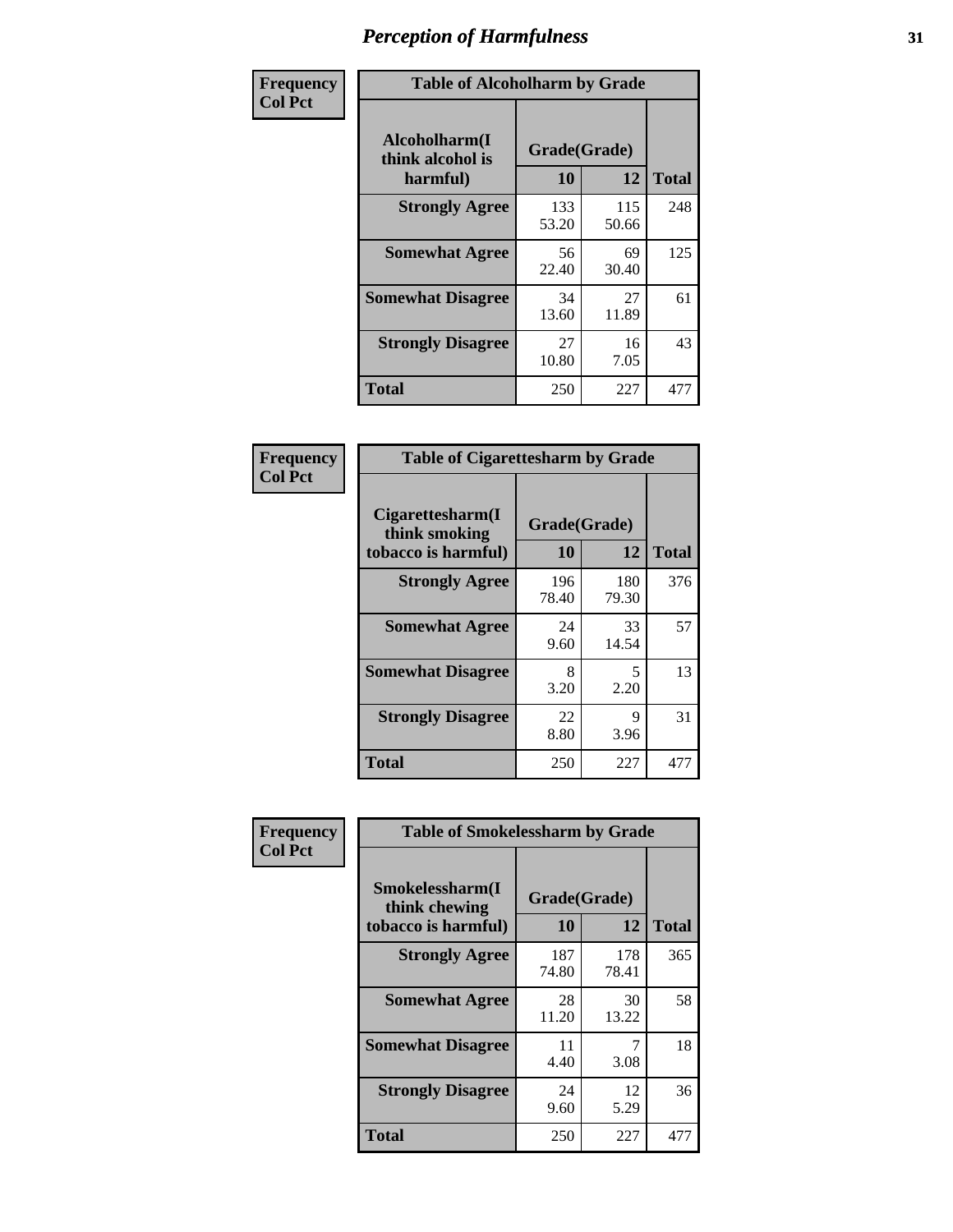# Perception of Harmfulness

**Frequency**
**Col Pct**

| Alcoholharm(I think alcohol is harmful) | Grade(Grade) 10 | 12 | Total |
|---|---|---|---|
| **Strongly Agree** | 133<br>53.20 | 115<br>50.66 | 248 |
| **Somewhat Agree** | 56<br>22.40 | 69<br>30.40 | 125 |
| **Somewhat Disagree** | 34<br>13.60 | 27<br>11.89 | 61 |
| **Strongly Disagree** | 27<br>10.80 | 16<br>7.05 | 43 |
| **Total** | 250 | 227 | 477 |

Table of Alcoholharm by Grade

**Frequency**
**Col Pct**

| Cigarettesharm(I think smoking tobacco is harmful) | Grade(Grade) 10 | 12 | Total |
|---|---|---|---|
| **Strongly Agree** | 196<br>78.40 | 180<br>79.30 | 376 |
| **Somewhat Agree** | 24<br>9.60 | 33<br>14.54 | 57 |
| **Somewhat Disagree** | 8<br>3.20 | 5<br>2.20 | 13 |
| **Strongly Disagree** | 22<br>8.80 | 9<br>3.96 | 31 |
| **Total** | 250 | 227 | 477 |

Table of Cigarettesharm by Grade

**Frequency**
**Col Pct**

| Smokelessharm(I think chewing tobacco is harmful) | Grade(Grade) 10 | 12 | Total |
|---|---|---|---|
| **Strongly Agree** | 187<br>74.80 | 178<br>78.41 | 365 |
| **Somewhat Agree** | 28<br>11.20 | 30<br>13.22 | 58 |
| **Somewhat Disagree** | 11<br>4.40 | 7<br>3.08 | 18 |
| **Strongly Disagree** | 24<br>9.60 | 12<br>5.29 | 36 |
| **Total** | 250 | 227 | 477 |

Table of Smokelessharm by Grade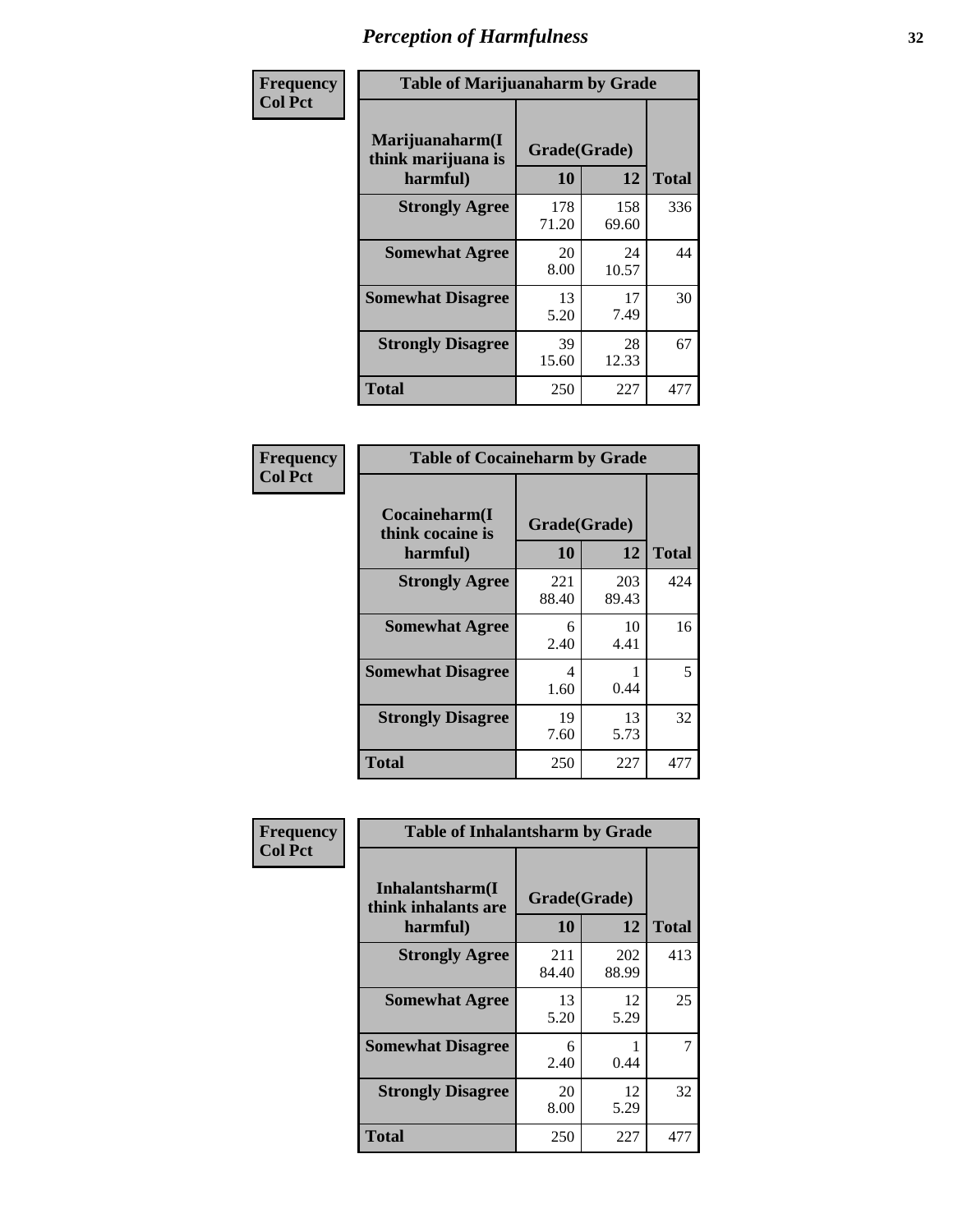# Perception of Harmfulness

| Frequency<br>Col Pct | Table of Marijuanaharm by Grade | | |
|---|---|---|---|
| Marijuanaharm(I think marijuana is harmful) | Grade(Grade) | | |
| | 10 | 12 | Total |
| Strongly Agree | 178<br>71.20 | 158<br>69.60 | 336 |
| Somewhat Agree | 20<br>8.00 | 24<br>10.57 | 44 |
| Somewhat Disagree | 13<br>5.20 | 17<br>7.49 | 30 |
| Strongly Disagree | 39<br>15.60 | 28<br>12.33 | 67 |
| Total | 250 | 227 | 477 |

| Frequency<br>Col Pct | Table of Cocaineharm by Grade | | |
|---|---|---|---|
| Cocaineharm(I think cocaine is harmful) | Grade(Grade) | | |
| | 10 | 12 | Total |
| Strongly Agree | 221<br>88.40 | 203<br>89.43 | 424 |
| Somewhat Agree | 6<br>2.40 | 10<br>4.41 | 16 |
| Somewhat Disagree | 4<br>1.60 | 1<br>0.44 | 5 |
| Strongly Disagree | 19<br>7.60 | 13<br>5.73 | 32 |
| Total | 250 | 227 | 477 |

| Frequency<br>Col Pct | Table of Inhalantsharm by Grade | | |
|---|---|---|---|
| Inhalantsharm(I think inhalants are harmful) | Grade(Grade) | | |
| | 10 | 12 | Total |
| Strongly Agree | 211<br>84.40 | 202<br>88.99 | 413 |
| Somewhat Agree | 13<br>5.20 | 12<br>5.29 | 25 |
| Somewhat Disagree | 6<br>2.40 | 1<br>0.44 | 7 |
| Strongly Disagree | 20<br>8.00 | 12<br>5.29 | 32 |
| Total | 250 | 227 | 477 |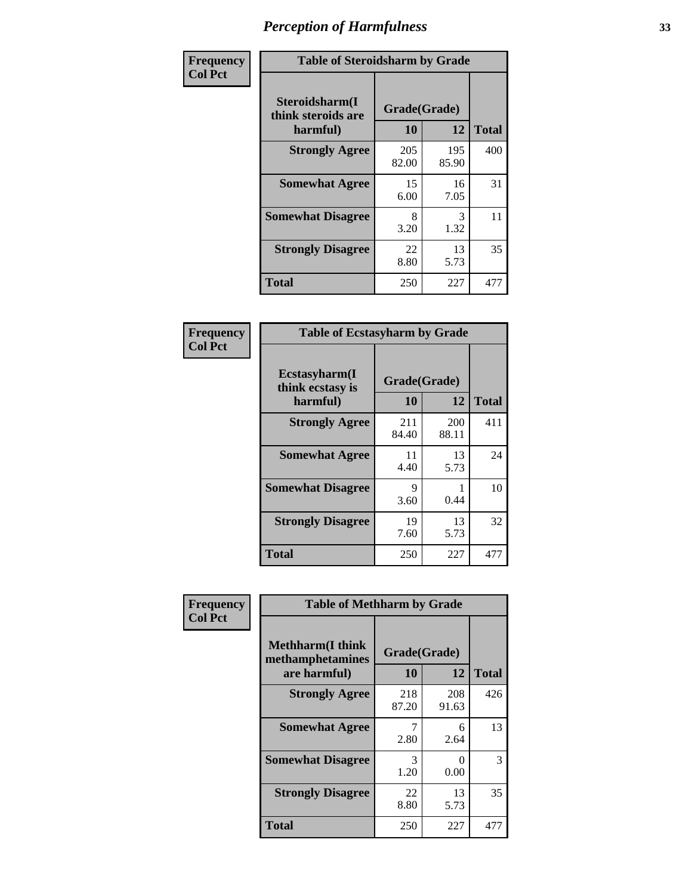# Perception of Harmfulness

**Frequency Col Pct**

**Table of Steroidsharm by Grade**

| Steroidsharm(I think steroids are harmful) | Grade(Grade) 10 | 12 | Total |
|---|---|---|---|
| **Strongly Agree** | 205<br>82.00 | 195<br>85.90 | 400 |
| **Somewhat Agree** | 15<br>6.00 | 16<br>7.05 | 31 |
| **Somewhat Disagree** | 8<br>3.20 | 3<br>1.32 | 11 |
| **Strongly Disagree** | 22<br>8.80 | 13<br>5.73 | 35 |
| **Total** | 250 | 227 | 477 |

**Frequency Col Pct**

**Table of Ecstasyharm by Grade**

| Ecstasyharm(I think ecstasy is harmful) | Grade(Grade) 10 | 12 | Total |
|---|---|---|---|
| **Strongly Agree** | 211<br>84.40 | 200<br>88.11 | 411 |
| **Somewhat Agree** | 11<br>4.40 | 13<br>5.73 | 24 |
| **Somewhat Disagree** | 9<br>3.60 | 1<br>0.44 | 10 |
| **Strongly Disagree** | 19<br>7.60 | 13<br>5.73 | 32 |
| **Total** | 250 | 227 | 477 |

**Frequency Col Pct**

**Table of Methharm by Grade**

| Methharm(I think methamphetamines are harmful) | Grade(Grade) 10 | 12 | Total |
|---|---|---|---|
| **Strongly Agree** | 218<br>87.20 | 208<br>91.63 | 426 |
| **Somewhat Agree** | 7<br>2.80 | 6<br>2.64 | 13 |
| **Somewhat Disagree** | 3<br>1.20 | 0<br>0.00 | 3 |
| **Strongly Disagree** | 22<br>8.80 | 13<br>5.73 | 35 |
| **Total** | 250 | 227 | 477 |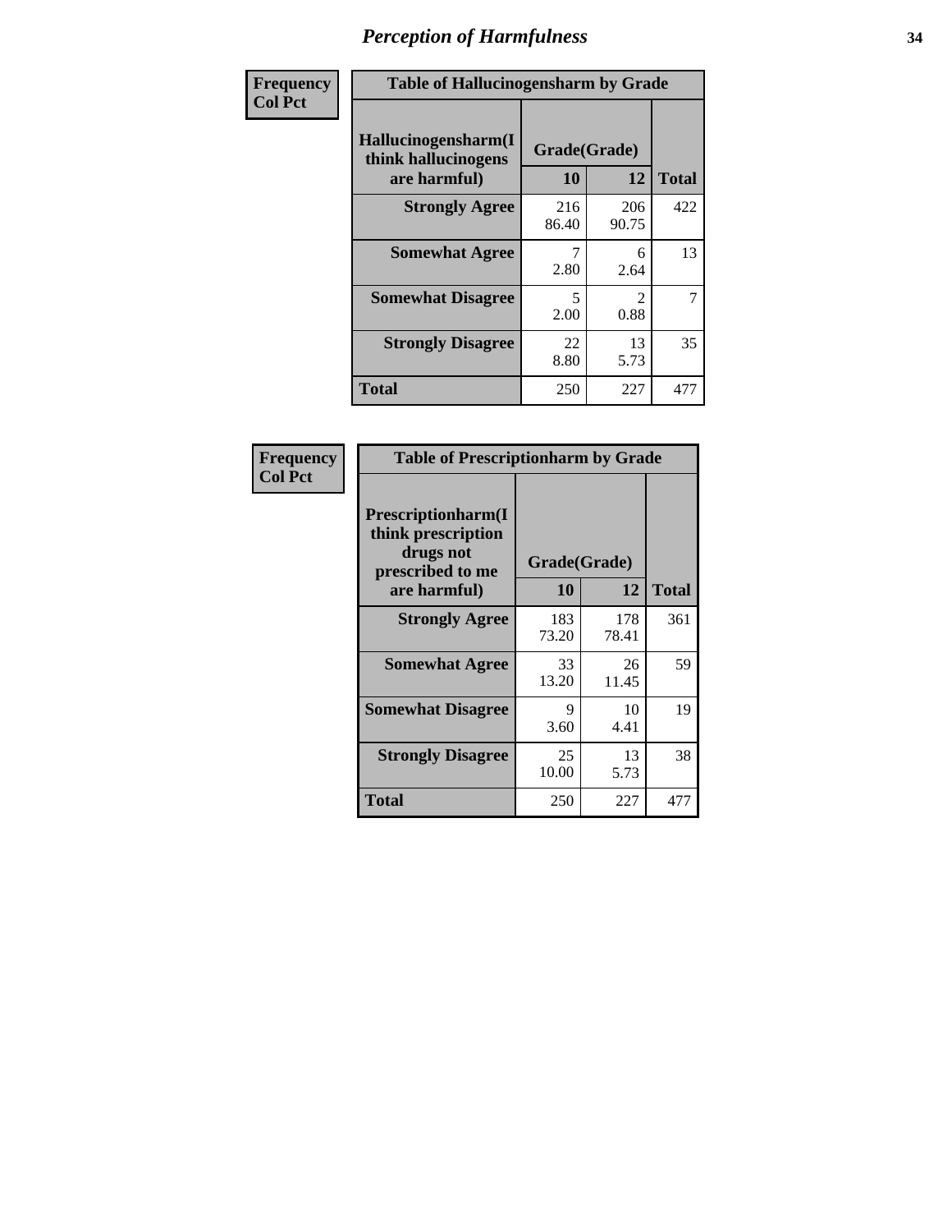# *Perception of Harmfulness*

| Frequency<br>Col Pct | Table of Hallucinogensharm by Grade | | |
|---|---|---|---|
| Hallucinogensharm(I think hallucinogens are harmful) | Grade(Grade) | | |
| | 10 | 12 | Total |
| Strongly Agree | 216<br>86.40 | 206<br>90.75 | 422 |
| Somewhat Agree | 7<br>2.80 | 6<br>2.64 | 13 |
| Somewhat Disagree | 5<br>2.00 | 2<br>0.88 | 7 |
| Strongly Disagree | 22<br>8.80 | 13<br>5.73 | 35 |
| Total | 250 | 227 | 477 |

| Frequency<br>Col Pct | Table of Prescriptionharm by Grade | | |
|---|---|---|---|
| Prescriptionharm(I think prescription drugs not prescribed to me are harmful) | Grade(Grade) | | |
| | 10 | 12 | Total |
| Strongly Agree | 183<br>73.20 | 178<br>78.41 | 361 |
| Somewhat Agree | 33<br>13.20 | 26<br>11.45 | 59 |
| Somewhat Disagree | 9<br>3.60 | 10<br>4.41 | 19 |
| Strongly Disagree | 25<br>10.00 | 13<br>5.73 | 38 |
| Total | 250 | 227 | 477 |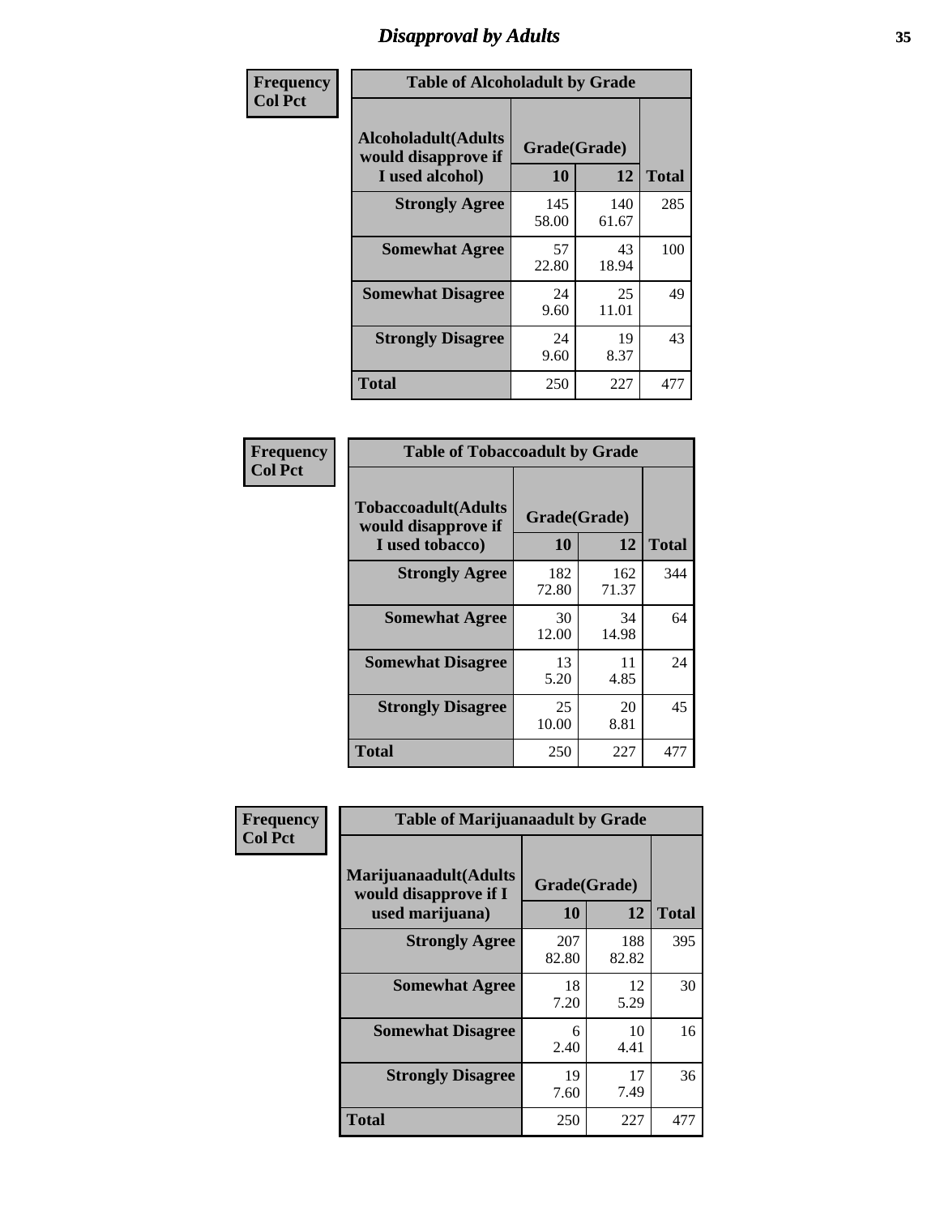# Disapproval by Adults

**Frequency**
**Col Pct**

| Table of Alcoholadult by Grade | | | |
|---|---|---|---|
| Alcoholadult(Adults would disapprove if I used alcohol) | Grade(Grade) | | Total |
| | 10 | 12 | |
| **Strongly Agree** | 145<br>58.00 | 140<br>61.67 | 285 |
| **Somewhat Agree** | 57<br>22.80 | 43<br>18.94 | 100 |
| **Somewhat Disagree** | 24<br>9.60 | 25<br>11.01 | 49 |
| **Strongly Disagree** | 24<br>9.60 | 19<br>8.37 | 43 |
| **Total** | 250 | 227 | 477 |

**Frequency**
**Col Pct**

| Table of Tobaccoadult by Grade | | | |
|---|---|---|---|
| Tobaccoadult(Adults would disapprove if I used tobacco) | Grade(Grade) | | Total |
| | 10 | 12 | |
| **Strongly Agree** | 182<br>72.80 | 162<br>71.37 | 344 |
| **Somewhat Agree** | 30<br>12.00 | 34<br>14.98 | 64 |
| **Somewhat Disagree** | 13<br>5.20 | 11<br>4.85 | 24 |
| **Strongly Disagree** | 25<br>10.00 | 20<br>8.81 | 45 |
| **Total** | 250 | 227 | 477 |

**Frequency**
**Col Pct**

| Table of Marijuanaadult by Grade | | | |
|---|---|---|---|
| Marijuanaadult(Adults would disapprove if I used marijuana) | Grade(Grade) | | Total |
| | 10 | 12 | |
| **Strongly Agree** | 207<br>82.80 | 188<br>82.82 | 395 |
| **Somewhat Agree** | 18<br>7.20 | 12<br>5.29 | 30 |
| **Somewhat Disagree** | 6<br>2.40 | 10<br>4.41 | 16 |
| **Strongly Disagree** | 19<br>7.60 | 17<br>7.49 | 36 |
| **Total** | 250 | 227 | 477 |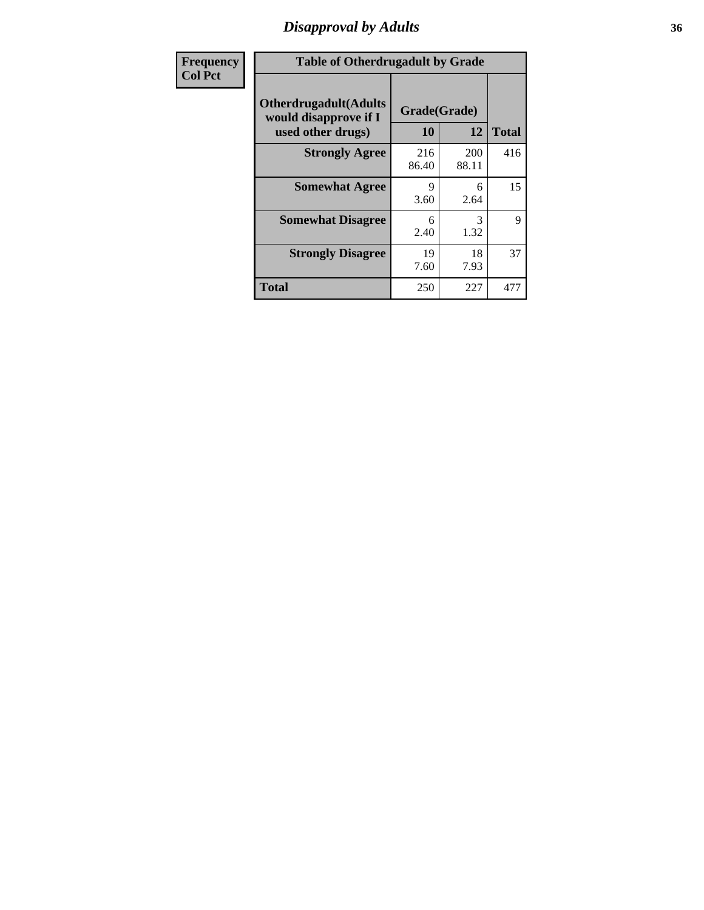# Disapproval by Adults

| Frequency Col Pct |
|---|

| Table of Otherdrugadult by Grade | | | |
|---|---|---|---|
| Otherdrugadult(Adults would disapprove if I used other drugs) | Grade(Grade) | | Total |
| | 10 | 12 | |
| Strongly Agree | 216<br>86.40 | 200<br>88.11 | 416 |
| Somewhat Agree | 9<br>3.60 | 6<br>2.64 | 15 |
| Somewhat Disagree | 6<br>2.40 | 3<br>1.32 | 9 |
| Strongly Disagree | 19<br>7.60 | 18<br>7.93 | 37 |
| Total | 250 | 227 | 477 |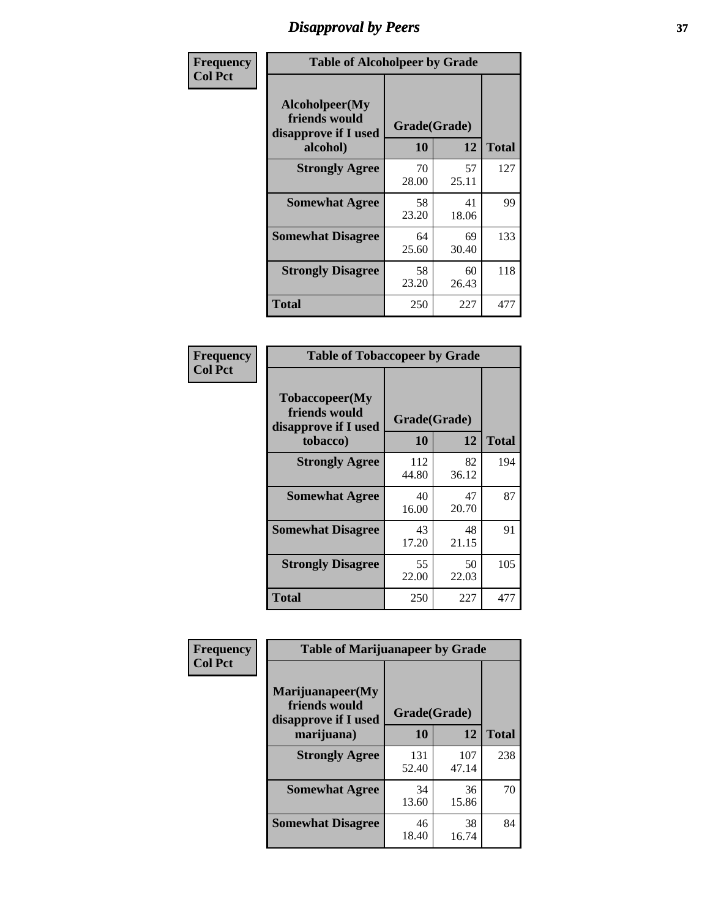# Disapproval by Peers

Frequency
Col Pct

**Table of Alcoholpeer by Grade**

| Alcoholpeer(My friends would disapprove if I used alcohol) | Grade(Grade) 10 | 12 | Total |
|---|---|---|---|
| **Strongly Agree** | 70<br>28.00 | 57<br>25.11 | 127 |
| **Somewhat Agree** | 58<br>23.20 | 41<br>18.06 | 99 |
| **Somewhat Disagree** | 64<br>25.60 | 69<br>30.40 | 133 |
| **Strongly Disagree** | 58<br>23.20 | 60<br>26.43 | 118 |
| **Total** | 250 | 227 | 477 |

Frequency
Col Pct

**Table of Tobaccopeer by Grade**

| Tobaccopeer(My friends would disapprove if I used tobacco) | Grade(Grade) 10 | 12 | Total |
|---|---|---|---|
| **Strongly Agree** | 112<br>44.80 | 82<br>36.12 | 194 |
| **Somewhat Agree** | 40<br>16.00 | 47<br>20.70 | 87 |
| **Somewhat Disagree** | 43<br>17.20 | 48<br>21.15 | 91 |
| **Strongly Disagree** | 55<br>22.00 | 50<br>22.03 | 105 |
| **Total** | 250 | 227 | 477 |

Frequency
Col Pct

**Table of Marijuanapeer by Grade**

| Marijuanapeer(My friends would disapprove if I used marijuana) | Grade(Grade) 10 | 12 | Total |
|---|---|---|---|
| **Strongly Agree** | 131<br>52.40 | 107<br>47.14 | 238 |
| **Somewhat Agree** | 34<br>13.60 | 36<br>15.86 | 70 |
| **Somewhat Disagree** | 46<br>18.40 | 38<br>16.74 | 84 |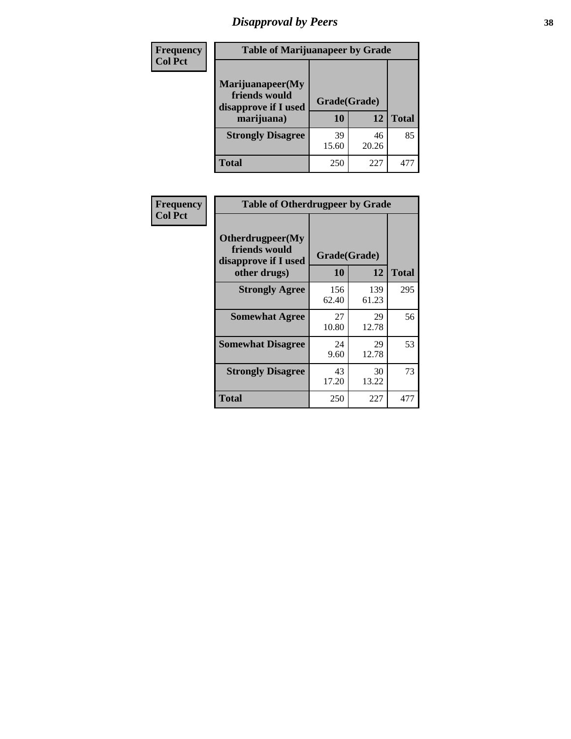# Disapproval by Peers

| Frequency Col Pct | Table of Marijuanapeer by Grade | | |
|---|---|---|---|
| Marijuanapeer(My friends would disapprove if I used marijuana) | Grade(Grade) | | |
| | 10 | 12 | Total |
| Strongly Disagree | 39<br>15.60 | 46<br>20.26 | 85 |
| Total | 250 | 227 | 477 |

| Frequency Col Pct | Table of Otherdrugpeer by Grade | | |
|---|---|---|---|
| Otherdrugpeer(My friends would disapprove if I used other drugs) | Grade(Grade) | | |
| | 10 | 12 | Total |
| Strongly Agree | 156<br>62.40 | 139<br>61.23 | 295 |
| Somewhat Agree | 27<br>10.80 | 29<br>12.78 | 56 |
| Somewhat Disagree | 24<br>9.60 | 29<br>12.78 | 53 |
| Strongly Disagree | 43<br>17.20 | 30<br>13.22 | 73 |
| Total | 250 | 227 | 477 |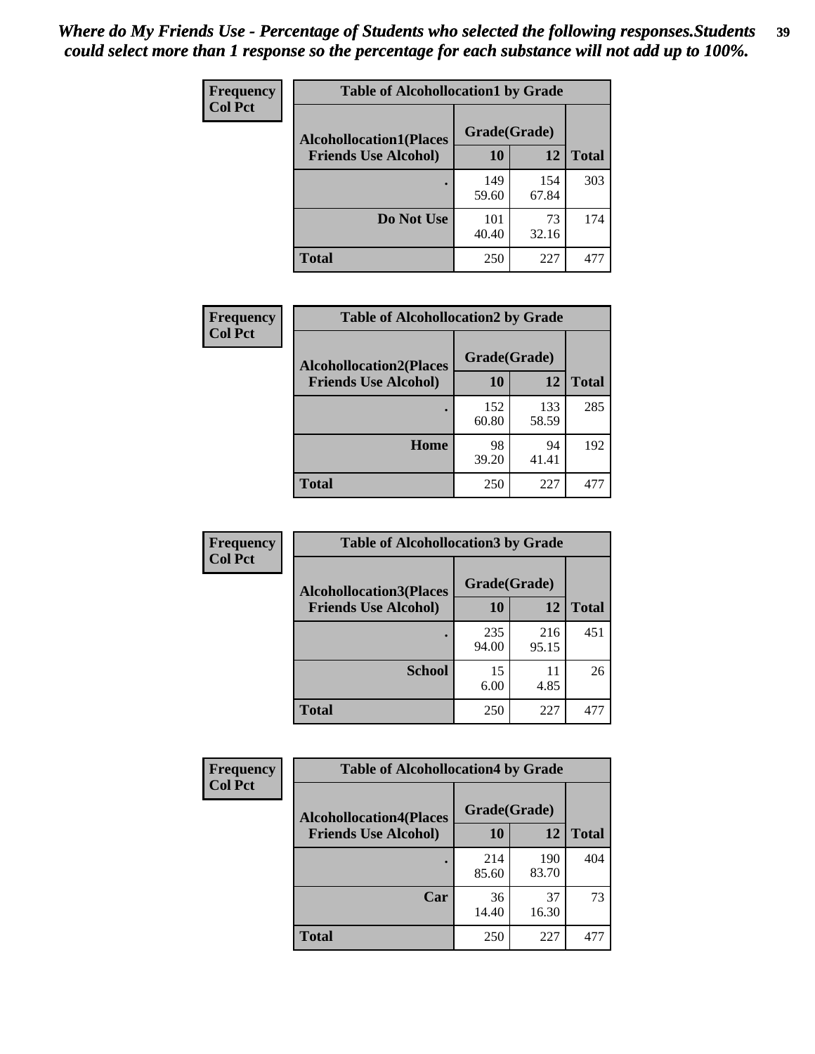*Where do My Friends Use - Percentage of Students who selected the following responses.Students could select more than 1 response so the percentage for each substance will not add up to 100%.*

**Frequency**
**Col Pct**

| Table of Alcohollocation1 by Grade | | | |
|---|---|---|---|
| **Alcohollocation1(Places Friends Use Alcohol)** | **Grade(Grade)** | | |
| | **10** | **12** | **Total** |
| **.** | 149<br>59.60 | 154<br>67.84 | 303 |
| **Do Not Use** | 101<br>40.40 | 73<br>32.16 | 174 |
| **Total** | 250 | 227 | 477 |

**Frequency**
**Col Pct**

| Table of Alcohollocation2 by Grade | | | |
|---|---|---|---|
| **Alcohollocation2(Places Friends Use Alcohol)** | **Grade(Grade)** | | |
| | **10** | **12** | **Total** |
| **.** | 152<br>60.80 | 133<br>58.59 | 285 |
| **Home** | 98<br>39.20 | 94<br>41.41 | 192 |
| **Total** | 250 | 227 | 477 |

**Frequency**
**Col Pct**

| Table of Alcohollocation3 by Grade | | | |
|---|---|---|---|
| **Alcohollocation3(Places Friends Use Alcohol)** | **Grade(Grade)** | | |
| | **10** | **12** | **Total** |
| **.** | 235<br>94.00 | 216<br>95.15 | 451 |
| **School** | 15<br>6.00 | 11<br>4.85 | 26 |
| **Total** | 250 | 227 | 477 |

**Frequency**
**Col Pct**

| Table of Alcohollocation4 by Grade | | | |
|---|---|---|---|
| **Alcohollocation4(Places Friends Use Alcohol)** | **Grade(Grade)** | | |
| | **10** | **12** | **Total** |
| **.** | 214<br>85.60 | 190<br>83.70 | 404 |
| **Car** | 36<br>14.40 | 37<br>16.30 | 73 |
| **Total** | 250 | 227 | 477 |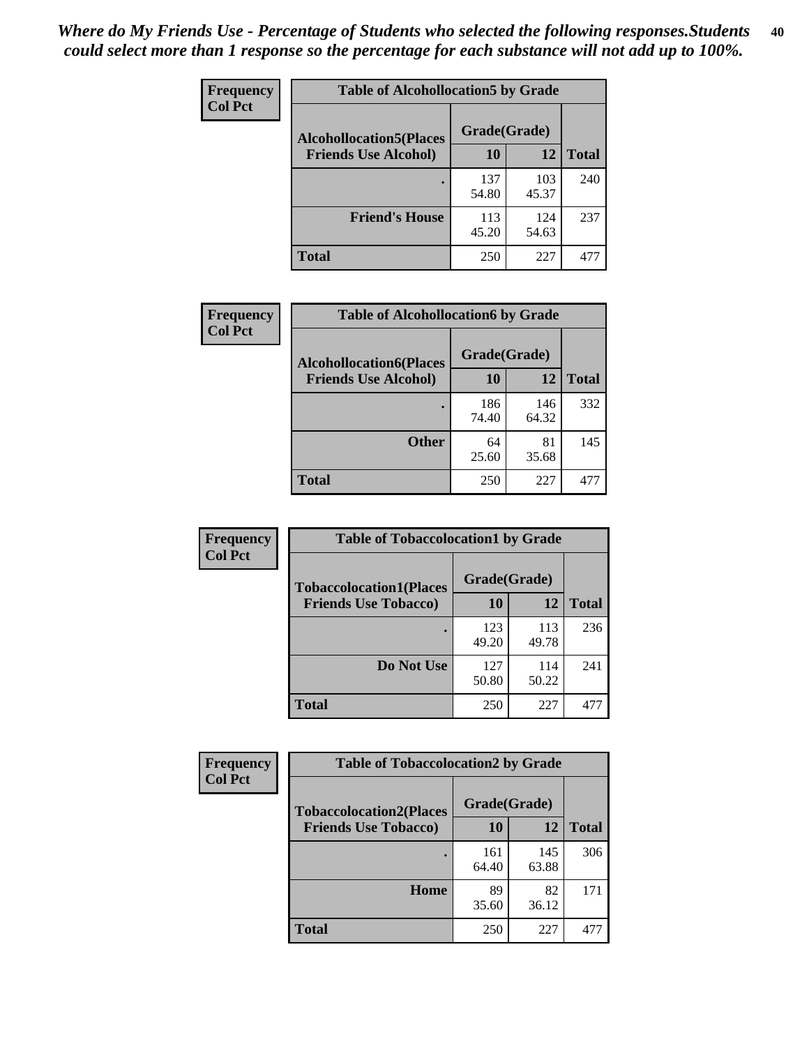*Where do My Friends Use - Percentage of Students who selected the following responses.Students could select more than 1 response so the percentage for each substance will not add up to 100%.*

**Frequency**
**Col Pct**

| Table of Alcohollocation5 by Grade | | | |
|---|---|---|---|
| **Alcohollocation5(Places Friends Use Alcohol)** | **Grade(Grade)** | | **Total** |
| | **10** | **12** | |
| **.** | 137<br>54.80 | 103<br>45.37 | 240 |
| **Friend's House** | 113<br>45.20 | 124<br>54.63 | 237 |
| **Total** | 250 | 227 | 477 |

**Frequency**
**Col Pct**

| Table of Alcohollocation6 by Grade | | | |
|---|---|---|---|
| **Alcohollocation6(Places Friends Use Alcohol)** | **Grade(Grade)** | | **Total** |
| | **10** | **12** | |
| **.** | 186<br>74.40 | 146<br>64.32 | 332 |
| **Other** | 64<br>25.60 | 81<br>35.68 | 145 |
| **Total** | 250 | 227 | 477 |

**Frequency**
**Col Pct**

| Table of Tobaccolocation1 by Grade | | | |
|---|---|---|---|
| **Tobaccolocation1(Places Friends Use Tobacco)** | **Grade(Grade)** | | **Total** |
| | **10** | **12** | |
| **.** | 123<br>49.20 | 113<br>49.78 | 236 |
| **Do Not Use** | 127<br>50.80 | 114<br>50.22 | 241 |
| **Total** | 250 | 227 | 477 |

**Frequency**
**Col Pct**

| Table of Tobaccolocation2 by Grade | | | |
|---|---|---|---|
| **Tobaccolocation2(Places Friends Use Tobacco)** | **Grade(Grade)** | | **Total** |
| | **10** | **12** | |
| **.** | 161<br>64.40 | 145<br>63.88 | 306 |
| **Home** | 89<br>35.60 | 82<br>36.12 | 171 |
| **Total** | 250 | 227 | 477 |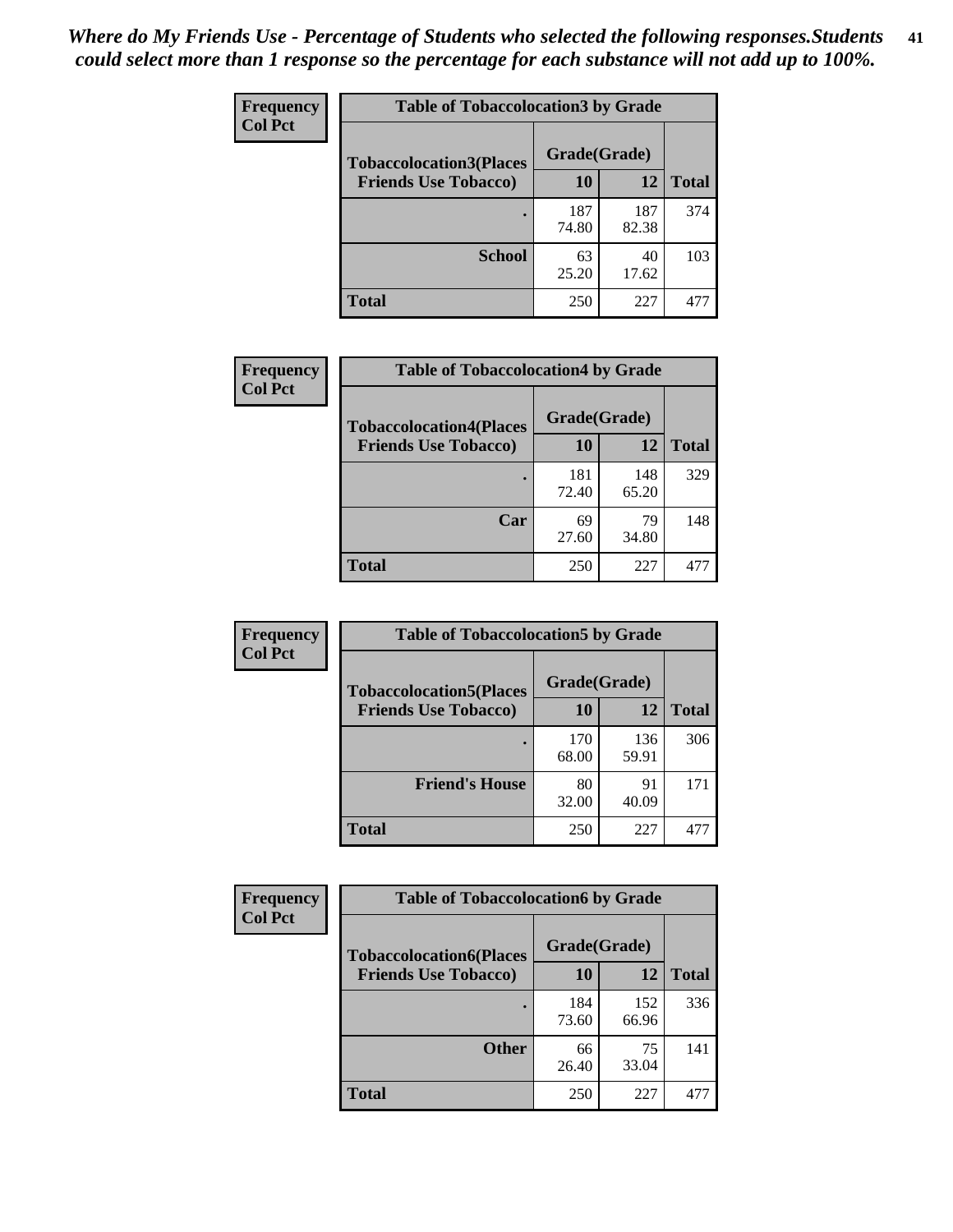*Where do My Friends Use - Percentage of Students who selected the following responses.Students could select more than 1 response so the percentage for each substance will not add up to 100%.*

**Frequency**
**Col Pct**

| Table of Tobaccolocation3 by Grade | | | |
|---|---|---|---|
| **Tobaccolocation3(Places Friends Use Tobacco)** | **Grade(Grade)** | | **Total** |
| | **10** | **12** | |
| **.** | 187<br>74.80 | 187<br>82.38 | 374 |
| **School** | 63<br>25.20 | 40<br>17.62 | 103 |
| **Total** | 250 | 227 | 477 |

**Frequency**
**Col Pct**

| Table of Tobaccolocation4 by Grade | | | |
|---|---|---|---|
| **Tobaccolocation4(Places Friends Use Tobacco)** | **Grade(Grade)** | | **Total** |
| | **10** | **12** | |
| **.** | 181<br>72.40 | 148<br>65.20 | 329 |
| **Car** | 69<br>27.60 | 79<br>34.80 | 148 |
| **Total** | 250 | 227 | 477 |

**Frequency**
**Col Pct**

| Table of Tobaccolocation5 by Grade | | | |
|---|---|---|---|
| **Tobaccolocation5(Places Friends Use Tobacco)** | **Grade(Grade)** | | **Total** |
| | **10** | **12** | |
| **.** | 170<br>68.00 | 136<br>59.91 | 306 |
| **Friend's House** | 80<br>32.00 | 91<br>40.09 | 171 |
| **Total** | 250 | 227 | 477 |

**Frequency**
**Col Pct**

| Table of Tobaccolocation6 by Grade | | | |
|---|---|---|---|
| **Tobaccolocation6(Places Friends Use Tobacco)** | **Grade(Grade)** | | **Total** |
| | **10** | **12** | |
| **.** | 184<br>73.60 | 152<br>66.96 | 336 |
| **Other** | 66<br>26.40 | 75<br>33.04 | 141 |
| **Total** | 250 | 227 | 477 |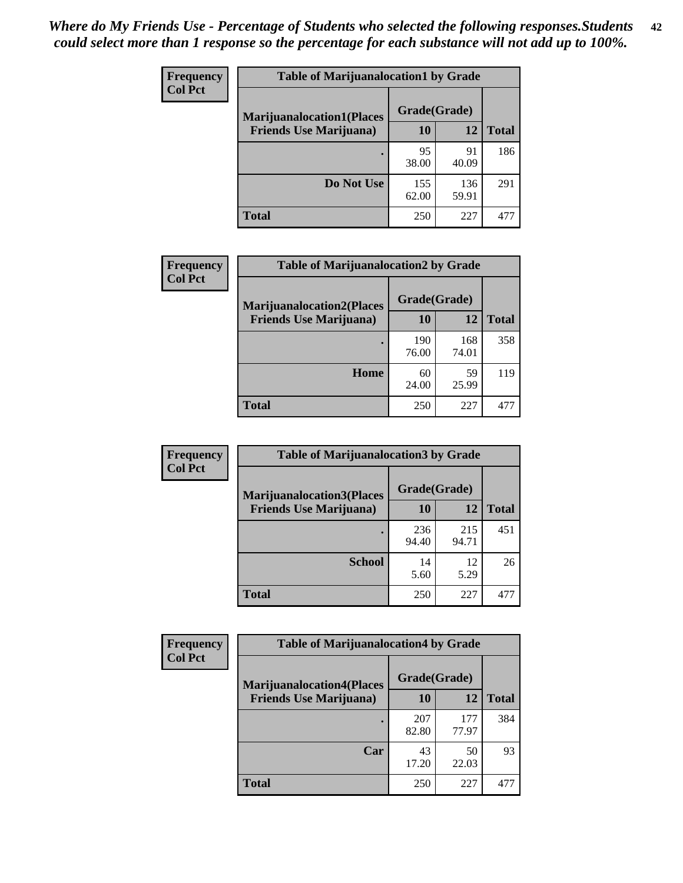*Where do My Friends Use - Percentage of Students who selected the following responses.Students could select more than 1 response so the percentage for each substance will not add up to 100%.*

**Frequency Col Pct**

| Table of Marijuanalocation1 by Grade | | | |
|---|---|---|---|
| Marijuanalocation1(Places Friends Use Marijuana) | Grade(Grade) | | Total |
| | 10 | 12 | |
| . | 95<br>38.00 | 91<br>40.09 | 186 |
| Do Not Use | 155<br>62.00 | 136<br>59.91 | 291 |
| Total | 250 | 227 | 477 |

**Frequency Col Pct**

| Table of Marijuanalocation2 by Grade | | | |
|---|---|---|---|
| Marijuanalocation2(Places Friends Use Marijuana) | Grade(Grade) | | Total |
| | 10 | 12 | |
| . | 190<br>76.00 | 168<br>74.01 | 358 |
| Home | 60<br>24.00 | 59<br>25.99 | 119 |
| Total | 250 | 227 | 477 |

**Frequency Col Pct**

| Table of Marijuanalocation3 by Grade | | | |
|---|---|---|---|
| Marijuanalocation3(Places Friends Use Marijuana) | Grade(Grade) | | Total |
| | 10 | 12 | |
| . | 236<br>94.40 | 215<br>94.71 | 451 |
| School | 14<br>5.60 | 12<br>5.29 | 26 |
| Total | 250 | 227 | 477 |

**Frequency Col Pct**

| Table of Marijuanalocation4 by Grade | | | |
|---|---|---|---|
| Marijuanalocation4(Places Friends Use Marijuana) | Grade(Grade) | | Total |
| | 10 | 12 | |
| . | 207<br>82.80 | 177<br>77.97 | 384 |
| Car | 43<br>17.20 | 50<br>22.03 | 93 |
| Total | 250 | 227 | 477 |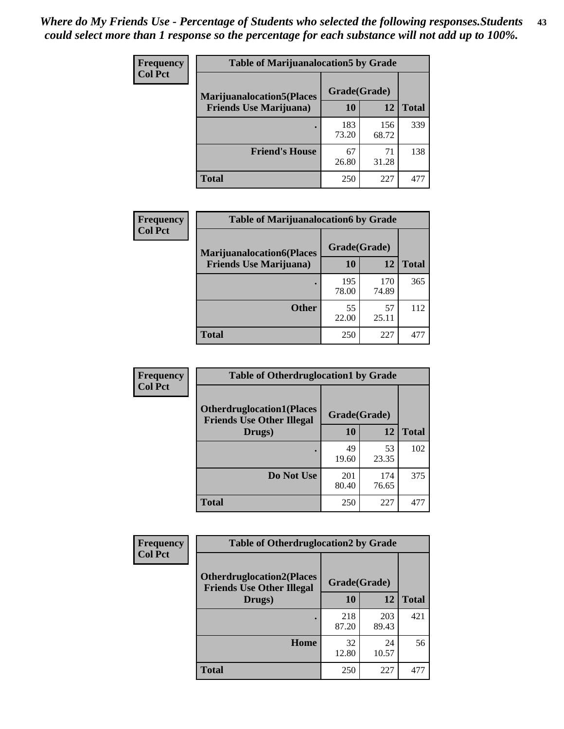*Where do My Friends Use - Percentage of Students who selected the following responses.Students could select more than 1 response so the percentage for each substance will not add up to 100%.*

**Frequency**
**Col Pct**

| Table of Marijuanalocation5 by Grade | | | |
|---|---|---|---|
| **Marijuanalocation5(Places Friends Use Marijuana)** | **Grade(Grade)** | | **Total** |
| | **10** | **12** | |
| . | 183<br>73.20 | 156<br>68.72 | 339 |
| **Friend's House** | 67<br>26.80 | 71<br>31.28 | 138 |
| **Total** | 250 | 227 | 477 |

**Frequency**
**Col Pct**

| Table of Marijuanalocation6 by Grade | | | |
|---|---|---|---|
| **Marijuanalocation6(Places Friends Use Marijuana)** | **Grade(Grade)** | | **Total** |
| | **10** | **12** | |
| . | 195<br>78.00 | 170<br>74.89 | 365 |
| **Other** | 55<br>22.00 | 57<br>25.11 | 112 |
| **Total** | 250 | 227 | 477 |

**Frequency**
**Col Pct**

| Table of Otherdruglocation1 by Grade | | | |
|---|---|---|---|
| **Otherdruglocation1(Places Friends Use Other Illegal Drugs)** | **Grade(Grade)** | | **Total** |
| | **10** | **12** | |
| . | 49<br>19.60 | 53<br>23.35 | 102 |
| **Do Not Use** | 201<br>80.40 | 174<br>76.65 | 375 |
| **Total** | 250 | 227 | 477 |

**Frequency**
**Col Pct**

| Table of Otherdruglocation2 by Grade | | | |
|---|---|---|---|
| **Otherdruglocation2(Places Friends Use Other Illegal Drugs)** | **Grade(Grade)** | | **Total** |
| | **10** | **12** | |
| . | 218<br>87.20 | 203<br>89.43 | 421 |
| **Home** | 32<br>12.80 | 24<br>10.57 | 56 |
| **Total** | 250 | 227 | 477 |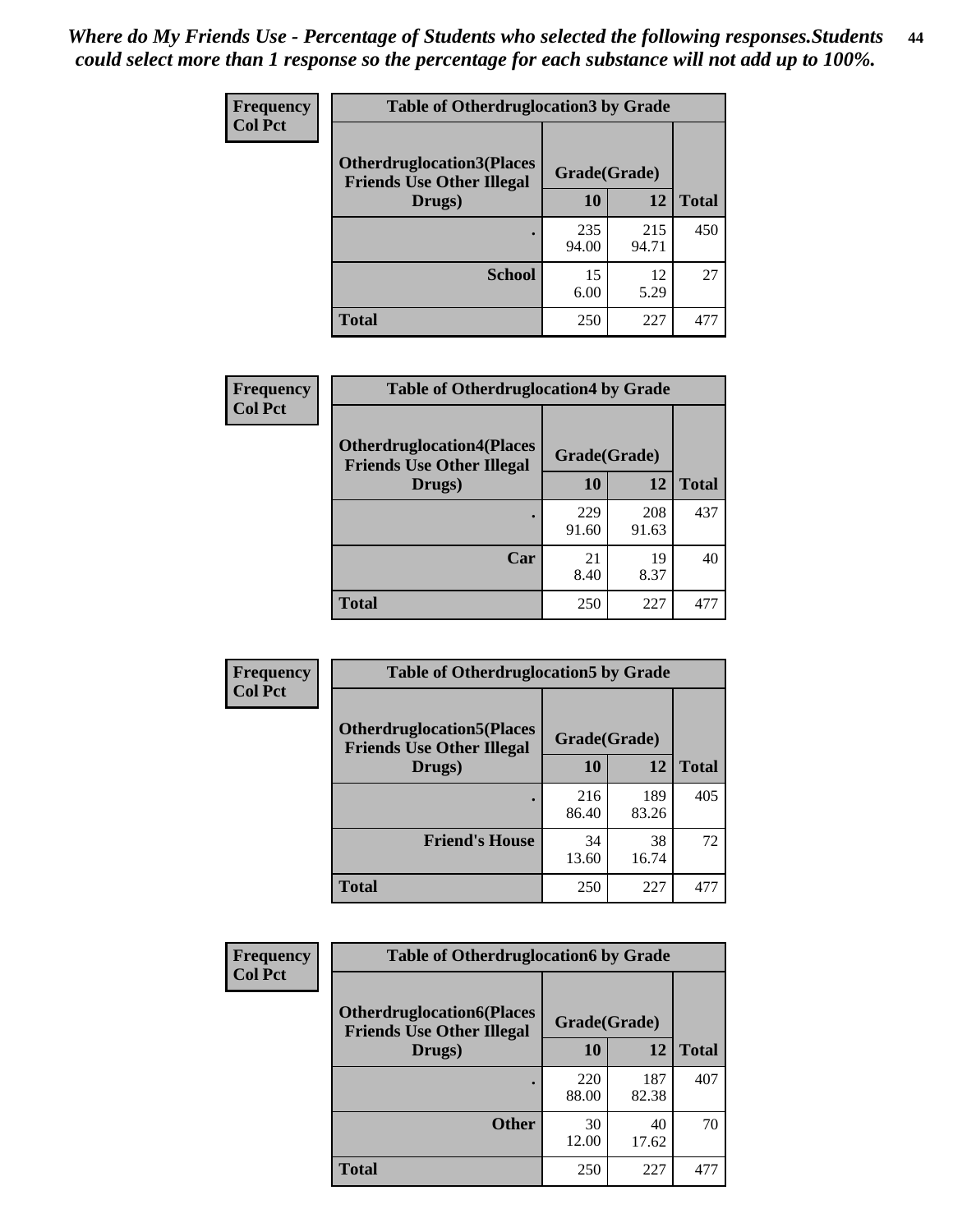*Where do My Friends Use - Percentage of Students who selected the following responses.Students could select more than 1 response so the percentage for each substance will not add up to 100%.*

**Frequency**
**Col Pct**

| Table of Otherdruglocation3 by Grade | | | |
|---|---|---|---|
| Otherdruglocation3(Places Friends Use Other Illegal Drugs) | Grade(Grade) | | |
| | 10 | 12 | Total |
| . | 235<br>94.00 | 215<br>94.71 | 450 |
| School | 15<br>6.00 | 12<br>5.29 | 27 |
| Total | 250 | 227 | 477 |

**Frequency**
**Col Pct**

| Table of Otherdruglocation4 by Grade | | | |
|---|---|---|---|
| Otherdruglocation4(Places Friends Use Other Illegal Drugs) | Grade(Grade) | | |
| | 10 | 12 | Total |
| . | 229<br>91.60 | 208<br>91.63 | 437 |
| Car | 21<br>8.40 | 19<br>8.37 | 40 |
| Total | 250 | 227 | 477 |

**Frequency**
**Col Pct**

| Table of Otherdruglocation5 by Grade | | | |
|---|---|---|---|
| Otherdruglocation5(Places Friends Use Other Illegal Drugs) | Grade(Grade) | | |
| | 10 | 12 | Total |
| . | 216<br>86.40 | 189<br>83.26 | 405 |
| Friend's House | 34<br>13.60 | 38<br>16.74 | 72 |
| Total | 250 | 227 | 477 |

**Frequency**
**Col Pct**

| Table of Otherdruglocation6 by Grade | | | |
|---|---|---|---|
| Otherdruglocation6(Places Friends Use Other Illegal Drugs) | Grade(Grade) | | |
| | 10 | 12 | Total |
| . | 220<br>88.00 | 187<br>82.38 | 407 |
| Other | 30<br>12.00 | 40<br>17.62 | 70 |
| Total | 250 | 227 | 477 |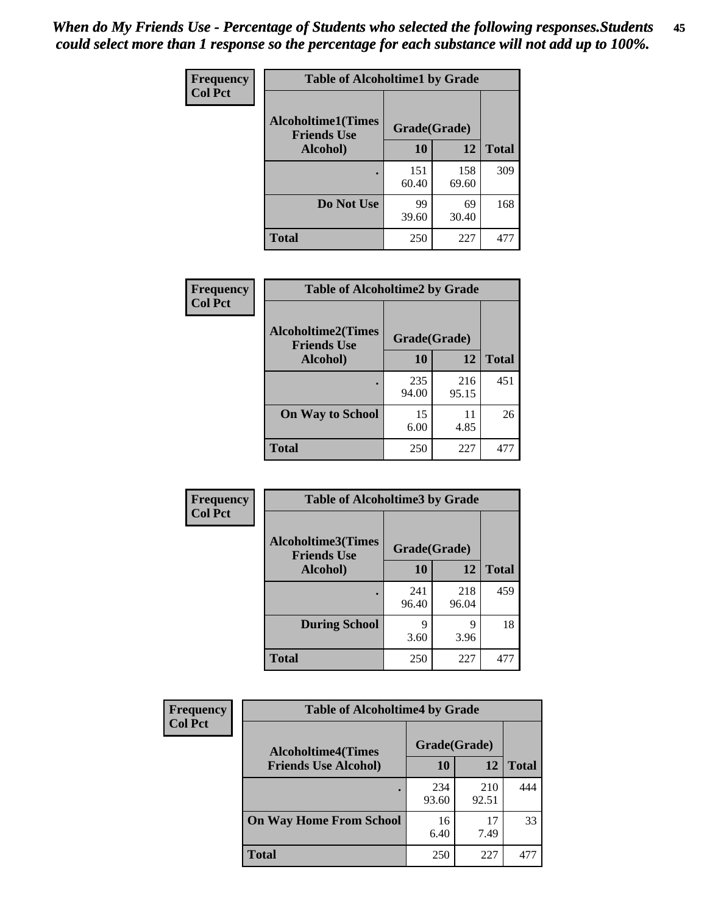*When do My Friends Use - Percentage of Students who selected the following responses.Students could select more than 1 response so the percentage for each substance will not add up to 100%.*

**Frequency**
**Col Pct**

| Table of Alcoholtime1 by Grade | | | |
|---|---|---|---|
| **Alcoholtime1(Times Friends Use Alcohol)** | **Grade(Grade)** | | |
| | **10** | **12** | **Total** |
| **.** | 151<br>60.40 | 158<br>69.60 | 309 |
| **Do Not Use** | 99<br>39.60 | 69<br>30.40 | 168 |
| **Total** | 250 | 227 | 477 |

**Frequency**
**Col Pct**

| Table of Alcoholtime2 by Grade | | | |
|---|---|---|---|
| **Alcoholtime2(Times Friends Use Alcohol)** | **Grade(Grade)** | | |
| | **10** | **12** | **Total** |
| **.** | 235<br>94.00 | 216<br>95.15 | 451 |
| **On Way to School** | 15<br>6.00 | 11<br>4.85 | 26 |
| **Total** | 250 | 227 | 477 |

**Frequency**
**Col Pct**

| Table of Alcoholtime3 by Grade | | | |
|---|---|---|---|
| **Alcoholtime3(Times Friends Use Alcohol)** | **Grade(Grade)** | | |
| | **10** | **12** | **Total** |
| **.** | 241<br>96.40 | 218<br>96.04 | 459 |
| **During School** | 9<br>3.60 | 9<br>3.96 | 18 |
| **Total** | 250 | 227 | 477 |

**Frequency**
**Col Pct**

| Table of Alcoholtime4 by Grade | | | |
|---|---|---|---|
| **Alcoholtime4(Times Friends Use Alcohol)** | **Grade(Grade)** | | |
| | **10** | **12** | **Total** |
| **.** | 234<br>93.60 | 210<br>92.51 | 444 |
| **On Way Home From School** | 16<br>6.40 | 17<br>7.49 | 33 |
| **Total** | 250 | 227 | 477 |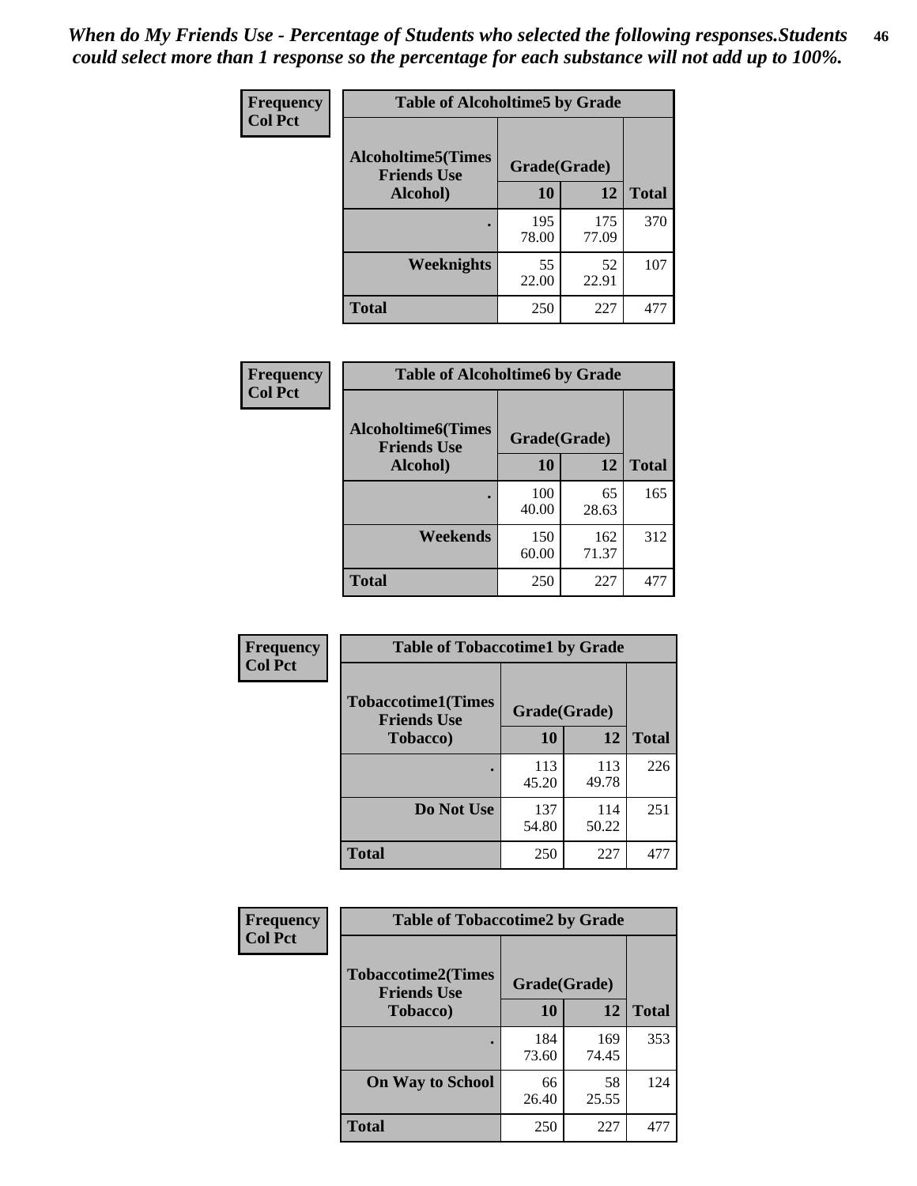*When do My Friends Use - Percentage of Students who selected the following responses.Students could select more than 1 response so the percentage for each substance will not add up to 100%.*

**Frequency**
**Col Pct**

| Table of Alcoholtime5 by Grade | | | |
|---|---|---|---|
| Alcoholtime5(Times Friends Use Alcohol) | Grade(Grade) | | |
| | 10 | 12 | Total |
| . | 195<br>78.00 | 175<br>77.09 | 370 |
| Weeknights | 55<br>22.00 | 52<br>22.91 | 107 |
| Total | 250 | 227 | 477 |

**Frequency**
**Col Pct**

| Table of Alcoholtime6 by Grade | | | |
|---|---|---|---|
| Alcoholtime6(Times Friends Use Alcohol) | Grade(Grade) | | |
| | 10 | 12 | Total |
| . | 100<br>40.00 | 65<br>28.63 | 165 |
| Weekends | 150<br>60.00 | 162<br>71.37 | 312 |
| Total | 250 | 227 | 477 |

**Frequency**
**Col Pct**

| Table of Tobaccotime1 by Grade | | | |
|---|---|---|---|
| Tobaccotime1(Times Friends Use Tobacco) | Grade(Grade) | | |
| | 10 | 12 | Total |
| . | 113<br>45.20 | 113<br>49.78 | 226 |
| Do Not Use | 137<br>54.80 | 114<br>50.22 | 251 |
| Total | 250 | 227 | 477 |

**Frequency**
**Col Pct**

| Table of Tobaccotime2 by Grade | | | |
|---|---|---|---|
| Tobaccotime2(Times Friends Use Tobacco) | Grade(Grade) | | |
| | 10 | 12 | Total |
| . | 184<br>73.60 | 169<br>74.45 | 353 |
| On Way to School | 66<br>26.40 | 58<br>25.55 | 124 |
| Total | 250 | 227 | 477 |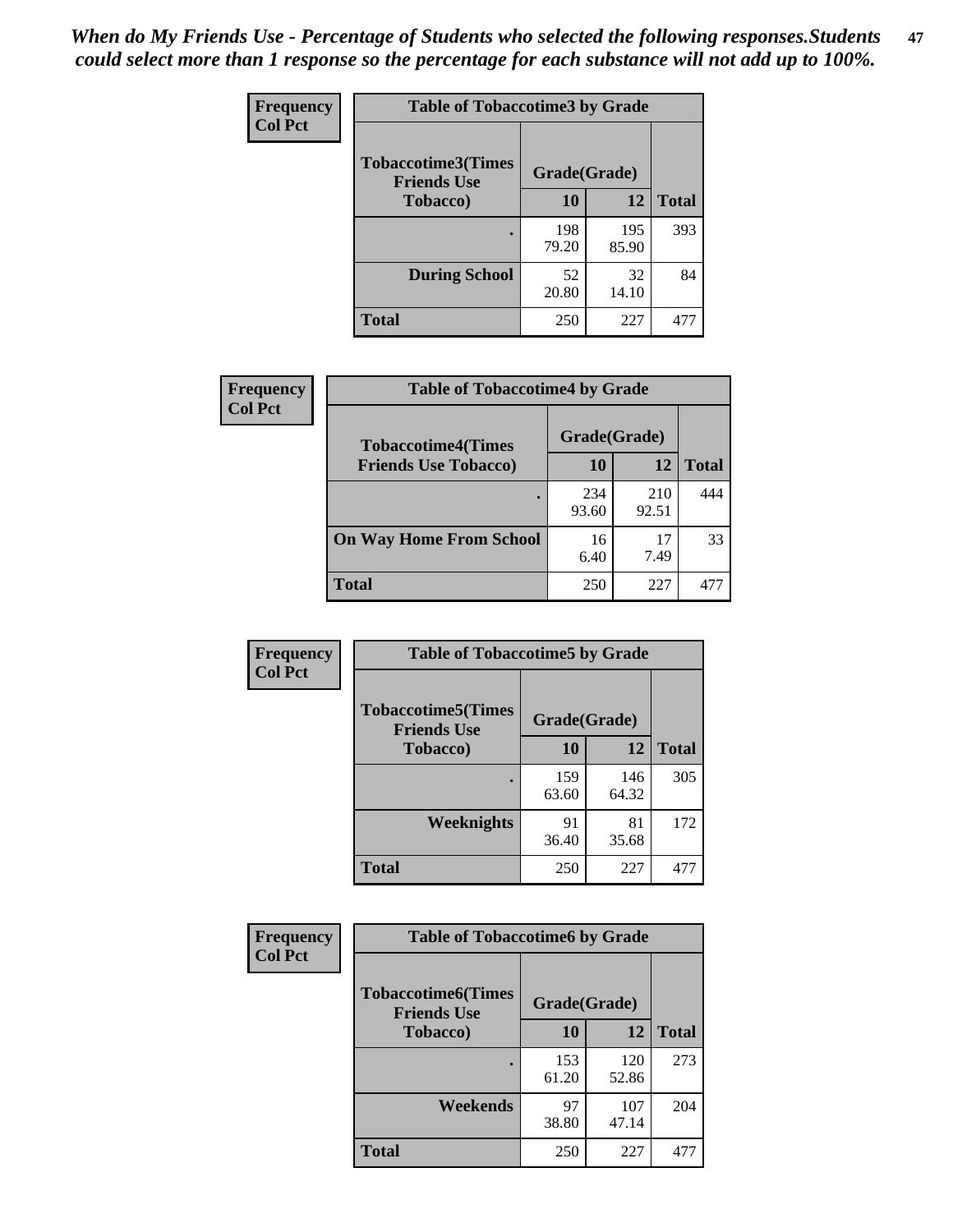*When do My Friends Use - Percentage of Students who selected the following responses.Students could select more than 1 response so the percentage for each substance will not add up to 100%.*

**Frequency**
**Col Pct**

| Table of Tobaccotime3 by Grade | | | |
|---|---|---|---|
| **Tobaccotime3(Times Friends Use Tobacco)** | **Grade(Grade)** | | **Total** |
| | **10** | **12** | |
| **.** | 198<br>79.20 | 195<br>85.90 | 393 |
| **During School** | 52<br>20.80 | 32<br>14.10 | 84 |
| **Total** | 250 | 227 | 477 |

**Frequency**
**Col Pct**

| Table of Tobaccotime4 by Grade | | | |
|---|---|---|---|
| **Tobaccotime4(Times Friends Use Tobacco)** | **Grade(Grade)** | | **Total** |
| | **10** | **12** | |
| **.** | 234<br>93.60 | 210<br>92.51 | 444 |
| **On Way Home From School** | 16<br>6.40 | 17<br>7.49 | 33 |
| **Total** | 250 | 227 | 477 |

**Frequency**
**Col Pct**

| Table of Tobaccotime5 by Grade | | | |
|---|---|---|---|
| **Tobaccotime5(Times Friends Use Tobacco)** | **Grade(Grade)** | | **Total** |
| | **10** | **12** | |
| **.** | 159<br>63.60 | 146<br>64.32 | 305 |
| **Weeknights** | 91<br>36.40 | 81<br>35.68 | 172 |
| **Total** | 250 | 227 | 477 |

**Frequency**
**Col Pct**

| Table of Tobaccotime6 by Grade | | | |
|---|---|---|---|
| **Tobaccotime6(Times Friends Use Tobacco)** | **Grade(Grade)** | | **Total** |
| | **10** | **12** | |
| **.** | 153<br>61.20 | 120<br>52.86 | 273 |
| **Weekends** | 97<br>38.80 | 107<br>47.14 | 204 |
| **Total** | 250 | 227 | 477 |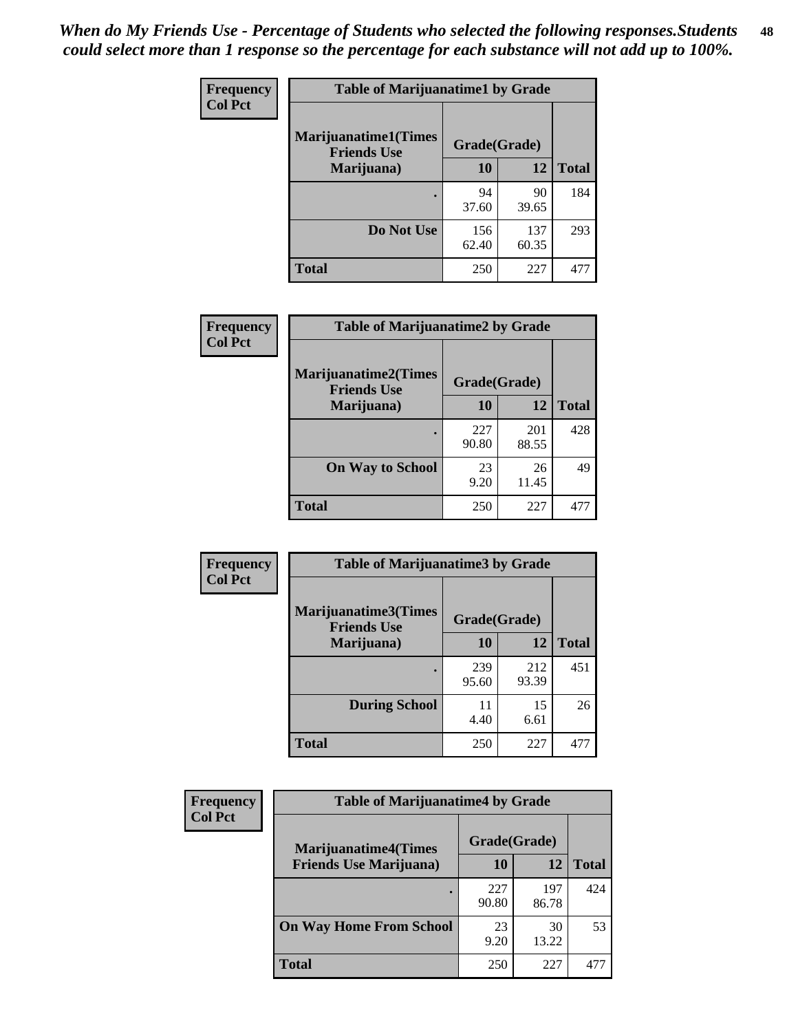*When do My Friends Use - Percentage of Students who selected the following responses.Students could select more than 1 response so the percentage for each substance will not add up to 100%.*

**Frequency**
**Col Pct**

| Table of Marijuanatime1 by Grade | | | |
|---|---|---|---|
| **Marijuanatime1(Times Friends Use Marijuana)** | **Grade(Grade)** | | **Total** |
| | **10** | **12** | |
| **.** | 94<br>37.60 | 90<br>39.65 | 184 |
| **Do Not Use** | 156<br>62.40 | 137<br>60.35 | 293 |
| **Total** | 250 | 227 | 477 |

**Frequency**
**Col Pct**

| Table of Marijuanatime2 by Grade | | | |
|---|---|---|---|
| **Marijuanatime2(Times Friends Use Marijuana)** | **Grade(Grade)** | | **Total** |
| | **10** | **12** | |
| **.** | 227<br>90.80 | 201<br>88.55 | 428 |
| **On Way to School** | 23<br>9.20 | 26<br>11.45 | 49 |
| **Total** | 250 | 227 | 477 |

**Frequency**
**Col Pct**

| Table of Marijuanatime3 by Grade | | | |
|---|---|---|---|
| **Marijuanatime3(Times Friends Use Marijuana)** | **Grade(Grade)** | | **Total** |
| | **10** | **12** | |
| **.** | 239<br>95.60 | 212<br>93.39 | 451 |
| **During School** | 11<br>4.40 | 15<br>6.61 | 26 |
| **Total** | 250 | 227 | 477 |

**Frequency**
**Col Pct**

| Table of Marijuanatime4 by Grade | | | |
|---|---|---|---|
| **Marijuanatime4(Times Friends Use Marijuana)** | **Grade(Grade)** | | **Total** |
| | **10** | **12** | |
| **.** | 227<br>90.80 | 197<br>86.78 | 424 |
| **On Way Home From School** | 23<br>9.20 | 30<br>13.22 | 53 |
| **Total** | 250 | 227 | 477 |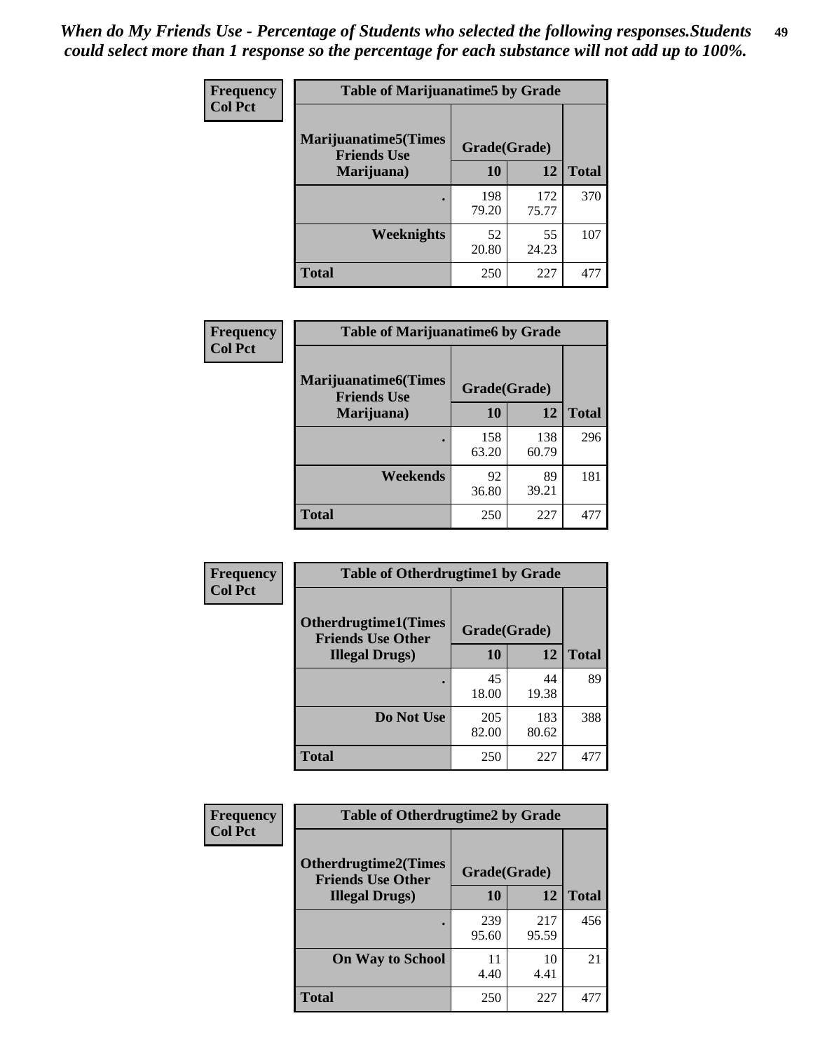*When do My Friends Use - Percentage of Students who selected the following responses.Students could select more than 1 response so the percentage for each substance will not add up to 100%.*

**Frequency**
**Col Pct**

| Table of Marijuanatime5 by Grade | | | |
|---|---|---|---|
| Marijuanatime5(Times Friends Use Marijuana) | Grade(Grade) | | |
| | 10 | 12 | Total |
| . | 198<br>79.20 | 172<br>75.77 | 370 |
| Weeknights | 52<br>20.80 | 55<br>24.23 | 107 |
| Total | 250 | 227 | 477 |

**Frequency**
**Col Pct**

| Table of Marijuanatime6 by Grade | | | |
|---|---|---|---|
| Marijuanatime6(Times Friends Use Marijuana) | Grade(Grade) | | |
| | 10 | 12 | Total |
| . | 158<br>63.20 | 138<br>60.79 | 296 |
| Weekends | 92<br>36.80 | 89<br>39.21 | 181 |
| Total | 250 | 227 | 477 |

**Frequency**
**Col Pct**

| Table of Otherdrugtime1 by Grade | | | |
|---|---|---|---|
| Otherdrugtime1(Times Friends Use Other Illegal Drugs) | Grade(Grade) | | |
| | 10 | 12 | Total |
| . | 45<br>18.00 | 44<br>19.38 | 89 |
| Do Not Use | 205<br>82.00 | 183<br>80.62 | 388 |
| Total | 250 | 227 | 477 |

**Frequency**
**Col Pct**

| Table of Otherdrugtime2 by Grade | | | |
|---|---|---|---|
| Otherdrugtime2(Times Friends Use Other Illegal Drugs) | Grade(Grade) | | |
| | 10 | 12 | Total |
| . | 239<br>95.60 | 217<br>95.59 | 456 |
| On Way to School | 11<br>4.40 | 10<br>4.41 | 21 |
| Total | 250 | 227 | 477 |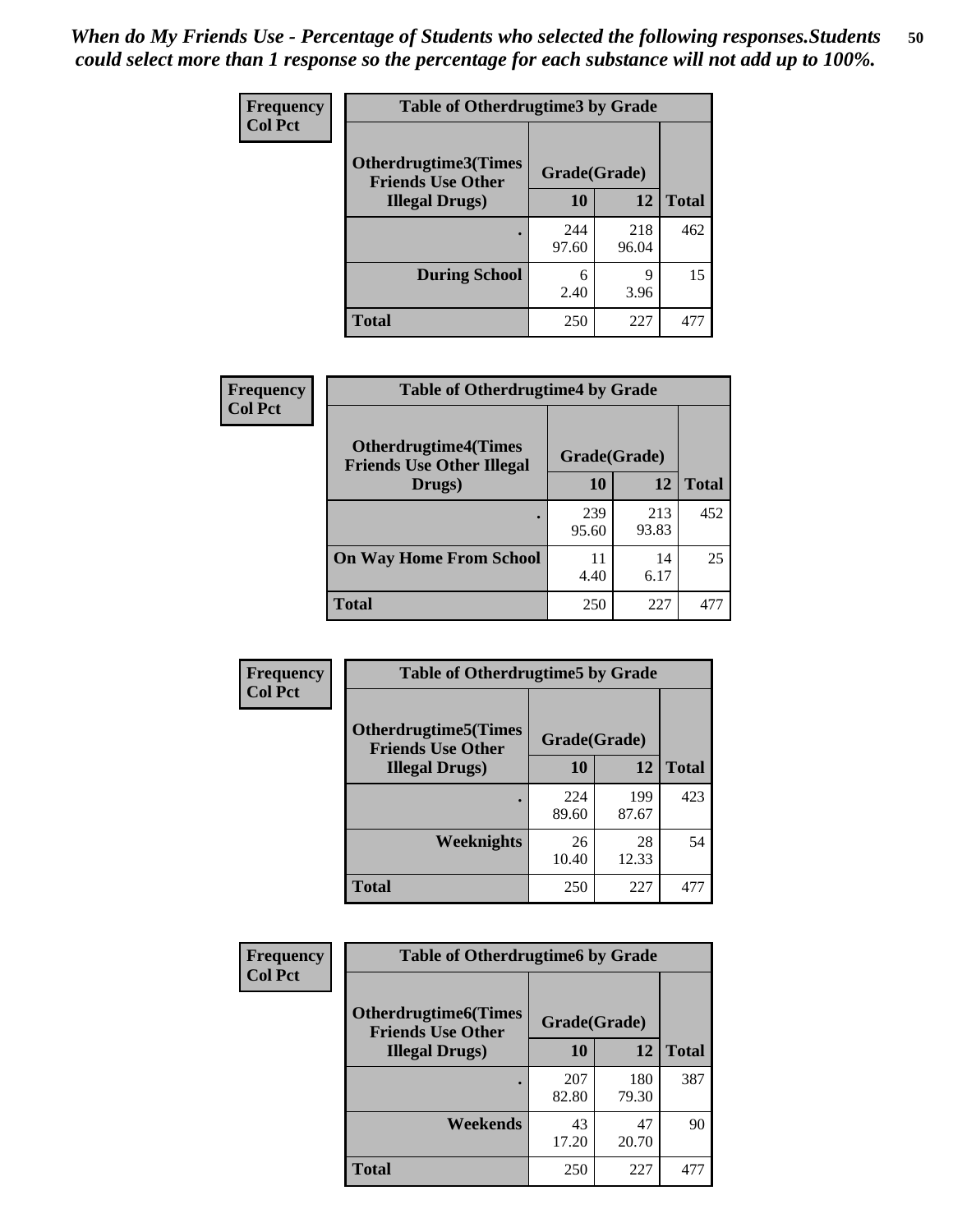*When do My Friends Use - Percentage of Students who selected the following responses.Students could select more than 1 response so the percentage for each substance will not add up to 100%.*

**Frequency**
**Col Pct**

| Table of Otherdrugtime3 by Grade | | | |
|---|---|---|---|
| **Otherdrugtime3(Times Friends Use Other Illegal Drugs)** | **Grade(Grade)** | | |
| | **10** | **12** | **Total** |
| **.** | 244<br>97.60 | 218<br>96.04 | 462 |
| **During School** | 6<br>2.40 | 9<br>3.96 | 15 |
| **Total** | 250 | 227 | 477 |

**Frequency**
**Col Pct**

| Table of Otherdrugtime4 by Grade | | | |
|---|---|---|---|
| **Otherdrugtime4(Times Friends Use Other Illegal Drugs)** | **Grade(Grade)** | | |
| | **10** | **12** | **Total** |
| **.** | 239<br>95.60 | 213<br>93.83 | 452 |
| **On Way Home From School** | 11<br>4.40 | 14<br>6.17 | 25 |
| **Total** | 250 | 227 | 477 |

**Frequency**
**Col Pct**

| Table of Otherdrugtime5 by Grade | | | |
|---|---|---|---|
| **Otherdrugtime5(Times Friends Use Other Illegal Drugs)** | **Grade(Grade)** | | |
| | **10** | **12** | **Total** |
| **.** | 224<br>89.60 | 199<br>87.67 | 423 |
| **Weeknights** | 26<br>10.40 | 28<br>12.33 | 54 |
| **Total** | 250 | 227 | 477 |

**Frequency**
**Col Pct**

| Table of Otherdrugtime6 by Grade | | | |
|---|---|---|---|
| **Otherdrugtime6(Times Friends Use Other Illegal Drugs)** | **Grade(Grade)** | | |
| | **10** | **12** | **Total** |
| **.** | 207<br>82.80 | 180<br>79.30 | 387 |
| **Weekends** | 43<br>17.20 | 47<br>20.70 | 90 |
| **Total** | 250 | 227 | 477 |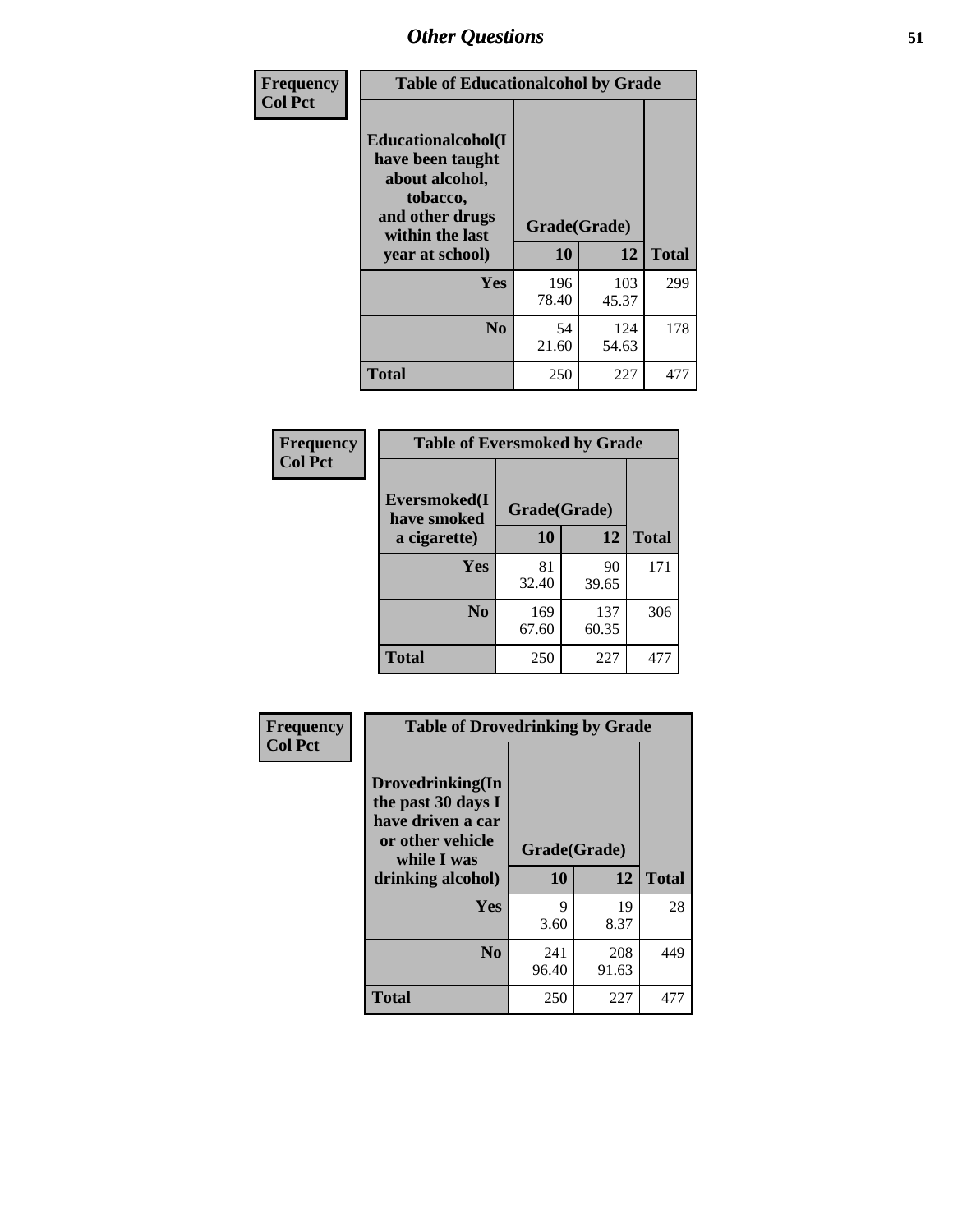# Other Questions

**Frequency**
**Col Pct**

| Table of Educationalalcohol by Grade | | | |
|---|---|---|---|
| **Educationalalcohol(I have been taught about alcohol, tobacco, and other drugs within the last year at school)** | **Grade(Grade)** | | |
| | **10** | **12** | **Total** |
| **Yes** | 196<br>78.40 | 103<br>45.37 | 299 |
| **No** | 54<br>21.60 | 124<br>54.63 | 178 |
| **Total** | 250 | 227 | 477 |

**Frequency**
**Col Pct**

| Table of Eversmoked by Grade | | | |
|---|---|---|---|
| **Eversmoked(I have smoked a cigarette)** | **Grade(Grade)** | | |
| | **10** | **12** | **Total** |
| **Yes** | 81<br>32.40 | 90<br>39.65 | 171 |
| **No** | 169<br>67.60 | 137<br>60.35 | 306 |
| **Total** | 250 | 227 | 477 |

**Frequency**
**Col Pct**

| Table of Drovedrinking by Grade | | | |
|---|---|---|---|
| **Drovedrinking(In the past 30 days I have driven a car or other vehicle while I was drinking alcohol)** | **Grade(Grade)** | | |
| | **10** | **12** | **Total** |
| **Yes** | 9<br>3.60 | 19<br>8.37 | 28 |
| **No** | 241<br>96.40 | 208<br>91.63 | 449 |
| **Total** | 250 | 227 | 477 |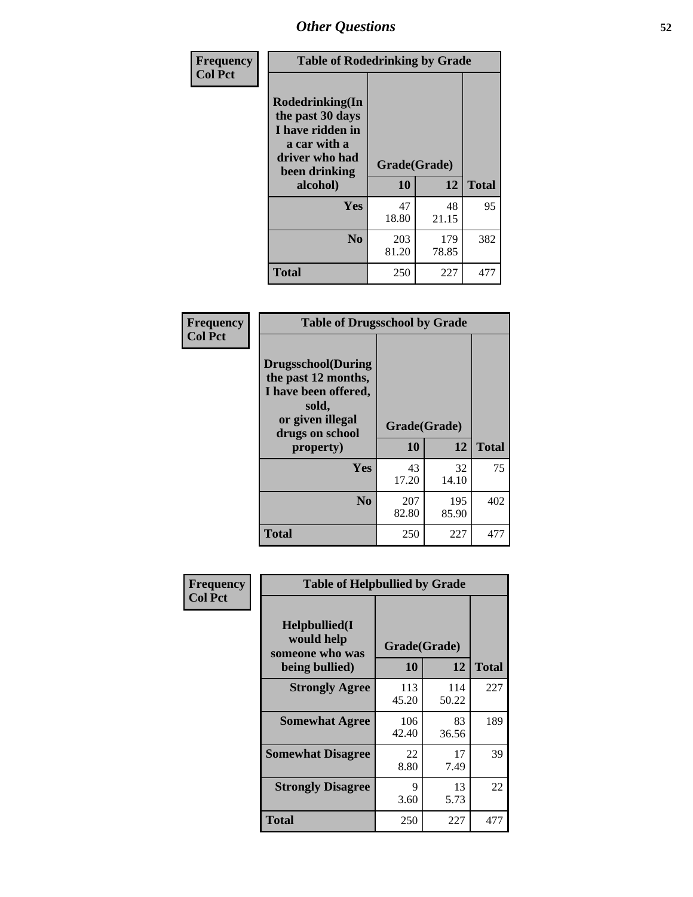# Other Questions

**Frequency**
**Col Pct**

| Table of Rodedrinking by Grade | | | |
|---|---|---|---|
| **Rodedrinking(In the past 30 days I have ridden in a car with a driver who had been drinking alcohol)** | **Grade(Grade)** | | |
| | **10** | **12** | **Total** |
| **Yes** | 47<br>18.80 | 48<br>21.15 | 95 |
| **No** | 203<br>81.20 | 179<br>78.85 | 382 |
| **Total** | 250 | 227 | 477 |

**Frequency**
**Col Pct**

| Table of Drugsschool by Grade | | | |
|---|---|---|---|
| **Drugsschool(During the past 12 months, I have been offered, sold, or given illegal drugs on school property)** | **Grade(Grade)** | | |
| | **10** | **12** | **Total** |
| **Yes** | 43<br>17.20 | 32<br>14.10 | 75 |
| **No** | 207<br>82.80 | 195<br>85.90 | 402 |
| **Total** | 250 | 227 | 477 |

**Frequency**
**Col Pct**

| Table of Helpbullied by Grade | | | |
|---|---|---|---|
| **Helpbullied(I would help someone who was being bullied)** | **Grade(Grade)** | | |
| | **10** | **12** | **Total** |
| **Strongly Agree** | 113<br>45.20 | 114<br>50.22 | 227 |
| **Somewhat Agree** | 106<br>42.40 | 83<br>36.56 | 189 |
| **Somewhat Disagree** | 22<br>8.80 | 17<br>7.49 | 39 |
| **Strongly Disagree** | 9<br>3.60 | 13<br>5.73 | 22 |
| **Total** | 250 | 227 | 477 |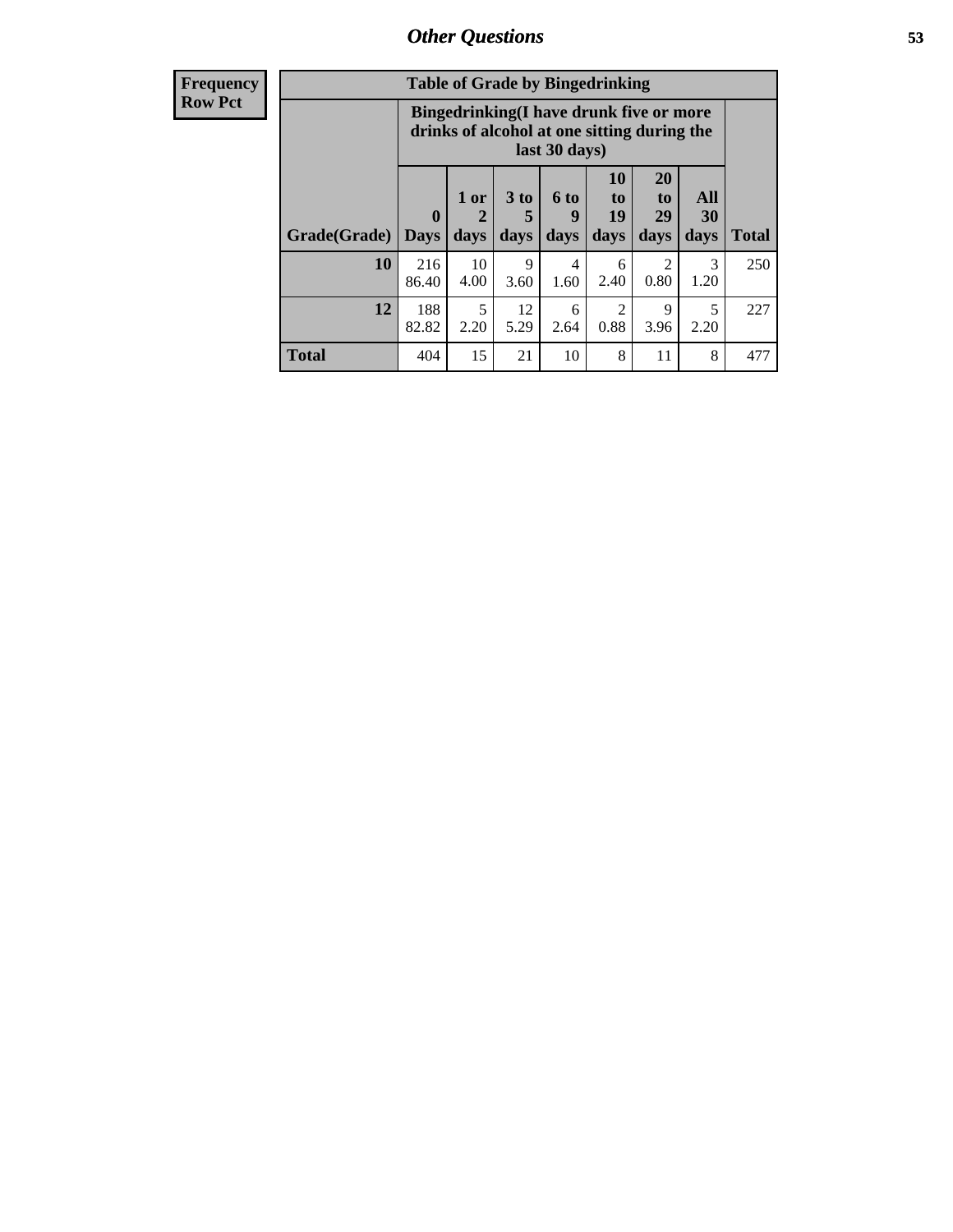## Other Questions

| Frequency Row Pct |
|---|

**Table of Grade by Bingedrinking**

| | Bingedrinking(I have drunk five or more drinks of alcohol at one sitting during the last 30 days) | | | | | | | |
|---|---|---|---|---|---|---|---|---|
| Grade(Grade) | 0 Days | 1 or 2 days | 3 to 5 days | 6 to 9 days | 10 to 19 days | 20 to 29 days | All 30 days | Total |
| 10 | 216<br>86.40 | 10<br>4.00 | 9<br>3.60 | 4<br>1.60 | 6<br>2.40 | 2<br>0.80 | 3<br>1.20 | 250 |
| 12 | 188<br>82.82 | 5<br>2.20 | 12<br>5.29 | 6<br>2.64 | 2<br>0.88 | 9<br>3.96 | 5<br>2.20 | 227 |
| Total | 404 | 15 | 21 | 10 | 8 | 11 | 8 | 477 |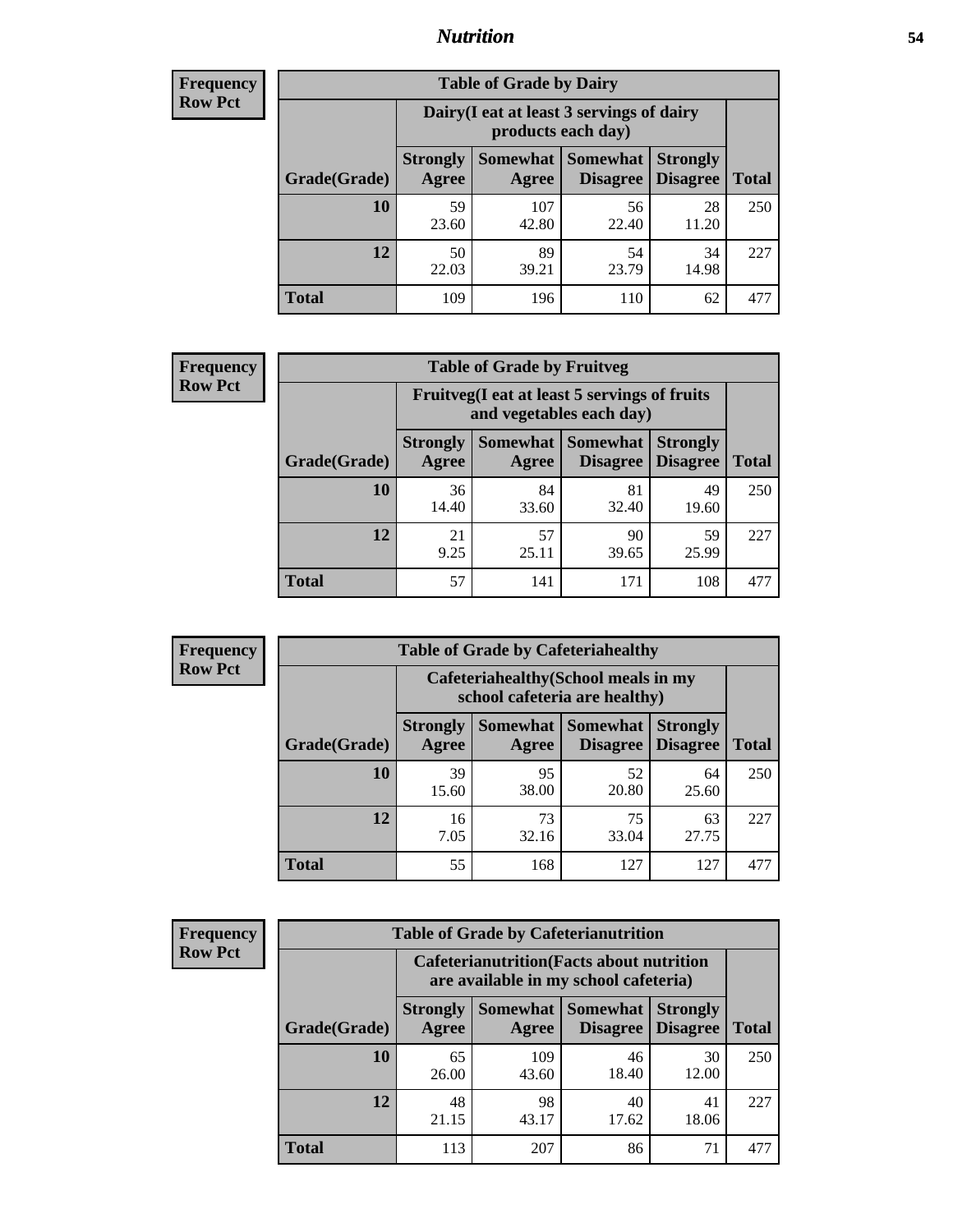**Frequency**
**Row Pct**

| Table of Grade by Dairy | | | | | |
|---|---|---|---|---|---|
| | Dairy(I eat at least 3 servings of dairy products each day) | | | | |
| Grade(Grade) | Strongly Agree | Somewhat Agree | Somewhat Disagree | Strongly Disagree | Total |
| **10** | 59<br>23.60 | 107<br>42.80 | 56<br>22.40 | 28<br>11.20 | 250 |
| **12** | 50<br>22.03 | 89<br>39.21 | 54<br>23.79 | 34<br>14.98 | 227 |
| **Total** | 109 | 196 | 110 | 62 | 477 |

**Frequency**
**Row Pct**

| Table of Grade by Fruitveg | | | | | |
|---|---|---|---|---|---|
| | Fruitveg(I eat at least 5 servings of fruits and vegetables each day) | | | | |
| Grade(Grade) | Strongly Agree | Somewhat Agree | Somewhat Disagree | Strongly Disagree | Total |
| **10** | 36<br>14.40 | 84<br>33.60 | 81<br>32.40 | 49<br>19.60 | 250 |
| **12** | 21<br>9.25 | 57<br>25.11 | 90<br>39.65 | 59<br>25.99 | 227 |
| **Total** | 57 | 141 | 171 | 108 | 477 |

**Frequency**
**Row Pct**

| Table of Grade by Cafeteriahealthy | | | | | |
|---|---|---|---|---|---|
| | Cafeteriahealthy(School meals in my school cafeteria are healthy) | | | | |
| Grade(Grade) | Strongly Agree | Somewhat Agree | Somewhat Disagree | Strongly Disagree | Total |
| **10** | 39<br>15.60 | 95<br>38.00 | 52<br>20.80 | 64<br>25.60 | 250 |
| **12** | 16<br>7.05 | 73<br>32.16 | 75<br>33.04 | 63<br>27.75 | 227 |
| **Total** | 55 | 168 | 127 | 127 | 477 |

**Frequency**
**Row Pct**

| Table of Grade by Cafeterianutrition | | | | | |
|---|---|---|---|---|---|
| | Cafeterianutrition(Facts about nutrition are available in my school cafeteria) | | | | |
| Grade(Grade) | Strongly Agree | Somewhat Agree | Somewhat Disagree | Strongly Disagree | Total |
| **10** | 65<br>26.00 | 109<br>43.60 | 46<br>18.40 | 30<br>12.00 | 250 |
| **12** | 48<br>21.15 | 98<br>43.17 | 40<br>17.62 | 41<br>18.06 | 227 |
| **Total** | 113 | 207 | 86 | 71 | 477 |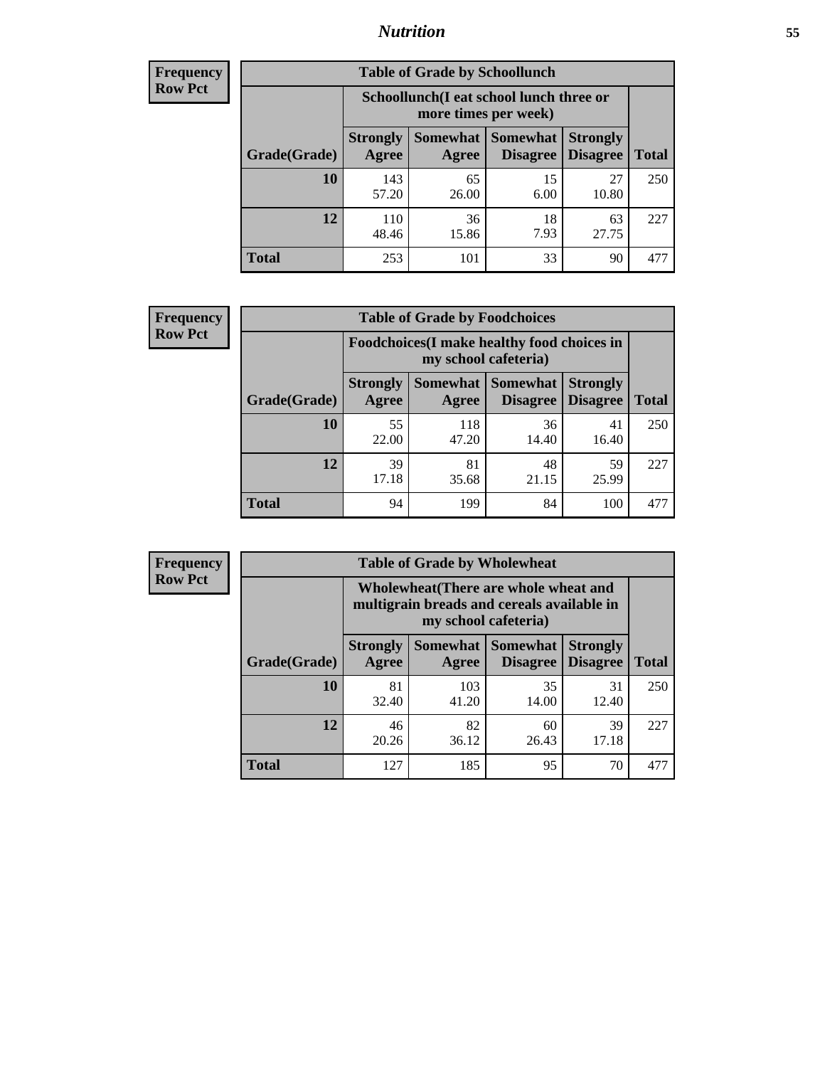| Frequency |
|---|
| Row Pct |

**Table of Grade by Schoollunch**

| Grade(Grade) | Schoollunch(I eat school lunch three or more times per week) | | | | Total |
|---|---|---|---|---|---|
| | Strongly Agree | Somewhat Agree | Somewhat Disagree | Strongly Disagree | |
| 10 | 143<br>57.20 | 65<br>26.00 | 15<br>6.00 | 27<br>10.80 | 250 |
| 12 | 110<br>48.46 | 36<br>15.86 | 18<br>7.93 | 63<br>27.75 | 227 |
| Total | 253 | 101 | 33 | 90 | 477 |

| Frequency |
|---|
| Row Pct |

**Table of Grade by Foodchoices**

| Grade(Grade) | Foodchoices(I make healthy food choices in my school cafeteria) | | | | Total |
|---|---|---|---|---|---|
| | Strongly Agree | Somewhat Agree | Somewhat Disagree | Strongly Disagree | |
| 10 | 55<br>22.00 | 118<br>47.20 | 36<br>14.40 | 41<br>16.40 | 250 |
| 12 | 39<br>17.18 | 81<br>35.68 | 48<br>21.15 | 59<br>25.99 | 227 |
| Total | 94 | 199 | 84 | 100 | 477 |

| Frequency |
|---|
| Row Pct |

**Table of Grade by Wholewheat**

| Grade(Grade) | Wholewheat(There are whole wheat and multigrain breads and cereals available in my school cafeteria) | | | | Total |
|---|---|---|---|---|---|
| | Strongly Agree | Somewhat Agree | Somewhat Disagree | Strongly Disagree | |
| 10 | 81<br>32.40 | 103<br>41.20 | 35<br>14.00 | 31<br>12.40 | 250 |
| 12 | 46<br>20.26 | 82<br>36.12 | 60<br>26.43 | 39<br>17.18 | 227 |
| Total | 127 | 185 | 95 | 70 | 477 |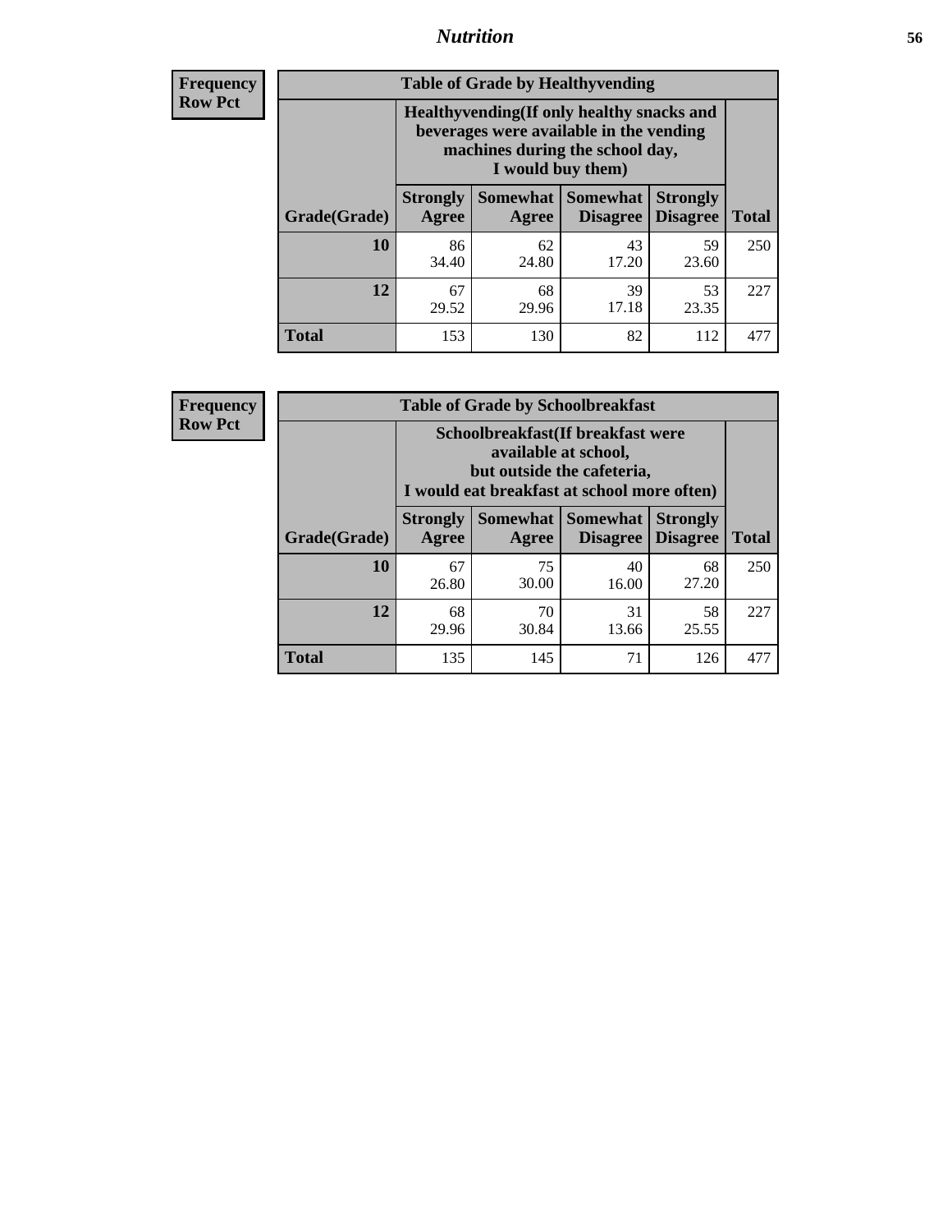## Nutrition

**Frequency**
**Row Pct**

**Table of Grade by Healthyvending**

| Grade(Grade) | Healthyvending(If only healthy snacks and beverages were available in the vending machines during the school day, I would buy them) | | | | Total |
|---|---|---|---|---|---|
| | Strongly Agree | Somewhat Agree | Somewhat Disagree | Strongly Disagree | Total |
| **10** | 86<br>34.40 | 62<br>24.80 | 43<br>17.20 | 59<br>23.60 | 250 |
| **12** | 67<br>29.52 | 68<br>29.96 | 39<br>17.18 | 53<br>23.35 | 227 |
| **Total** | 153 | 130 | 82 | 112 | 477 |

**Frequency**
**Row Pct**

**Table of Grade by Schoolbreakfast**

| Grade(Grade) | Schoolbreakfast(If breakfast were available at school, but outside the cafeteria, I would eat breakfast at school more often) | | | | Total |
|---|---|---|---|---|---|
| | Strongly Agree | Somewhat Agree | Somewhat Disagree | Strongly Disagree | Total |
| **10** | 67<br>26.80 | 75<br>30.00 | 40<br>16.00 | 68<br>27.20 | 250 |
| **12** | 68<br>29.96 | 70<br>30.84 | 31<br>13.66 | 58<br>25.55 | 227 |
| **Total** | 135 | 145 | 71 | 126 | 477 |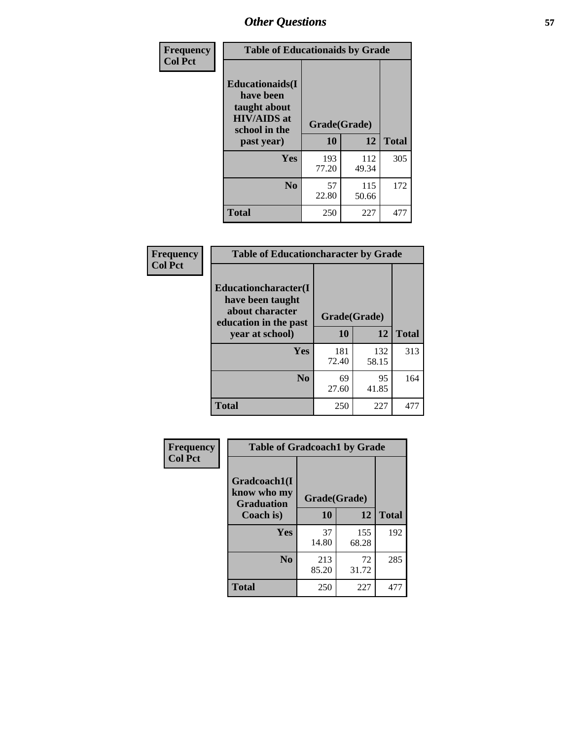## Other Questions

**Frequency / Col Pct**

| Table of Educationaids by Grade | | | |
|---|---|---|---|
| **Educationaids(I have been taught about HIV/AIDS at school in the past year)** | **Grade(Grade)** | | |
| | **10** | **12** | **Total** |
| **Yes** | 193<br>77.20 | 112<br>49.34 | 305 |
| **No** | 57<br>22.80 | 115<br>50.66 | 172 |
| **Total** | 250 | 227 | 477 |

**Frequency / Col Pct**

| Table of Educationcharacter by Grade | | | |
|---|---|---|---|
| **Educationcharacter(I have been taught about character education in the past year at school)** | **Grade(Grade)** | | |
| | **10** | **12** | **Total** |
| **Yes** | 181<br>72.40 | 132<br>58.15 | 313 |
| **No** | 69<br>27.60 | 95<br>41.85 | 164 |
| **Total** | 250 | 227 | 477 |

**Frequency / Col Pct**

| Table of Gradcoach1 by Grade | | | |
|---|---|---|---|
| **Gradcoach1(I know who my Graduation Coach is)** | **Grade(Grade)** | | |
| | **10** | **12** | **Total** |
| **Yes** | 37<br>14.80 | 155<br>68.28 | 192 |
| **No** | 213<br>85.20 | 72<br>31.72 | 285 |
| **Total** | 250 | 227 | 477 |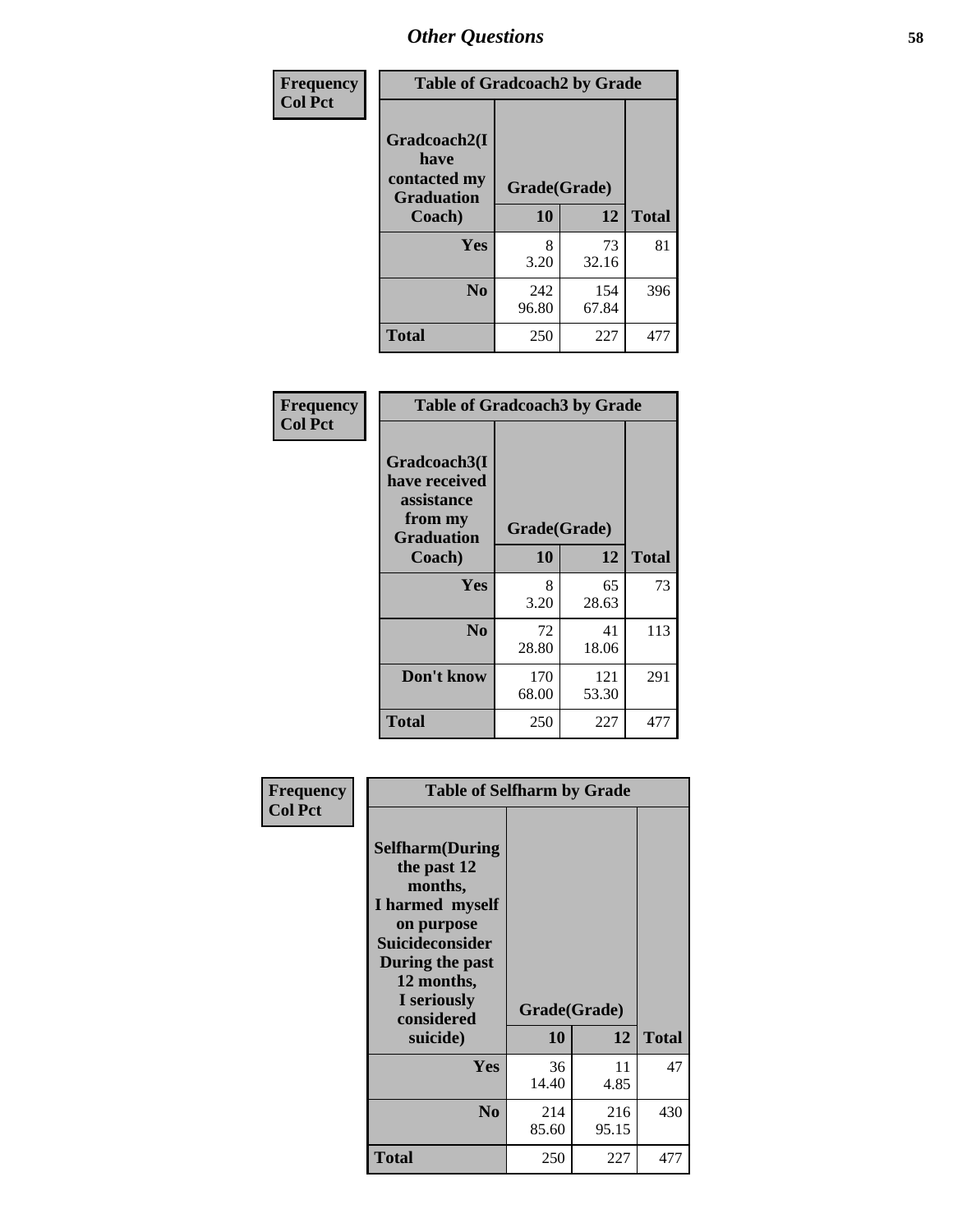| Frequency<br>Col Pct | Table of Gradcoach2 by Grade | | |
|---|---|---|---|
| Gradcoach2(I have contacted my Graduation Coach) | Grade(Grade) | | |
| | 10 | 12 | Total |
| Yes | 8<br>3.20 | 73<br>32.16 | 81 |
| No | 242<br>96.80 | 154<br>67.84 | 396 |
| Total | 250 | 227 | 477 |

| Frequency<br>Col Pct | Table of Gradcoach3 by Grade | | |
|---|---|---|---|
| Gradcoach3(I have received assistance from my Graduation Coach) | Grade(Grade) | | |
| | 10 | 12 | Total |
| Yes | 8<br>3.20 | 65<br>28.63 | 73 |
| No | 72<br>28.80 | 41<br>18.06 | 113 |
| Don't know | 170<br>68.00 | 121<br>53.30 | 291 |
| Total | 250 | 227 | 477 |

| Frequency<br>Col Pct | Table of Selfharm by Grade | | |
|---|---|---|---|
| Selfharm(During the past 12 months, I harmed myself on purpose Suicideconsider During the past 12 months, I seriously considered suicide) | Grade(Grade) | | |
| | 10 | 12 | Total |
| Yes | 36<br>14.40 | 11<br>4.85 | 47 |
| No | 214<br>85.60 | 216<br>95.15 | 430 |
| Total | 250 | 227 | 477 |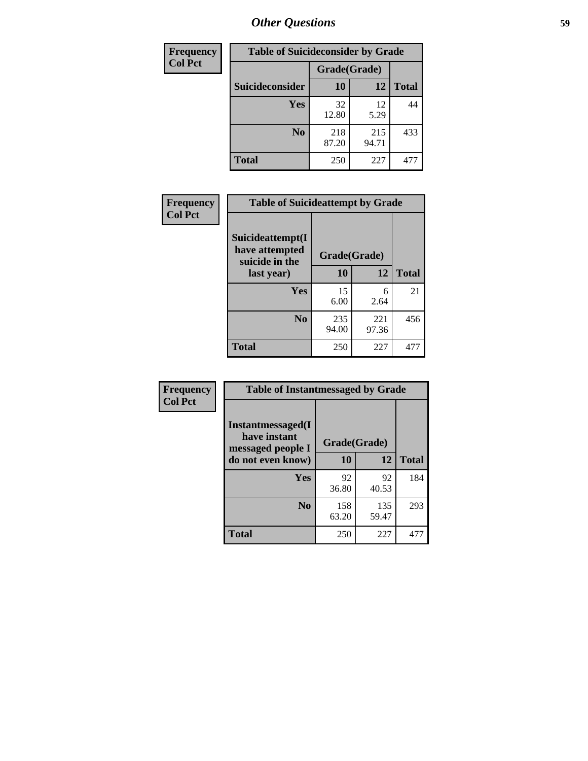| Frequency<br>Col Pct |
|---|

| Table of Suicideconsider by Grade | | | |
|---|---|---|---|
| | Grade(Grade) | | |
| Suicideconsider | 10 | 12 | Total |
| Yes | 32<br>12.80 | 12<br>5.29 | 44 |
| No | 218<br>87.20 | 215<br>94.71 | 433 |
| Total | 250 | 227 | 477 |

| Frequency<br>Col Pct |
|---|

| Table of Suicideattempt by Grade | | | |
|---|---|---|---|
| Suicideattempt(I have attempted suicide in the last year) | Grade(Grade) | | |
| | 10 | 12 | Total |
| Yes | 15<br>6.00 | 6<br>2.64 | 21 |
| No | 235<br>94.00 | 221<br>97.36 | 456 |
| Total | 250 | 227 | 477 |

| Frequency<br>Col Pct |
|---|

| Table of Instantmessaged by Grade | | | |
|---|---|---|---|
| Instantmessaged(I have instant messaged people I do not even know) | Grade(Grade) | | |
| | 10 | 12 | Total |
| Yes | 92<br>36.80 | 92<br>40.53 | 184 |
| No | 158<br>63.20 | 135<br>59.47 | 293 |
| Total | 250 | 227 | 477 |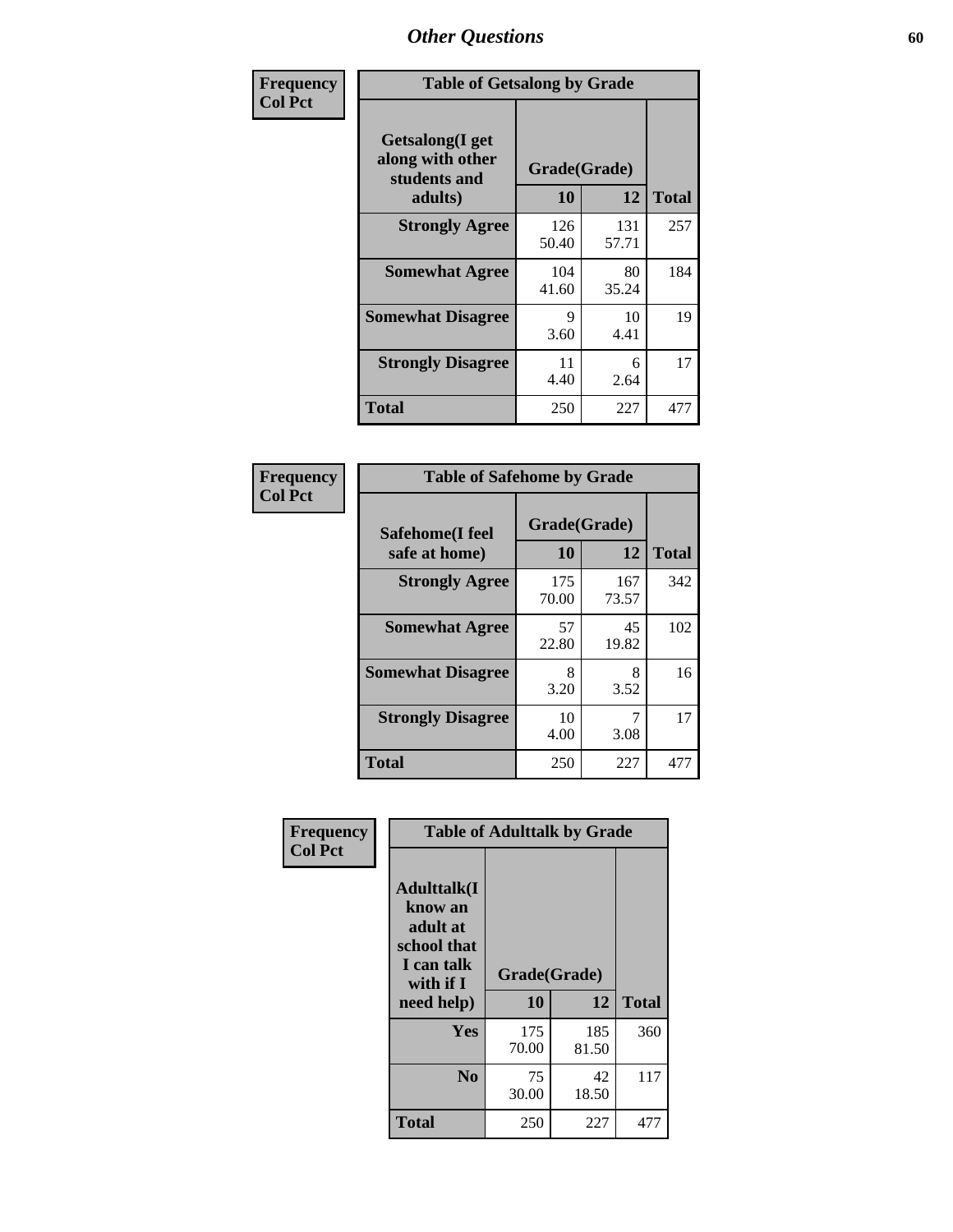# Other Questions

**Frequency**
**Col Pct**

| Table of Getsalong by Grade | | | |
|---|---|---|---|
| **Getsalong(I get along with other students and adults)** | **Grade(Grade)** | | |
| | **10** | **12** | **Total** |
| **Strongly Agree** | 126<br>50.40 | 131<br>57.71 | 257 |
| **Somewhat Agree** | 104<br>41.60 | 80<br>35.24 | 184 |
| **Somewhat Disagree** | 9<br>3.60 | 10<br>4.41 | 19 |
| **Strongly Disagree** | 11<br>4.40 | 6<br>2.64 | 17 |
| **Total** | 250 | 227 | 477 |

**Frequency**
**Col Pct**

| Table of Safehome by Grade | | | |
|---|---|---|---|
| **Safehome(I feel safe at home)** | **Grade(Grade)** | | |
| | **10** | **12** | **Total** |
| **Strongly Agree** | 175<br>70.00 | 167<br>73.57 | 342 |
| **Somewhat Agree** | 57<br>22.80 | 45<br>19.82 | 102 |
| **Somewhat Disagree** | 8<br>3.20 | 8<br>3.52 | 16 |
| **Strongly Disagree** | 10<br>4.00 | 7<br>3.08 | 17 |
| **Total** | 250 | 227 | 477 |

**Frequency**
**Col Pct**

| Table of Adulttalk by Grade | | | |
|---|---|---|---|
| **Adulttalk(I know an adult at school that I can talk with if I need help)** | **Grade(Grade)** | | |
| | **10** | **12** | **Total** |
| **Yes** | 175<br>70.00 | 185<br>81.50 | 360 |
| **No** | 75<br>30.00 | 42<br>18.50 | 117 |
| **Total** | 250 | 227 | 477 |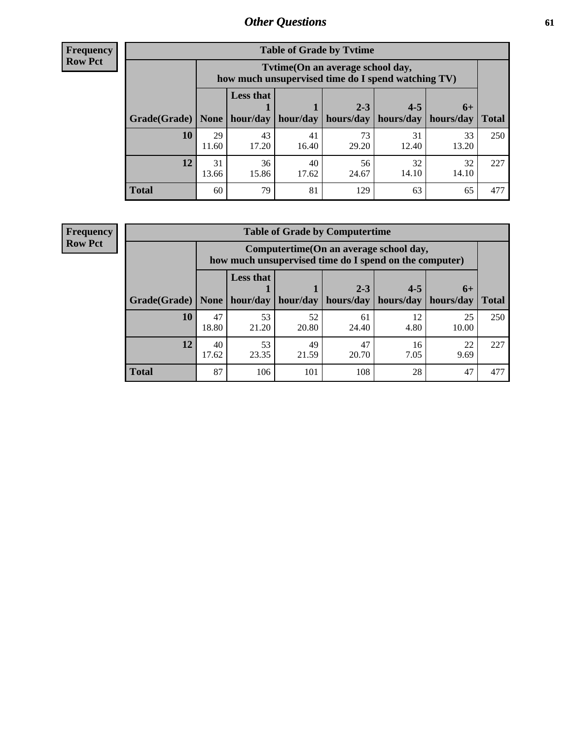## Other Questions

**Frequency**
**Row Pct**

| Table of Grade by Tvtime | | | | | | | |
|---|---|---|---|---|---|---|---|
| | Tvtime(On an average school day, how much unsupervised time do I spend watching TV) | | | | | | |
| Grade(Grade) | None | Less that 1 hour/day | 1 hour/day | 2-3 hours/day | 4-5 hours/day | 6+ hours/day | Total |
| **10** | 29<br>11.60 | 43<br>17.20 | 41<br>16.40 | 73<br>29.20 | 31<br>12.40 | 33<br>13.20 | 250 |
| **12** | 31<br>13.66 | 36<br>15.86 | 40<br>17.62 | 56<br>24.67 | 32<br>14.10 | 32<br>14.10 | 227 |
| **Total** | 60 | 79 | 81 | 129 | 63 | 65 | 477 |

**Frequency**
**Row Pct**

| Table of Grade by Computertime | | | | | | | |
|---|---|---|---|---|---|---|---|
| | Computertime(On an average school day, how much unsupervised time do I spend on the computer) | | | | | | |
| Grade(Grade) | None | Less that 1 hour/day | 1 hour/day | 2-3 hours/day | 4-5 hours/day | 6+ hours/day | Total |
| **10** | 47<br>18.80 | 53<br>21.20 | 52<br>20.80 | 61<br>24.40 | 12<br>4.80 | 25<br>10.00 | 250 |
| **12** | 40<br>17.62 | 53<br>23.35 | 49<br>21.59 | 47<br>20.70 | 16<br>7.05 | 22<br>9.69 | 227 |
| **Total** | 87 | 106 | 101 | 108 | 28 | 47 | 477 |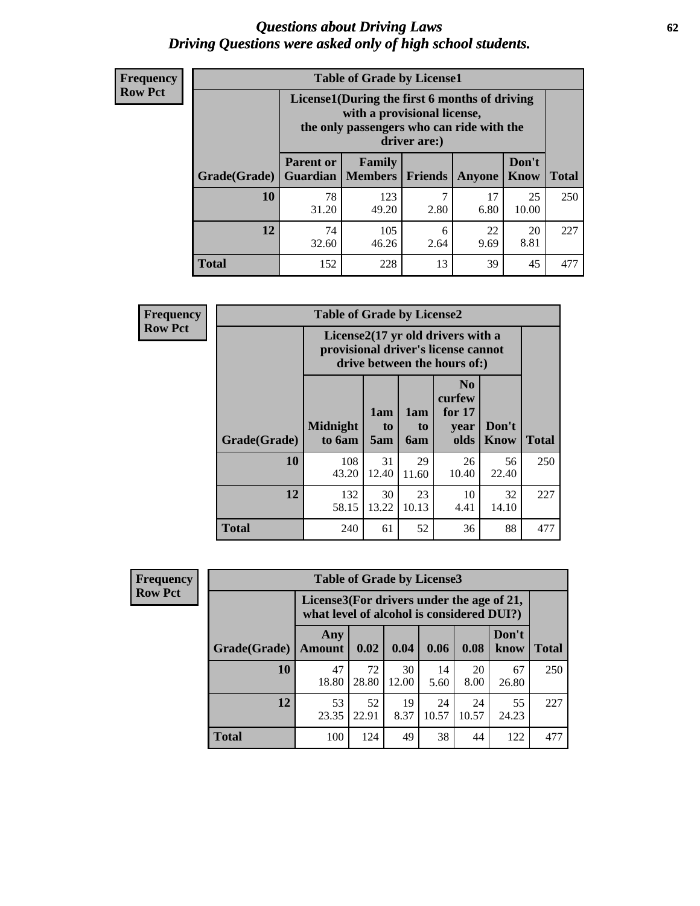# *Questions about Driving Laws*
# *Driving Questions were asked only of high school students.*

**Frequency**
**Row Pct**

**Table of Grade by License1**

| Grade(Grade) | License1(During the first 6 months of driving with a provisional license, the only passengers who can ride with the driver are:) | | | | | Total |
|---|---|---|---|---|---|---|
| | Parent or Guardian | Family Members | Friends | Anyone | Don't Know | |
| 10 | 78<br>31.20 | 123<br>49.20 | 7<br>2.80 | 17<br>6.80 | 25<br>10.00 | 250 |
| 12 | 74<br>32.60 | 105<br>46.26 | 6<br>2.64 | 22<br>9.69 | 20<br>8.81 | 227 |
| Total | 152 | 228 | 13 | 39 | 45 | 477 |

**Frequency**
**Row Pct**

**Table of Grade by License2**

| Grade(Grade) | License2(17 yr old drivers with a provisional driver's license cannot drive between the hours of:) | | | | | Total |
|---|---|---|---|---|---|---|
| | Midnight to 6am | 1am to 5am | 1am to 6am | No curfew for 17 year olds | Don't Know | |
| 10 | 108<br>43.20 | 31<br>12.40 | 29<br>11.60 | 26<br>10.40 | 56<br>22.40 | 250 |
| 12 | 132<br>58.15 | 30<br>13.22 | 23<br>10.13 | 10<br>4.41 | 32<br>14.10 | 227 |
| Total | 240 | 61 | 52 | 36 | 88 | 477 |

**Frequency**
**Row Pct**

**Table of Grade by License3**

| Grade(Grade) | License3(For drivers under the age of 21, what level of alcohol is considered DUI?) | | | | | | Total |
|---|---|---|---|---|---|---|---|
| | Any Amount | 0.02 | 0.04 | 0.06 | 0.08 | Don't know | |
| 10 | 47<br>18.80 | 72<br>28.80 | 30<br>12.00 | 14<br>5.60 | 20<br>8.00 | 67<br>26.80 | 250 |
| 12 | 53<br>23.35 | 52<br>22.91 | 19<br>8.37 | 24<br>10.57 | 24<br>10.57 | 55<br>24.23 | 227 |
| Total | 100 | 124 | 49 | 38 | 44 | 122 | 477 |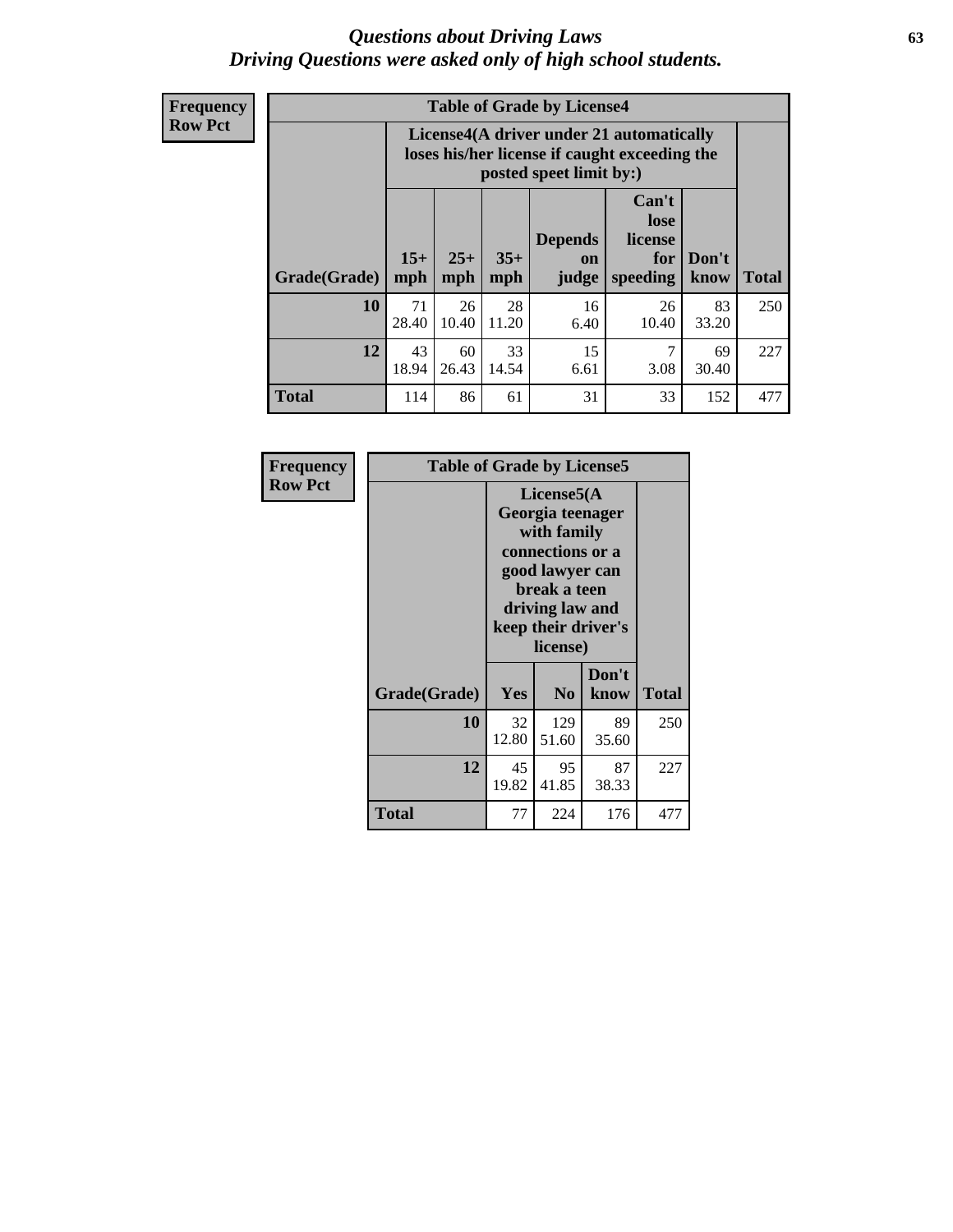# *Questions about Driving Laws*
## *Driving Questions were asked only of high school students.*

**Frequency**
**Row Pct**

**Table of Grade by License4**

| Grade(Grade) | License4(A driver under 21 automatically loses his/her license if caught exceeding the posted speet limit by:) | | | | | | Total |
|---|---|---|---|---|---|---|---|
| | 15+ mph | 25+ mph | 35+ mph | Depends on judge | Can't lose license for speeding | Don't know | |
| **10** | 71<br>28.40 | 26<br>10.40 | 28<br>11.20 | 16<br>6.40 | 26<br>10.40 | 83<br>33.20 | 250 |
| **12** | 43<br>18.94 | 60<br>26.43 | 33<br>14.54 | 15<br>6.61 | 7<br>3.08 | 69<br>30.40 | 227 |
| **Total** | 114 | 86 | 61 | 31 | 33 | 152 | 477 |

**Frequency**
**Row Pct**

**Table of Grade by License5**

| Grade(Grade) | License5(A Georgia teenager with family connections or a good lawyer can break a teen driving law and keep their driver's license) | | | Total |
|---|---|---|---|---|
| | Yes | No | Don't know | |
| **10** | 32<br>12.80 | 129<br>51.60 | 89<br>35.60 | 250 |
| **12** | 45<br>19.82 | 95<br>41.85 | 87<br>38.33 | 227 |
| **Total** | 77 | 224 | 176 | 477 |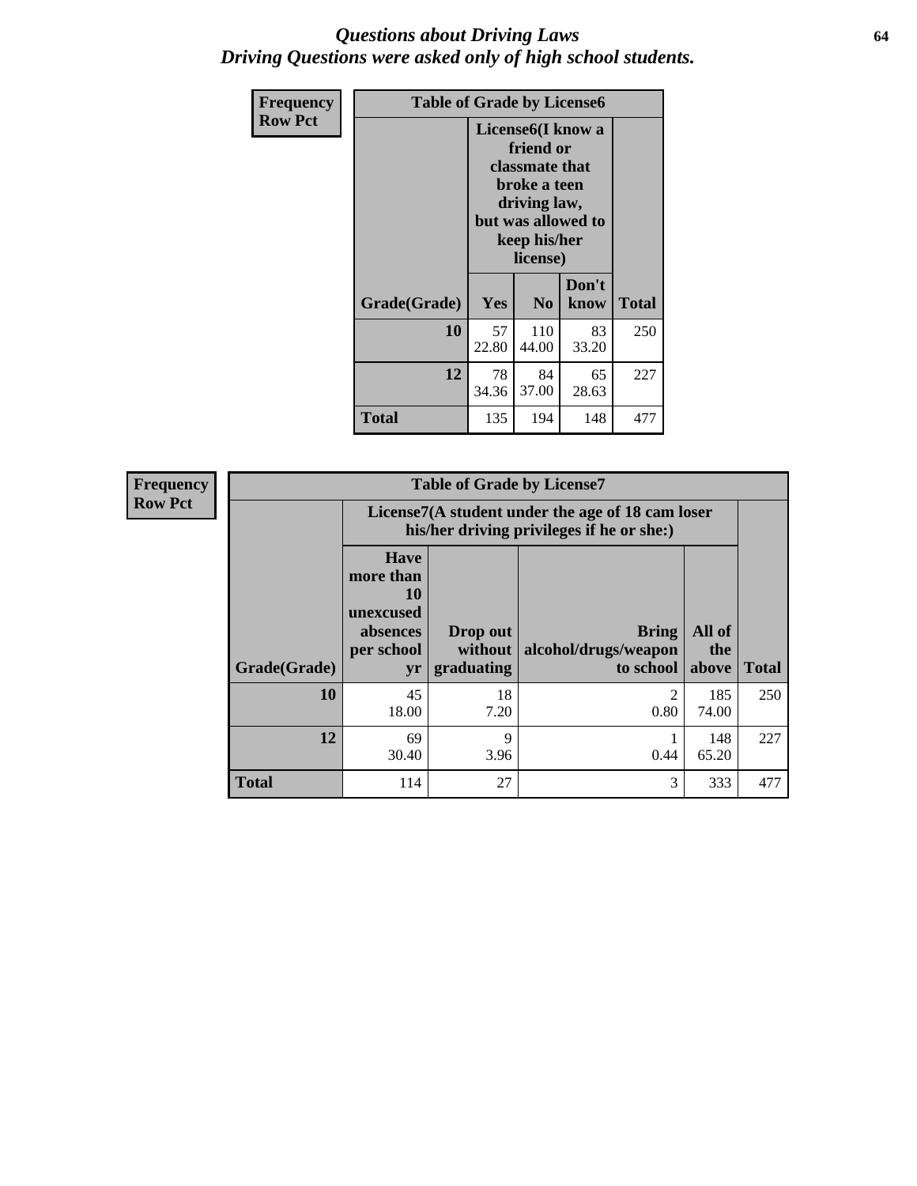# *Questions about Driving Laws*
## *Driving Questions were asked only of high school students.*

**Frequency**
**Row Pct**

| Table of Grade by License6 | | | | |
|---|---|---|---|---|
| | License6(I know a friend or classmate that broke a teen driving law, but was allowed to keep his/her license) | | | |
| Grade(Grade) | Yes | No | Don't know | Total |
| 10 | 57<br>22.80 | 110<br>44.00 | 83<br>33.20 | 250 |
| 12 | 78<br>34.36 | 84<br>37.00 | 65<br>28.63 | 227 |
| Total | 135 | 194 | 148 | 477 |

**Frequency**
**Row Pct**

| Table of Grade by License7 | | | | | |
|---|---|---|---|---|---|
| | License7(A student under the age of 18 cam loser his/her driving privileges if he or she:) | | | | |
| Grade(Grade) | Have more than 10 unexcused absences per school yr | Drop out without graduating | Bring alcohol/drugs/weapon to school | All of the above | Total |
| 10 | 45<br>18.00 | 18<br>7.20 | 2<br>0.80 | 185<br>74.00 | 250 |
| 12 | 69<br>30.40 | 9<br>3.96 | 1<br>0.44 | 148<br>65.20 | 227 |
| Total | 114 | 27 | 3 | 333 | 477 |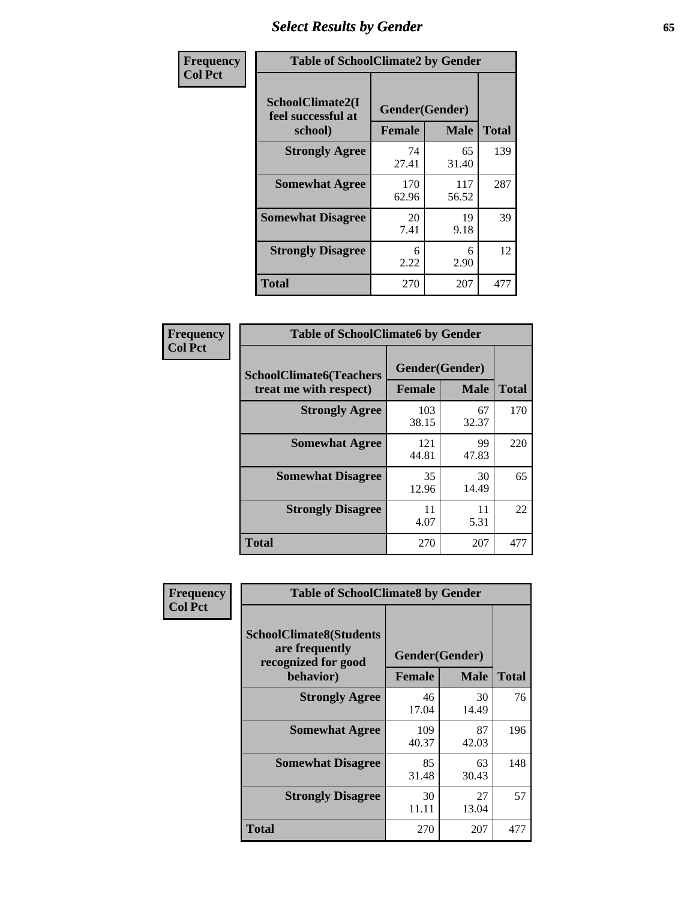# Select Results by Gender

**Frequency**
**Col Pct**

| Table of SchoolClimate2 by Gender | | | |
|---|---|---|---|
| SchoolClimate2(I feel successful at school) | Gender(Gender) | | |
| | Female | Male | Total |
| **Strongly Agree** | 74<br>27.41 | 65<br>31.40 | 139 |
| **Somewhat Agree** | 170<br>62.96 | 117<br>56.52 | 287 |
| **Somewhat Disagree** | 20<br>7.41 | 19<br>9.18 | 39 |
| **Strongly Disagree** | 6<br>2.22 | 6<br>2.90 | 12 |
| **Total** | 270 | 207 | 477 |

**Frequency**
**Col Pct**

| Table of SchoolClimate6 by Gender | | | |
|---|---|---|---|
| SchoolClimate6(Teachers treat me with respect) | Gender(Gender) | | |
| | Female | Male | Total |
| **Strongly Agree** | 103<br>38.15 | 67<br>32.37 | 170 |
| **Somewhat Agree** | 121<br>44.81 | 99<br>47.83 | 220 |
| **Somewhat Disagree** | 35<br>12.96 | 30<br>14.49 | 65 |
| **Strongly Disagree** | 11<br>4.07 | 11<br>5.31 | 22 |
| **Total** | 270 | 207 | 477 |

**Frequency**
**Col Pct**

| Table of SchoolClimate8 by Gender | | | |
|---|---|---|---|
| SchoolClimate8(Students are frequently recognized for good behavior) | Gender(Gender) | | |
| | Female | Male | Total |
| **Strongly Agree** | 46<br>17.04 | 30<br>14.49 | 76 |
| **Somewhat Agree** | 109<br>40.37 | 87<br>42.03 | 196 |
| **Somewhat Disagree** | 85<br>31.48 | 63<br>30.43 | 148 |
| **Strongly Disagree** | 30<br>11.11 | 27<br>13.04 | 57 |
| **Total** | 270 | 207 | 477 |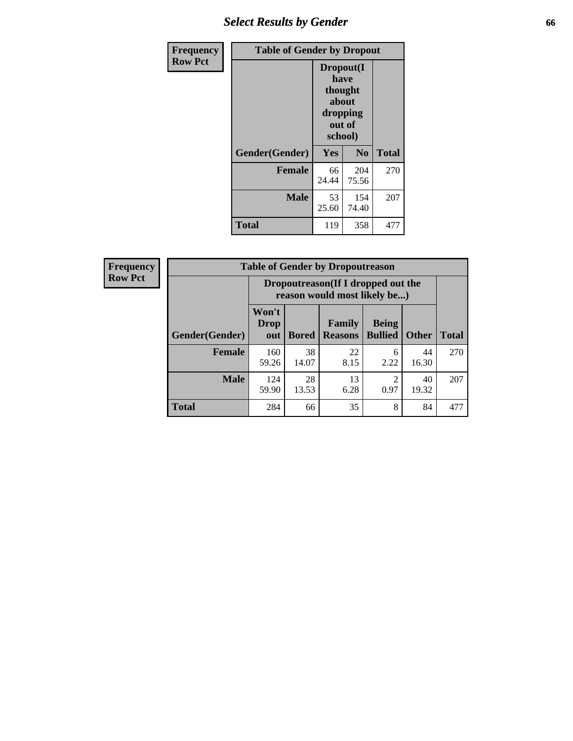## Select Results by Gender

**Frequency Row Pct**

| Table of Gender by Dropout | | | |
|---|---|---|---|
| | Dropout(I have thought about dropping out of school) | | |
| Gender(Gender) | Yes | No | Total |
| **Female** | 66<br>24.44 | 204<br>75.56 | 270 |
| **Male** | 53<br>25.60 | 154<br>74.40 | 207 |
| **Total** | 119 | 358 | 477 |

**Frequency Row Pct**

| Table of Gender by Dropoutreason | | | | | | |
|---|---|---|---|---|---|---|
| | Dropoutreason(If I dropped out the reason would most likely be...) | | | | | |
| Gender(Gender) | Won't Drop out | Bored | Family Reasons | Being Bullied | Other | Total |
| **Female** | 160<br>59.26 | 38<br>14.07 | 22<br>8.15 | 6<br>2.22 | 44<br>16.30 | 270 |
| **Male** | 124<br>59.90 | 28<br>13.53 | 13<br>6.28 | 2<br>0.97 | 40<br>19.32 | 207 |
| **Total** | 284 | 66 | 35 | 8 | 84 | 477 |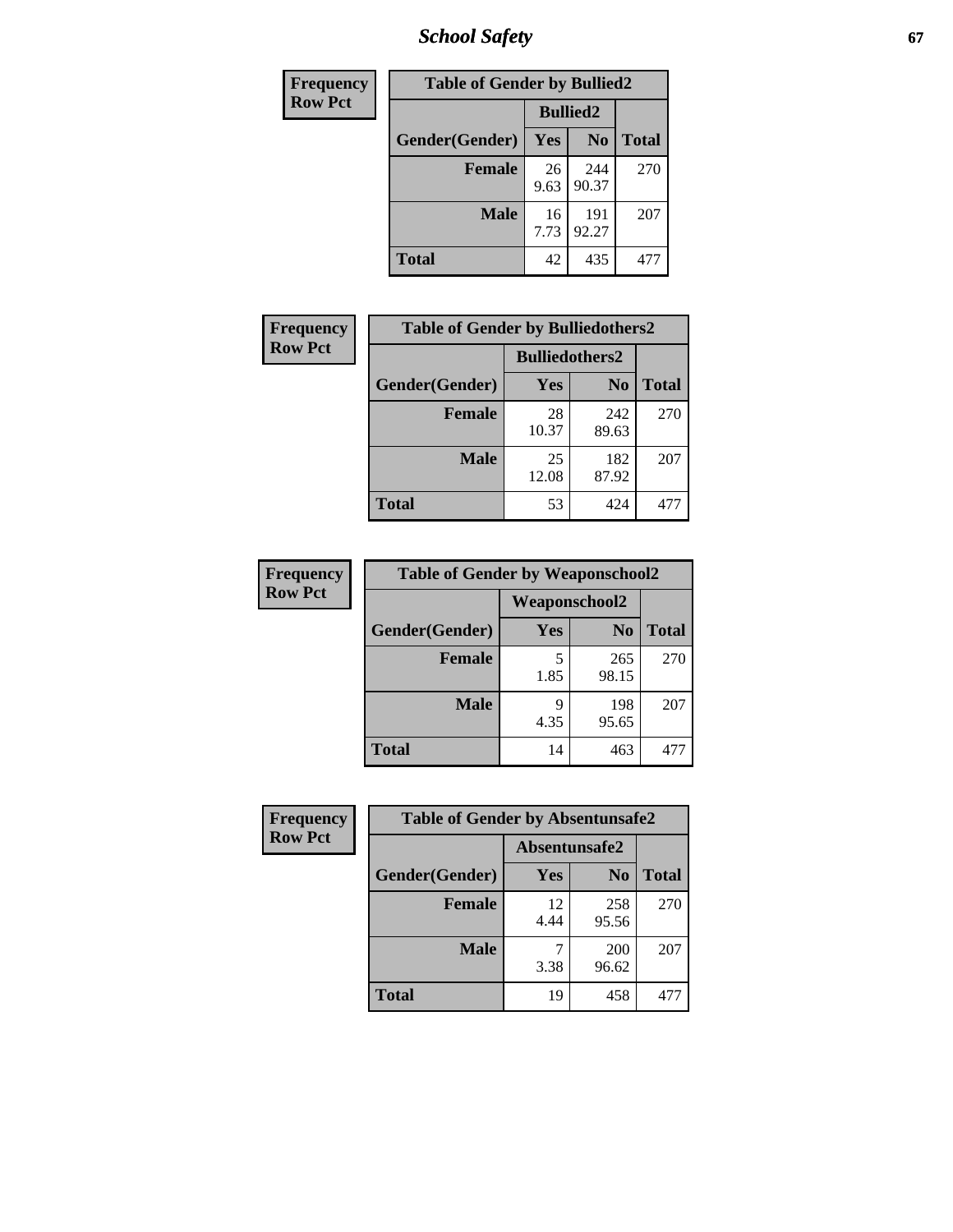| Frequency<br>Row Pct |
|---|

| Table of Gender by Bullied2 | | | |
|---|---|---|---|
| | Bullied2 | | |
| Gender(Gender) | Yes | No | Total |
| Female | 26<br>9.63 | 244<br>90.37 | 270 |
| Male | 16<br>7.73 | 191<br>92.27 | 207 |
| Total | 42 | 435 | 477 |

| Frequency<br>Row Pct |
|---|

| Table of Gender by Bulliedothers2 | | | |
|---|---|---|---|
| | Bulliedothers2 | | |
| Gender(Gender) | Yes | No | Total |
| Female | 28<br>10.37 | 242<br>89.63 | 270 |
| Male | 25<br>12.08 | 182<br>87.92 | 207 |
| Total | 53 | 424 | 477 |

| Frequency<br>Row Pct |
|---|

| Table of Gender by Weaponschool2 | | | |
|---|---|---|---|
| | Weaponschool2 | | |
| Gender(Gender) | Yes | No | Total |
| Female | 5<br>1.85 | 265<br>98.15 | 270 |
| Male | 9<br>4.35 | 198<br>95.65 | 207 |
| Total | 14 | 463 | 477 |

| Frequency<br>Row Pct |
|---|

| Table of Gender by Absentunsafe2 | | | |
|---|---|---|---|
| | Absentunsafe2 | | |
| Gender(Gender) | Yes | No | Total |
| Female | 12<br>4.44 | 258<br>95.56 | 270 |
| Male | 7<br>3.38 | 200<br>96.62 | 207 |
| Total | 19 | 458 | 477 |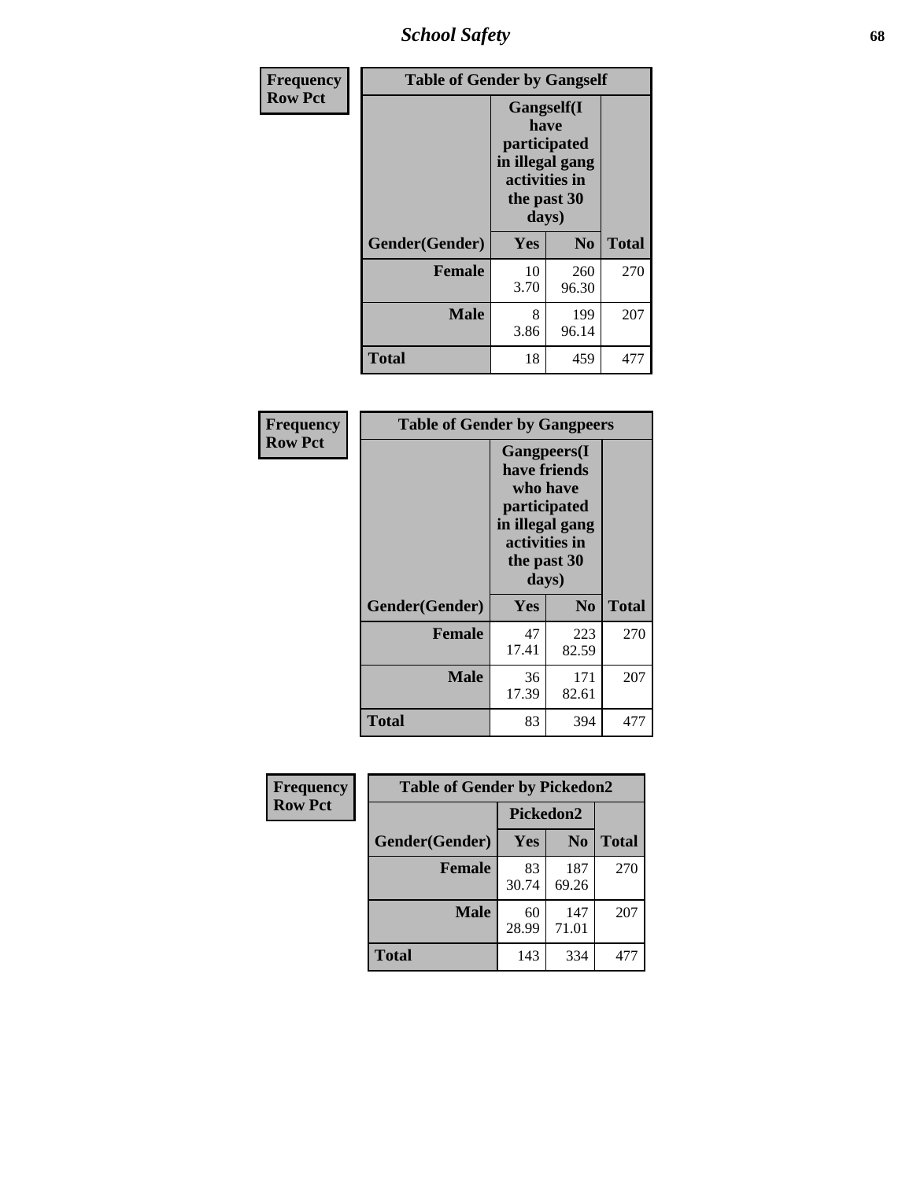| Frequency Row Pct |
|---|

| Table of Gender by Gangself | | | |
|---|---|---|---|
| | Gangself(I have participated in illegal gang activities in the past 30 days) | | |
| Gender(Gender) | Yes | No | Total |
| Female | 10<br>3.70 | 260<br>96.30 | 270 |
| Male | 8<br>3.86 | 199<br>96.14 | 207 |
| Total | 18 | 459 | 477 |

| Frequency Row Pct |
|---|

| Table of Gender by Gangpeers | | | |
|---|---|---|---|
| | Gangpeers(I have friends who have participated in illegal gang activities in the past 30 days) | | |
| Gender(Gender) | Yes | No | Total |
| Female | 47<br>17.41 | 223<br>82.59 | 270 |
| Male | 36<br>17.39 | 171<br>82.61 | 207 |
| Total | 83 | 394 | 477 |

| Frequency Row Pct |
|---|

| Table of Gender by Pickedon2 | | | |
|---|---|---|---|
| | Pickedon2 | | |
| Gender(Gender) | Yes | No | Total |
| Female | 83<br>30.74 | 187<br>69.26 | 270 |
| Male | 60<br>28.99 | 147<br>71.01 | 207 |
| Total | 143 | 334 | 477 |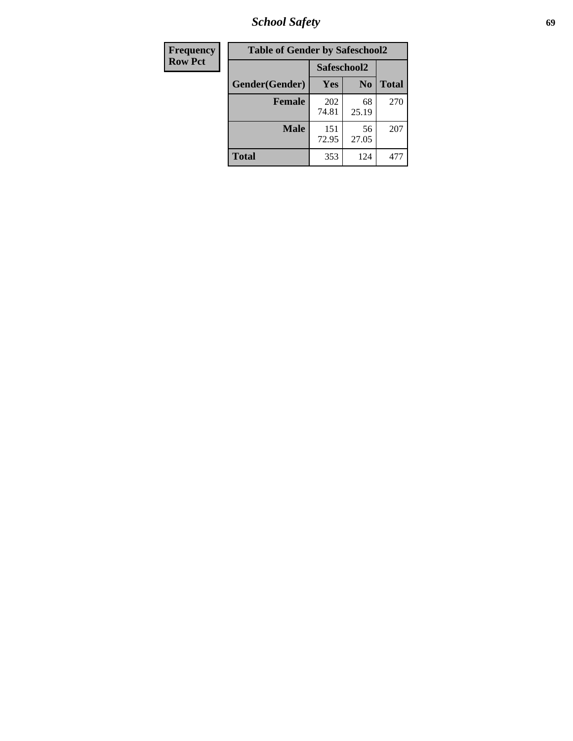| Frequency Row Pct |
|---|

| Table of Gender by Safeschool2 | | | |
|---|---|---|---|
| | Safeschool2 | | |
| Gender(Gender) | Yes | No | Total |
| Female | 202 74.81 | 68 25.19 | 270 |
| Male | 151 72.95 | 56 27.05 | 207 |
| Total | 353 | 124 | 477 |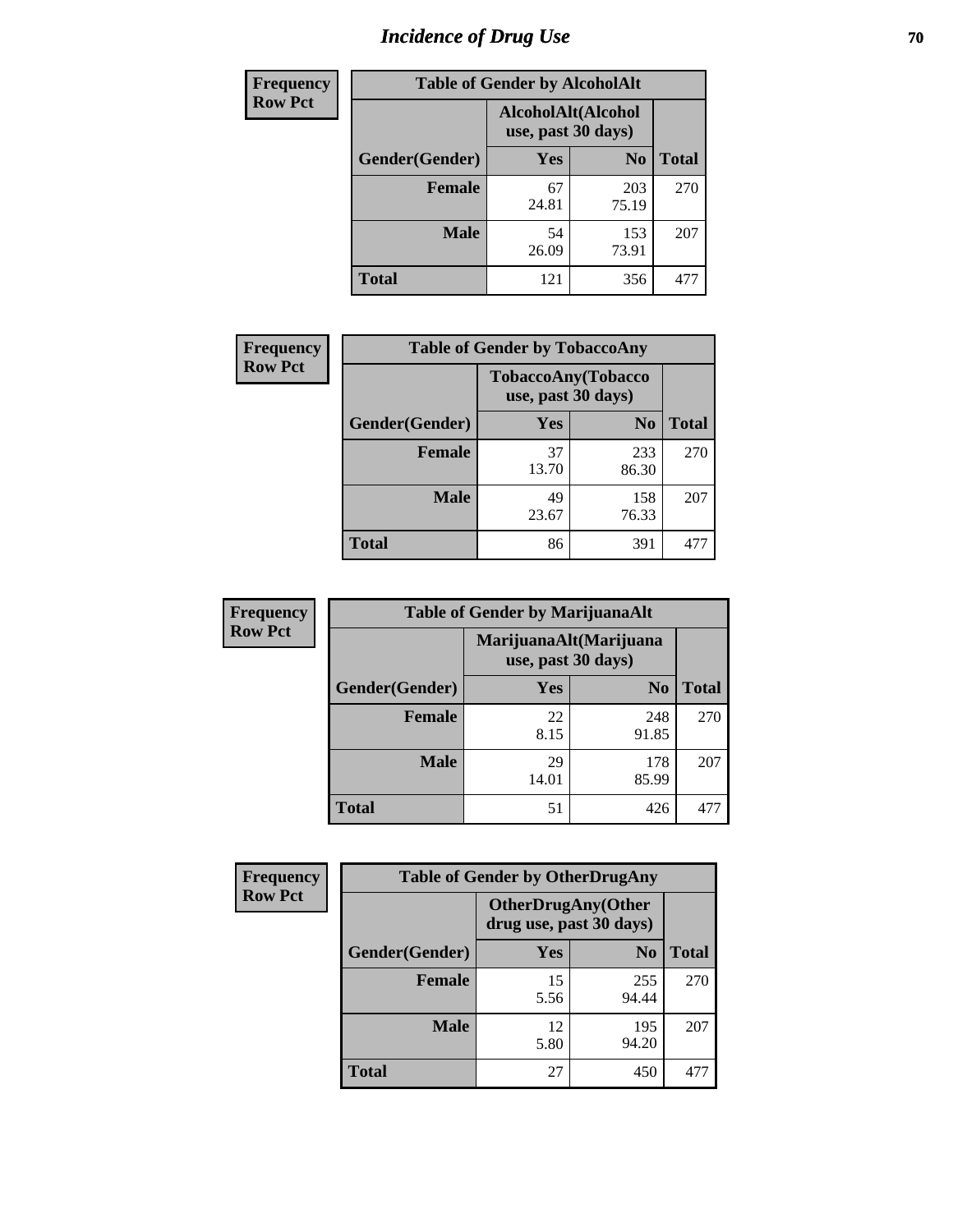# Incidence of Drug Use

**Frequency**
**Row Pct**

| Table of Gender by AlcoholAlt | | | |
|---|---|---|---|
| | AlcoholAlt(Alcohol use, past 30 days) | | |
| Gender(Gender) | Yes | No | Total |
| Female | 67<br>24.81 | 203<br>75.19 | 270 |
| Male | 54<br>26.09 | 153<br>73.91 | 207 |
| Total | 121 | 356 | 477 |

**Frequency**
**Row Pct**

| Table of Gender by TobaccoAny | | | |
|---|---|---|---|
| | TobaccoAny(Tobacco use, past 30 days) | | |
| Gender(Gender) | Yes | No | Total |
| Female | 37<br>13.70 | 233<br>86.30 | 270 |
| Male | 49<br>23.67 | 158<br>76.33 | 207 |
| Total | 86 | 391 | 477 |

**Frequency**
**Row Pct**

| Table of Gender by MarijuanaAlt | | | |
|---|---|---|---|
| | MarijuanaAlt(Marijuana use, past 30 days) | | |
| Gender(Gender) | Yes | No | Total |
| Female | 22<br>8.15 | 248<br>91.85 | 270 |
| Male | 29<br>14.01 | 178<br>85.99 | 207 |
| Total | 51 | 426 | 477 |

**Frequency**
**Row Pct**

| Table of Gender by OtherDrugAny | | | |
|---|---|---|---|
| | OtherDrugAny(Other drug use, past 30 days) | | |
| Gender(Gender) | Yes | No | Total |
| Female | 15<br>5.56 | 255<br>94.44 | 270 |
| Male | 12<br>5.80 | 195<br>94.20 | 207 |
| Total | 27 | 450 | 477 |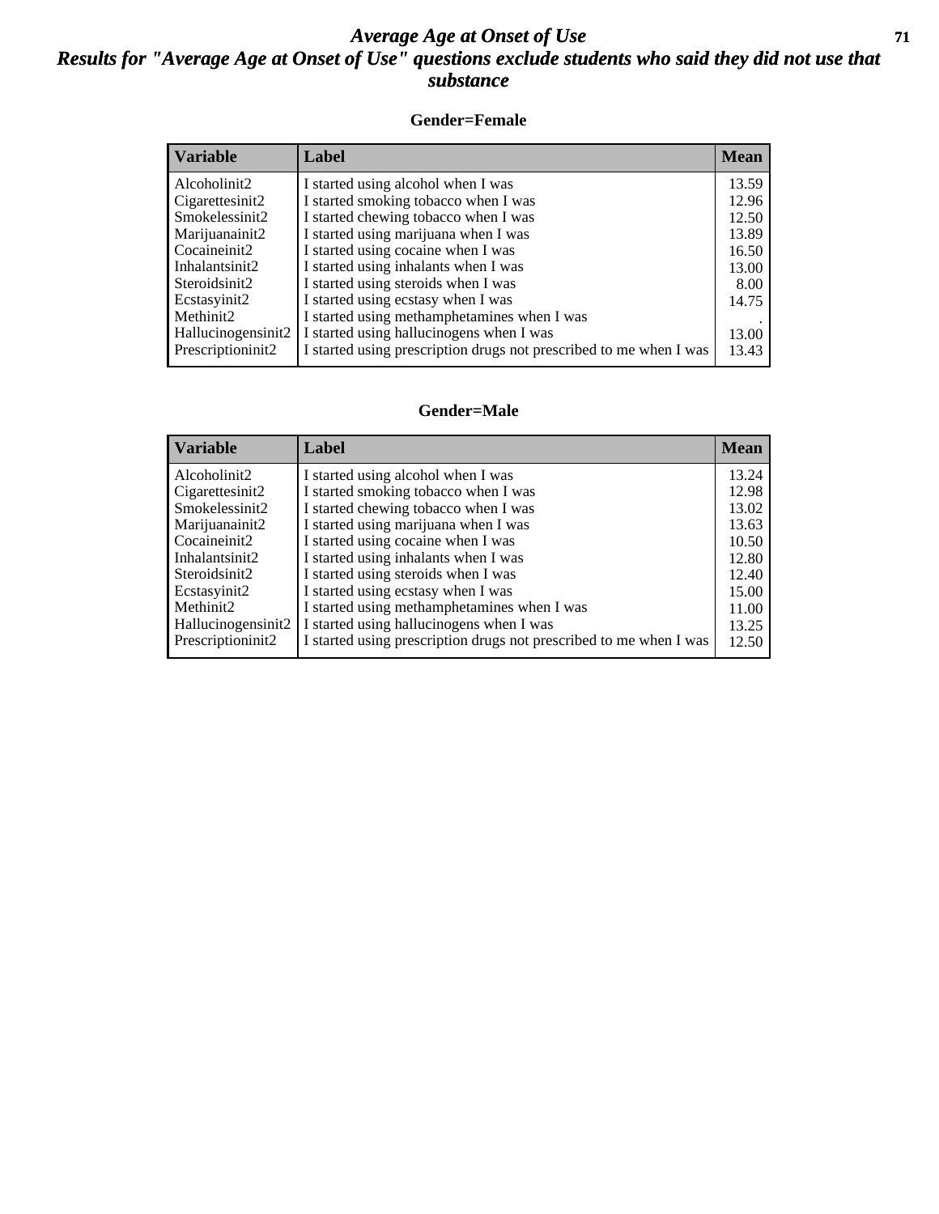# Average Age at Onset of Use

## Results for "Average Age at Onset of Use" questions exclude students who said they did not use that substance

### Gender=Female

| Variable | Label | Mean |
|---|---|---|
| Alcoholinit2 | I started using alcohol when I was | 13.59 |
| Cigarettesinit2 | I started smoking tobacco when I was | 12.96 |
| Smokelessinit2 | I started chewing tobacco when I was | 12.50 |
| Marijuanainit2 | I started using marijuana when I was | 13.89 |
| Cocaineinit2 | I started using cocaine when I was | 16.50 |
| Inhalantsinit2 | I started using inhalants when I was | 13.00 |
| Steroidsinit2 | I started using steroids when I was | 8.00 |
| Ecstasyinit2 | I started using ecstasy when I was | 14.75 |
| Methinit2 | I started using methamphetamines when I was | . |
| Hallucinogensinit2 | I started using hallucinogens when I was | 13.00 |
| Prescriptioninit2 | I started using prescription drugs not prescribed to me when I was | 13.43 |

### Gender=Male

| Variable | Label | Mean |
|---|---|---|
| Alcoholinit2 | I started using alcohol when I was | 13.24 |
| Cigarettesinit2 | I started smoking tobacco when I was | 12.98 |
| Smokelessinit2 | I started chewing tobacco when I was | 13.02 |
| Marijuanainit2 | I started using marijuana when I was | 13.63 |
| Cocaineinit2 | I started using cocaine when I was | 10.50 |
| Inhalantsinit2 | I started using inhalants when I was | 12.80 |
| Steroidsinit2 | I started using steroids when I was | 12.40 |
| Ecstasyinit2 | I started using ecstasy when I was | 15.00 |
| Methinit2 | I started using methamphetamines when I was | 11.00 |
| Hallucinogensinit2 | I started using hallucinogens when I was | 13.25 |
| Prescriptioninit2 | I started using prescription drugs not prescribed to me when I was | 12.50 |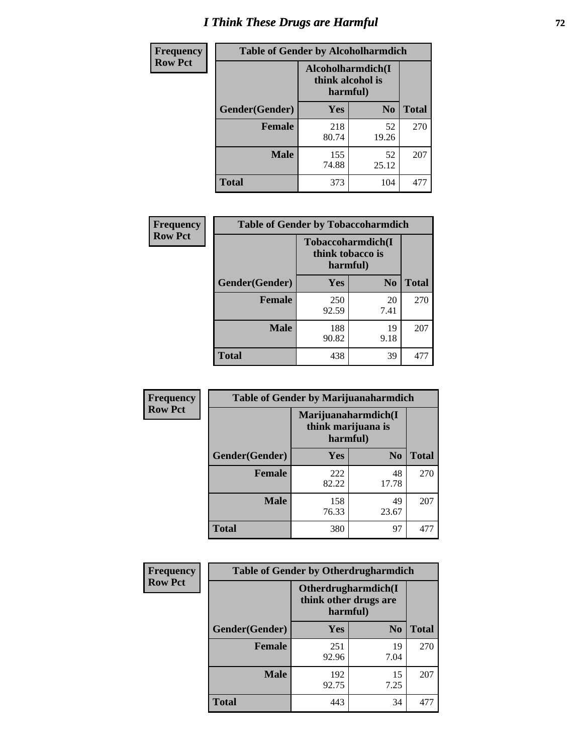# I Think These Drugs are Harmful

**Frequency**
**Row Pct**

| Table of Gender by Alcoholharmdich | | | |
|---|---|---|---|
| | Alcoholharmdich(I think alcohol is harmful) | | |
| Gender(Gender) | Yes | No | Total |
| Female | 218<br>80.74 | 52<br>19.26 | 270 |
| Male | 155<br>74.88 | 52<br>25.12 | 207 |
| Total | 373 | 104 | 477 |

**Frequency**
**Row Pct**

| Table of Gender by Tobaccoharmdich | | | |
|---|---|---|---|
| | Tobaccoharmdich(I think tobacco is harmful) | | |
| Gender(Gender) | Yes | No | Total |
| Female | 250<br>92.59 | 20<br>7.41 | 270 |
| Male | 188<br>90.82 | 19<br>9.18 | 207 |
| Total | 438 | 39 | 477 |

**Frequency**
**Row Pct**

| Table of Gender by Marijuanaharmdich | | | |
|---|---|---|---|
| | Marijuanaharmdich(I think marijuana is harmful) | | |
| Gender(Gender) | Yes | No | Total |
| Female | 222<br>82.22 | 48<br>17.78 | 270 |
| Male | 158<br>76.33 | 49<br>23.67 | 207 |
| Total | 380 | 97 | 477 |

**Frequency**
**Row Pct**

| Table of Gender by Otherdrugharmdich | | | |
|---|---|---|---|
| | Otherdrugharmdich(I think other drugs are harmful) | | |
| Gender(Gender) | Yes | No | Total |
| Female | 251<br>92.96 | 19<br>7.04 | 270 |
| Male | 192<br>92.75 | 15<br>7.25 | 207 |
| Total | 443 | 34 | 477 |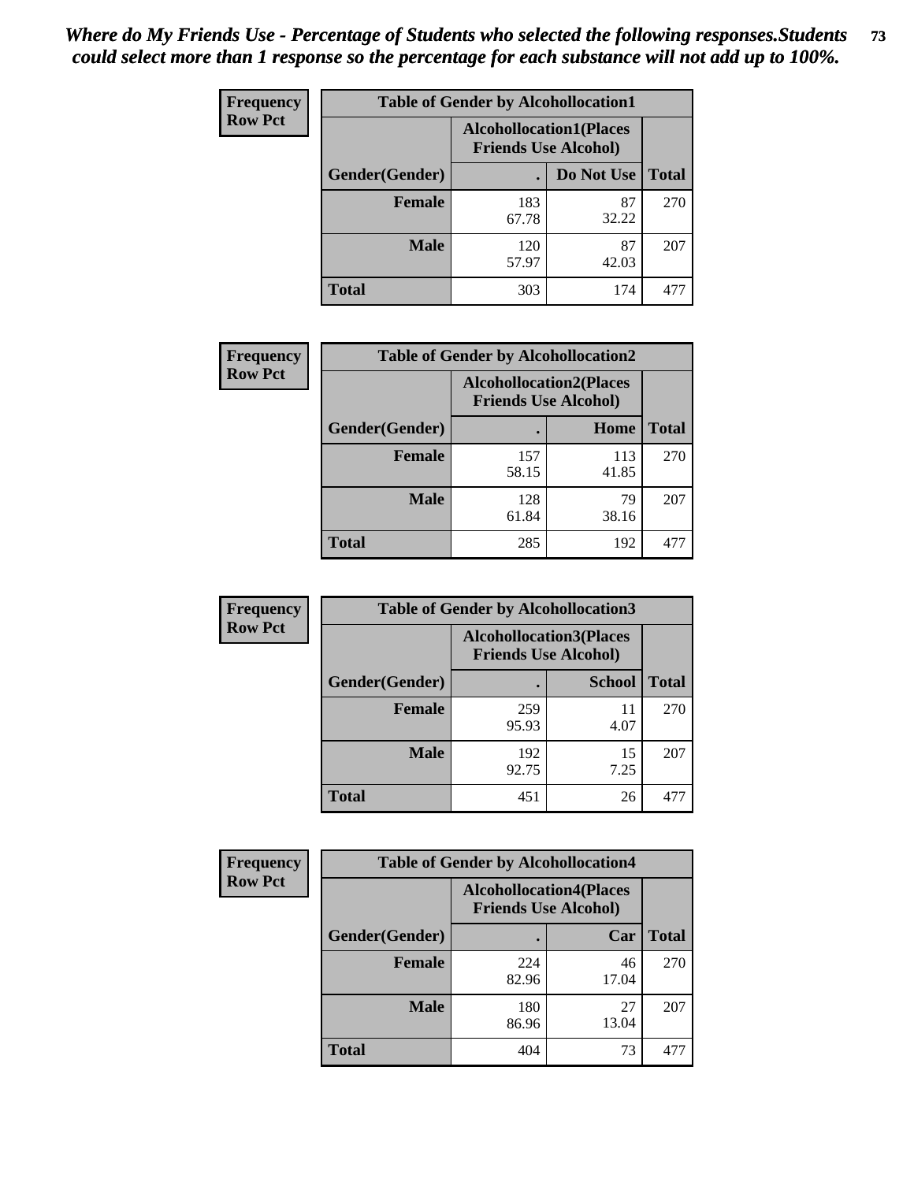*Where do My Friends Use - Percentage of Students who selected the following responses.Students could select more than 1 response so the percentage for each substance will not add up to 100%.*

**Frequency**
**Row Pct**

| Table of Gender by Alcohollocation1 | | | |
|---|---|---|---|
| | Alcohollocation1(Places Friends Use Alcohol) | | |
| Gender(Gender) | . | Do Not Use | Total |
| Female | 183<br>67.78 | 87<br>32.22 | 270 |
| Male | 120<br>57.97 | 87<br>42.03 | 207 |
| Total | 303 | 174 | 477 |

**Frequency**
**Row Pct**

| Table of Gender by Alcohollocation2 | | | |
|---|---|---|---|
| | Alcohollocation2(Places Friends Use Alcohol) | | |
| Gender(Gender) | . | Home | Total |
| Female | 157<br>58.15 | 113<br>41.85 | 270 |
| Male | 128<br>61.84 | 79<br>38.16 | 207 |
| Total | 285 | 192 | 477 |

**Frequency**
**Row Pct**

| Table of Gender by Alcohollocation3 | | | |
|---|---|---|---|
| | Alcohollocation3(Places Friends Use Alcohol) | | |
| Gender(Gender) | . | School | Total |
| Female | 259<br>95.93 | 11<br>4.07 | 270 |
| Male | 192<br>92.75 | 15<br>7.25 | 207 |
| Total | 451 | 26 | 477 |

**Frequency**
**Row Pct**

| Table of Gender by Alcohollocation4 | | | |
|---|---|---|---|
| | Alcohollocation4(Places Friends Use Alcohol) | | |
| Gender(Gender) | . | Car | Total |
| Female | 224<br>82.96 | 46<br>17.04 | 270 |
| Male | 180<br>86.96 | 27<br>13.04 | 207 |
| Total | 404 | 73 | 477 |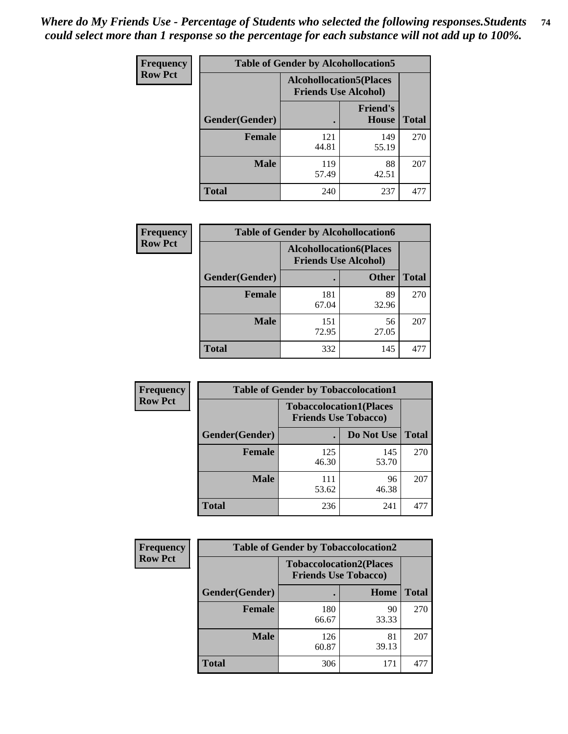*Where do My Friends Use - Percentage of Students who selected the following responses.Students could select more than 1 response so the percentage for each substance will not add up to 100%.*

| Frequency Row Pct | Table of Gender by Alcohollocation5 | | |
|---|---|---|---|
| | Alcohollocation5(Places Friends Use Alcohol) | | |
| Gender(Gender) | . | Friend's House | Total |
| Female | 121<br>44.81 | 149<br>55.19 | 270 |
| Male | 119<br>57.49 | 88<br>42.51 | 207 |
| Total | 240 | 237 | 477 |

| Frequency Row Pct | Table of Gender by Alcohollocation6 | | |
|---|---|---|---|
| | Alcohollocation6(Places Friends Use Alcohol) | | |
| Gender(Gender) | . | Other | Total |
| Female | 181<br>67.04 | 89<br>32.96 | 270 |
| Male | 151<br>72.95 | 56<br>27.05 | 207 |
| Total | 332 | 145 | 477 |

| Frequency Row Pct | Table of Gender by Tobaccolocation1 | | |
|---|---|---|---|
| | Tobaccolocation1(Places Friends Use Tobacco) | | |
| Gender(Gender) | . | Do Not Use | Total |
| Female | 125<br>46.30 | 145<br>53.70 | 270 |
| Male | 111<br>53.62 | 96<br>46.38 | 207 |
| Total | 236 | 241 | 477 |

| Frequency Row Pct | Table of Gender by Tobaccolocation2 | | |
|---|---|---|---|
| | Tobaccolocation2(Places Friends Use Tobacco) | | |
| Gender(Gender) | . | Home | Total |
| Female | 180<br>66.67 | 90<br>33.33 | 270 |
| Male | 126<br>60.87 | 81<br>39.13 | 207 |
| Total | 306 | 171 | 477 |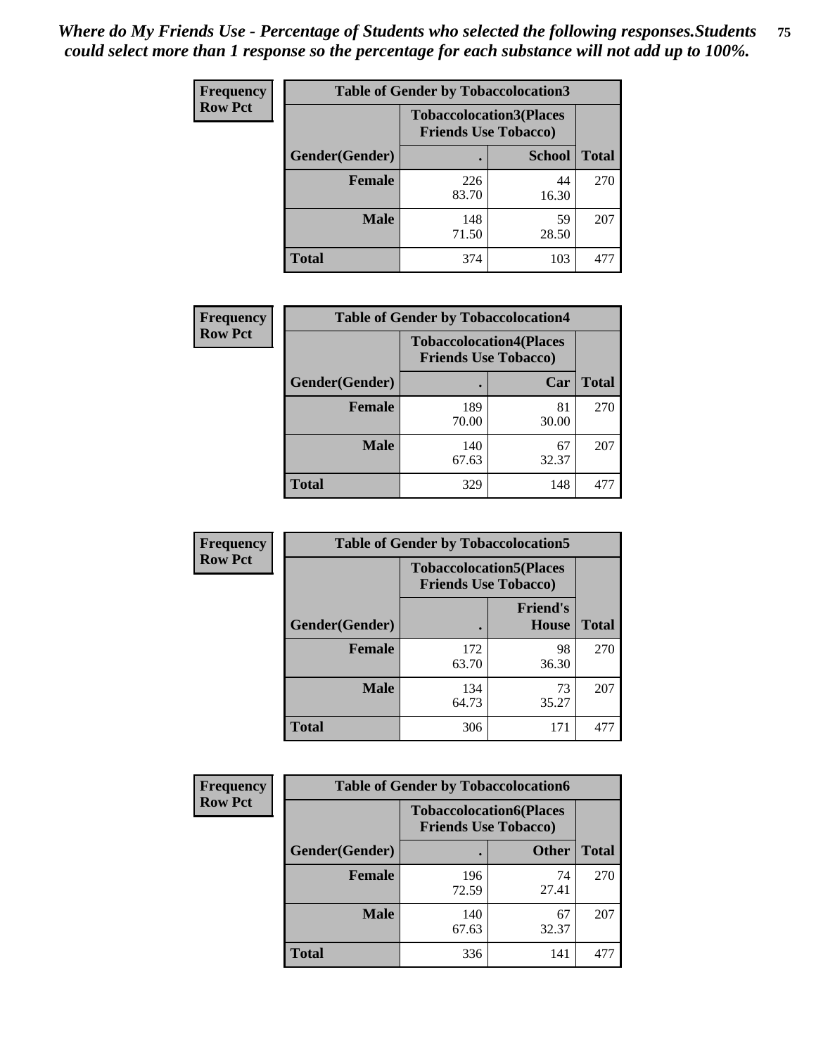*Where do My Friends Use - Percentage of Students who selected the following responses.Students could select more than 1 response so the percentage for each substance will not add up to 100%.*

**Frequency Row Pct**

| Table of Gender by Tobaccolocation3 | | | |
|---|---|---|---|
| | Tobaccolocation3(Places Friends Use Tobacco) | | |
| Gender(Gender) | . | School | Total |
| Female | 226<br>83.70 | 44<br>16.30 | 270 |
| Male | 148<br>71.50 | 59<br>28.50 | 207 |
| Total | 374 | 103 | 477 |

**Frequency Row Pct**

| Table of Gender by Tobaccolocation4 | | | |
|---|---|---|---|
| | Tobaccolocation4(Places Friends Use Tobacco) | | |
| Gender(Gender) | . | Car | Total |
| Female | 189<br>70.00 | 81<br>30.00 | 270 |
| Male | 140<br>67.63 | 67<br>32.37 | 207 |
| Total | 329 | 148 | 477 |

**Frequency Row Pct**

| Table of Gender by Tobaccolocation5 | | | |
|---|---|---|---|
| | Tobaccolocation5(Places Friends Use Tobacco) | | |
| Gender(Gender) | . | Friend's House | Total |
| Female | 172<br>63.70 | 98<br>36.30 | 270 |
| Male | 134<br>64.73 | 73<br>35.27 | 207 |
| Total | 306 | 171 | 477 |

**Frequency Row Pct**

| Table of Gender by Tobaccolocation6 | | | |
|---|---|---|---|
| | Tobaccolocation6(Places Friends Use Tobacco) | | |
| Gender(Gender) | . | Other | Total |
| Female | 196<br>72.59 | 74<br>27.41 | 270 |
| Male | 140<br>67.63 | 67<br>32.37 | 207 |
| Total | 336 | 141 | 477 |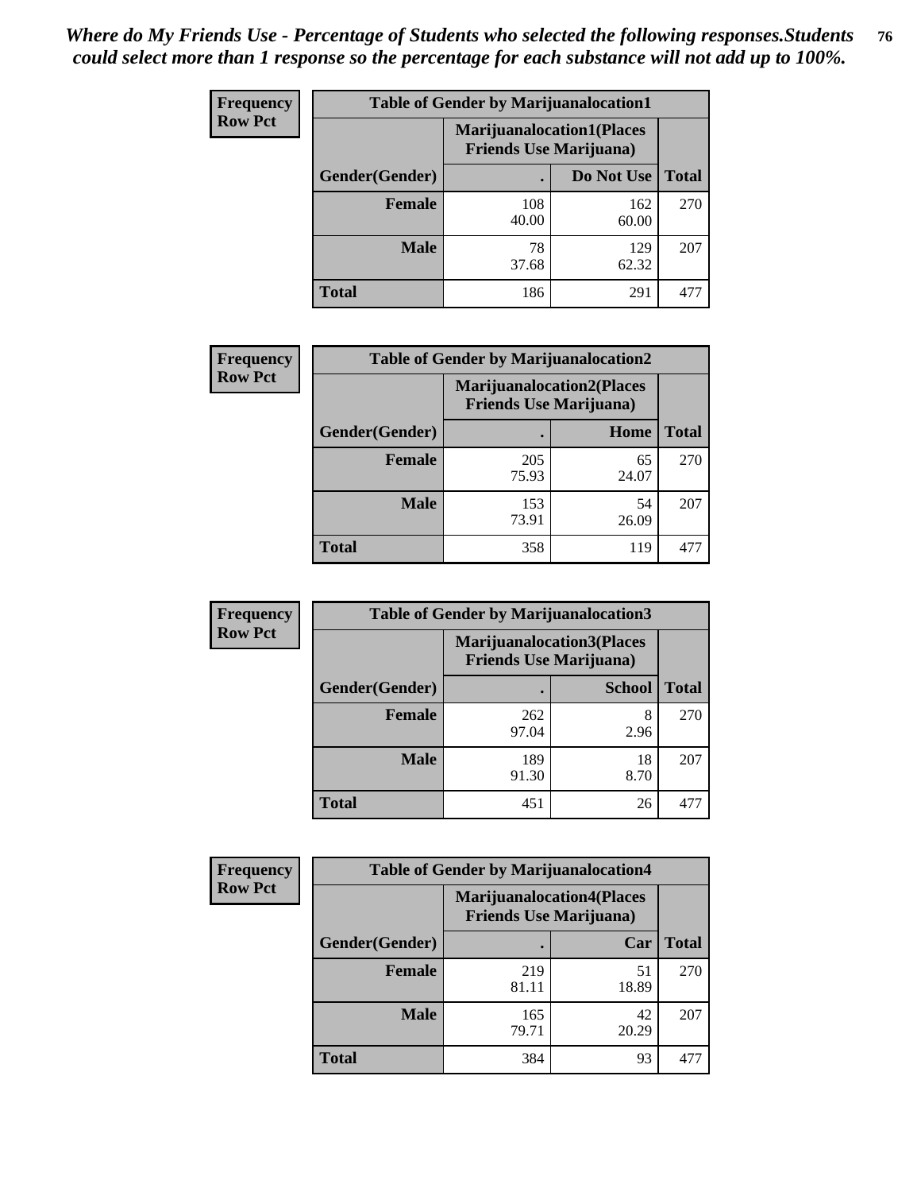*Where do My Friends Use - Percentage of Students who selected the following responses.Students could select more than 1 response so the percentage for each substance will not add up to 100%.*

**Frequency**
**Row Pct**

| Table of Gender by Marijuanalocation1 | | | |
|---|---|---|---|
| | Marijuanalocation1(Places Friends Use Marijuana) | | |
| Gender(Gender) | . | Do Not Use | Total |
| Female | 108<br>40.00 | 162<br>60.00 | 270 |
| Male | 78<br>37.68 | 129<br>62.32 | 207 |
| Total | 186 | 291 | 477 |

**Frequency**
**Row Pct**

| Table of Gender by Marijuanalocation2 | | | |
|---|---|---|---|
| | Marijuanalocation2(Places Friends Use Marijuana) | | |
| Gender(Gender) | . | Home | Total |
| Female | 205<br>75.93 | 65<br>24.07 | 270 |
| Male | 153<br>73.91 | 54<br>26.09 | 207 |
| Total | 358 | 119 | 477 |

**Frequency**
**Row Pct**

| Table of Gender by Marijuanalocation3 | | | |
|---|---|---|---|
| | Marijuanalocation3(Places Friends Use Marijuana) | | |
| Gender(Gender) | . | School | Total |
| Female | 262<br>97.04 | 8<br>2.96 | 270 |
| Male | 189<br>91.30 | 18<br>8.70 | 207 |
| Total | 451 | 26 | 477 |

**Frequency**
**Row Pct**

| Table of Gender by Marijuanalocation4 | | | |
|---|---|---|---|
| | Marijuanalocation4(Places Friends Use Marijuana) | | |
| Gender(Gender) | . | Car | Total |
| Female | 219<br>81.11 | 51<br>18.89 | 270 |
| Male | 165<br>79.71 | 42<br>20.29 | 207 |
| Total | 384 | 93 | 477 |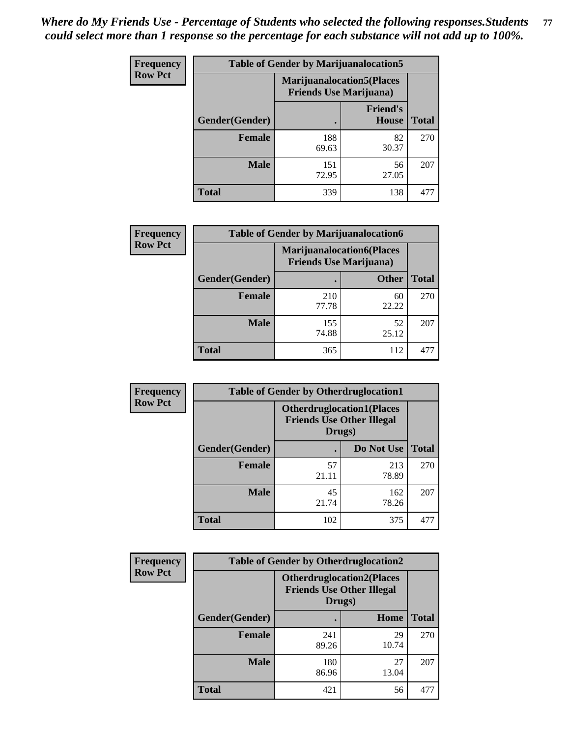*Where do My Friends Use - Percentage of Students who selected the following responses.Students could select more than 1 response so the percentage for each substance will not add up to 100%.*

**Frequency**
**Row Pct**

| Table of Gender by Marijuanalocation5 | | | |
|---|---|---|---|
| | Marijuanalocation5(Places Friends Use Marijuana) | | |
| Gender(Gender) | . | Friend's House | Total |
| **Female** | 188<br>69.63 | 82<br>30.37 | 270 |
| **Male** | 151<br>72.95 | 56<br>27.05 | 207 |
| **Total** | 339 | 138 | 477 |

**Frequency**
**Row Pct**

| Table of Gender by Marijuanalocation6 | | | |
|---|---|---|---|
| | Marijuanalocation6(Places Friends Use Marijuana) | | |
| Gender(Gender) | . | Other | Total |
| **Female** | 210<br>77.78 | 60<br>22.22 | 270 |
| **Male** | 155<br>74.88 | 52<br>25.12 | 207 |
| **Total** | 365 | 112 | 477 |

**Frequency**
**Row Pct**

| Table of Gender by Otherdruglocation1 | | | |
|---|---|---|---|
| | Otherdruglocation1(Places Friends Use Other Illegal Drugs) | | |
| Gender(Gender) | . | Do Not Use | Total |
| **Female** | 57<br>21.11 | 213<br>78.89 | 270 |
| **Male** | 45<br>21.74 | 162<br>78.26 | 207 |
| **Total** | 102 | 375 | 477 |

**Frequency**
**Row Pct**

| Table of Gender by Otherdruglocation2 | | | |
|---|---|---|---|
| | Otherdruglocation2(Places Friends Use Other Illegal Drugs) | | |
| Gender(Gender) | . | Home | Total |
| **Female** | 241<br>89.26 | 29<br>10.74 | 270 |
| **Male** | 180<br>86.96 | 27<br>13.04 | 207 |
| **Total** | 421 | 56 | 477 |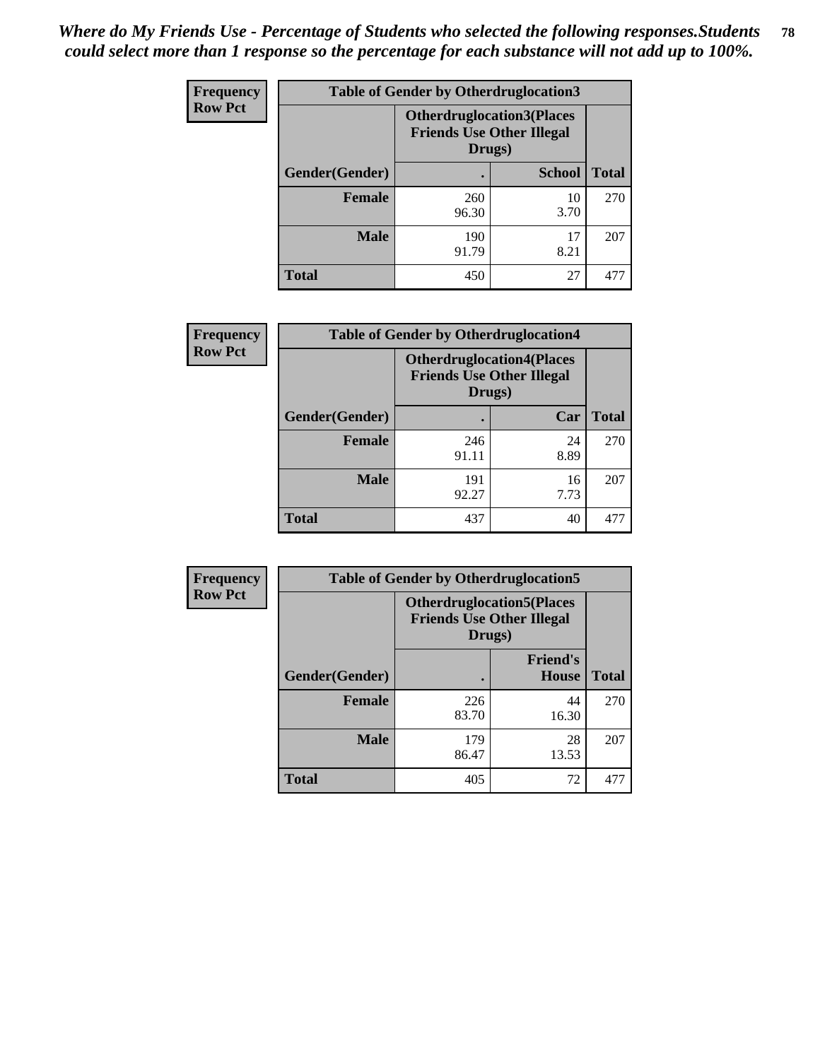*Where do My Friends Use - Percentage of Students who selected the following responses.Students could select more than 1 response so the percentage for each substance will not add up to 100%.*

**Frequency**
**Row Pct**

| Table of Gender by Otherdruglocation3 | | | |
|---|---|---|---|
| | Otherdruglocation3(Places Friends Use Other Illegal Drugs) | | |
| Gender(Gender) | . | School | Total |
| **Female** | 260<br>96.30 | 10<br>3.70 | 270 |
| **Male** | 190<br>91.79 | 17<br>8.21 | 207 |
| **Total** | 450 | 27 | 477 |

**Frequency**
**Row Pct**

| Table of Gender by Otherdruglocation4 | | | |
|---|---|---|---|
| | Otherdruglocation4(Places Friends Use Other Illegal Drugs) | | |
| Gender(Gender) | . | Car | Total |
| **Female** | 246<br>91.11 | 24<br>8.89 | 270 |
| **Male** | 191<br>92.27 | 16<br>7.73 | 207 |
| **Total** | 437 | 40 | 477 |

**Frequency**
**Row Pct**

| Table of Gender by Otherdruglocation5 | | | |
|---|---|---|---|
| | Otherdruglocation5(Places Friends Use Other Illegal Drugs) | | |
| Gender(Gender) | . | Friend's House | Total |
| **Female** | 226<br>83.70 | 44<br>16.30 | 270 |
| **Male** | 179<br>86.47 | 28<br>13.53 | 207 |
| **Total** | 405 | 72 | 477 |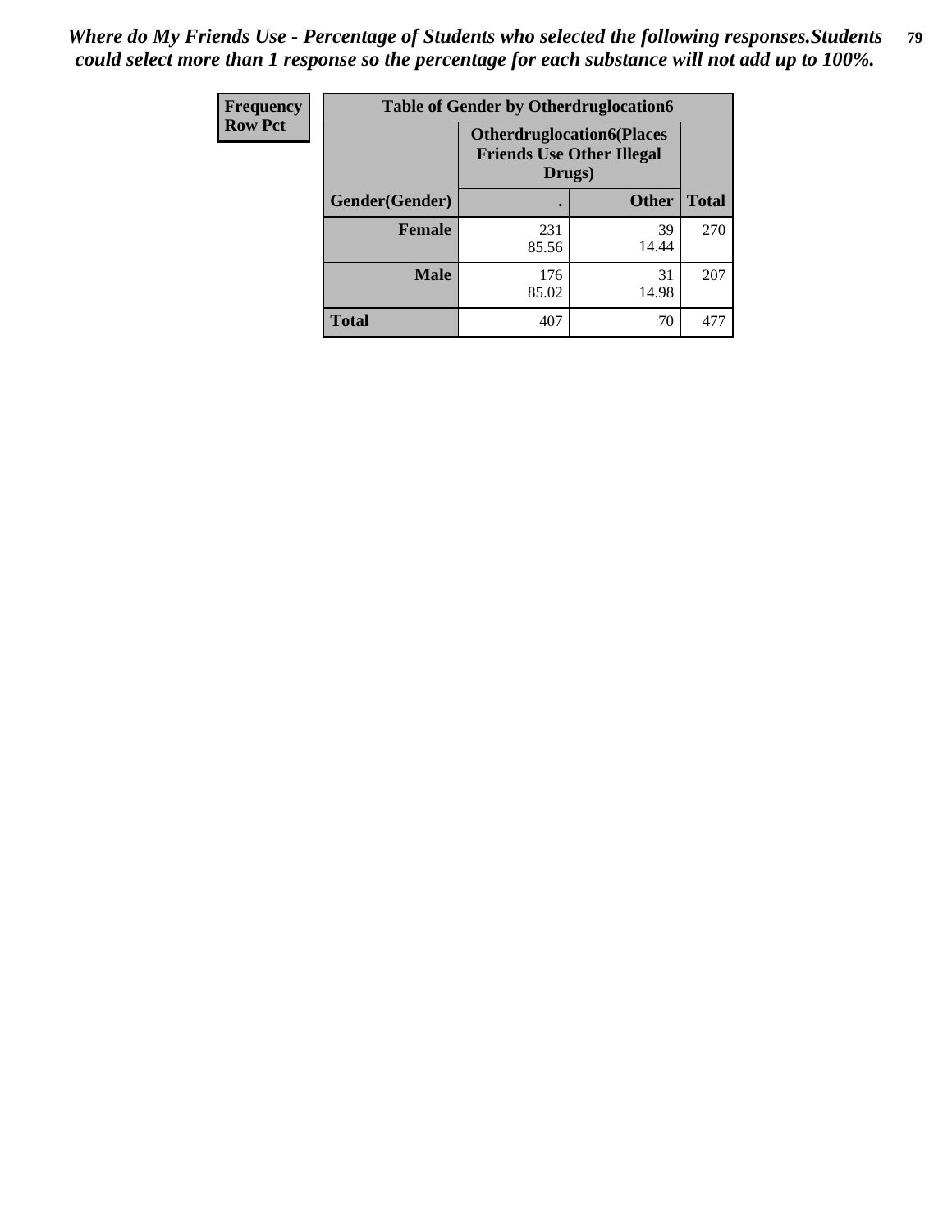*Where do My Friends Use - Percentage of Students who selected the following responses.Students could select more than 1 response so the percentage for each substance will not add up to 100%.*

| Frequency Row Pct | Table of Gender by Otherdruglocation6 | | |
|---|---|---|---|
| | Otherdruglocation6(Places Friends Use Other Illegal Drugs) | | |
| Gender(Gender) | . | Other | Total |
| Female | 231 85.56 | 39 14.44 | 270 |
| Male | 176 85.02 | 31 14.98 | 207 |
| Total | 407 | 70 | 477 |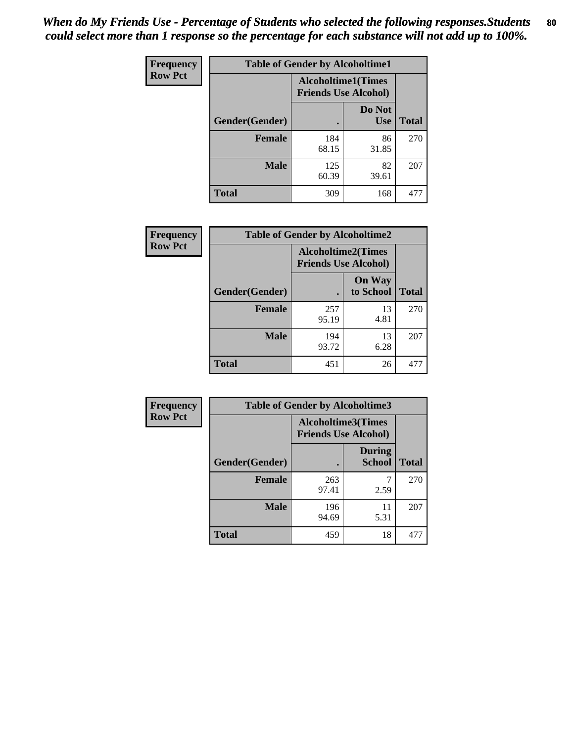*When do My Friends Use - Percentage of Students who selected the following responses.Students could select more than 1 response so the percentage for each substance will not add up to 100%.*

**Frequency Row Pct**

| Table of Gender by Alcoholtime1 | | | |
|---|---|---|---|
| | Alcoholtime1(Times Friends Use Alcohol) | | |
| Gender(Gender) | . | Do Not Use | Total |
| **Female** | 184<br>68.15 | 86<br>31.85 | 270 |
| **Male** | 125<br>60.39 | 82<br>39.61 | 207 |
| **Total** | 309 | 168 | 477 |

**Frequency Row Pct**

| Table of Gender by Alcoholtime2 | | | |
|---|---|---|---|
| | Alcoholtime2(Times Friends Use Alcohol) | | |
| Gender(Gender) | . | On Way to School | Total |
| **Female** | 257<br>95.19 | 13<br>4.81 | 270 |
| **Male** | 194<br>93.72 | 13<br>6.28 | 207 |
| **Total** | 451 | 26 | 477 |

**Frequency Row Pct**

| Table of Gender by Alcoholtime3 | | | |
|---|---|---|---|
| | Alcoholtime3(Times Friends Use Alcohol) | | |
| Gender(Gender) | . | During School | Total |
| **Female** | 263<br>97.41 | 7<br>2.59 | 270 |
| **Male** | 196<br>94.69 | 11<br>5.31 | 207 |
| **Total** | 459 | 18 | 477 |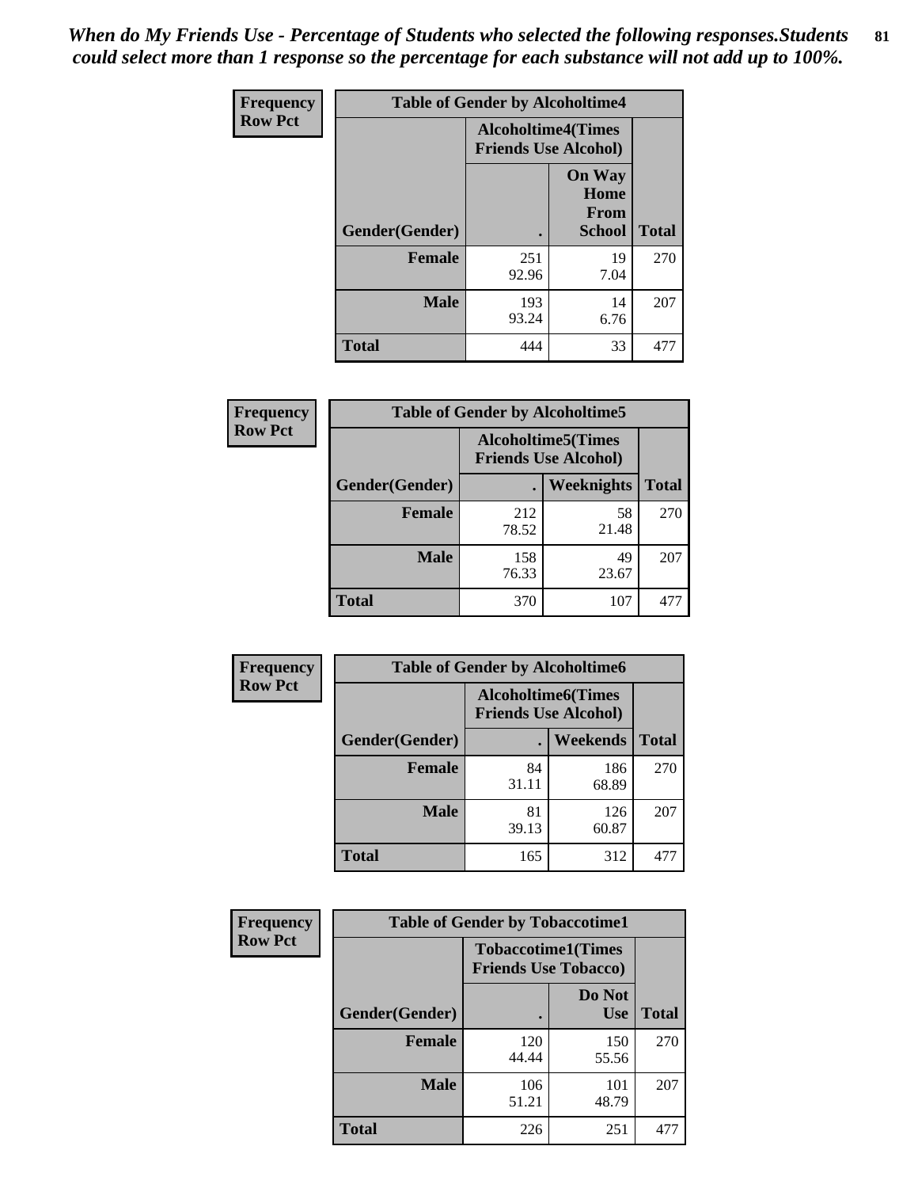*When do My Friends Use - Percentage of Students who selected the following responses.Students could select more than 1 response so the percentage for each substance will not add up to 100%.*

**Frequency**
**Row Pct**

| Table of Gender by Alcoholtime4 | | | |
|---|---|---|---|
| | Alcoholtime4(Times Friends Use Alcohol) | | |
| Gender(Gender) | . | On Way Home From School | Total |
| **Female** | 251<br>92.96 | 19<br>7.04 | 270 |
| **Male** | 193<br>93.24 | 14<br>6.76 | 207 |
| **Total** | 444 | 33 | 477 |

**Frequency**
**Row Pct**

| Table of Gender by Alcoholtime5 | | | |
|---|---|---|---|
| | Alcoholtime5(Times Friends Use Alcohol) | | |
| Gender(Gender) | . | Weeknights | Total |
| **Female** | 212<br>78.52 | 58<br>21.48 | 270 |
| **Male** | 158<br>76.33 | 49<br>23.67 | 207 |
| **Total** | 370 | 107 | 477 |

**Frequency**
**Row Pct**

| Table of Gender by Alcoholtime6 | | | |
|---|---|---|---|
| | Alcoholtime6(Times Friends Use Alcohol) | | |
| Gender(Gender) | . | Weekends | Total |
| **Female** | 84<br>31.11 | 186<br>68.89 | 270 |
| **Male** | 81<br>39.13 | 126<br>60.87 | 207 |
| **Total** | 165 | 312 | 477 |

**Frequency**
**Row Pct**

| Table of Gender by Tobaccotime1 | | | |
|---|---|---|---|
| | Tobaccotime1(Times Friends Use Tobacco) | | |
| Gender(Gender) | . | Do Not Use | Total |
| **Female** | 120<br>44.44 | 150<br>55.56 | 270 |
| **Male** | 106<br>51.21 | 101<br>48.79 | 207 |
| **Total** | 226 | 251 | 477 |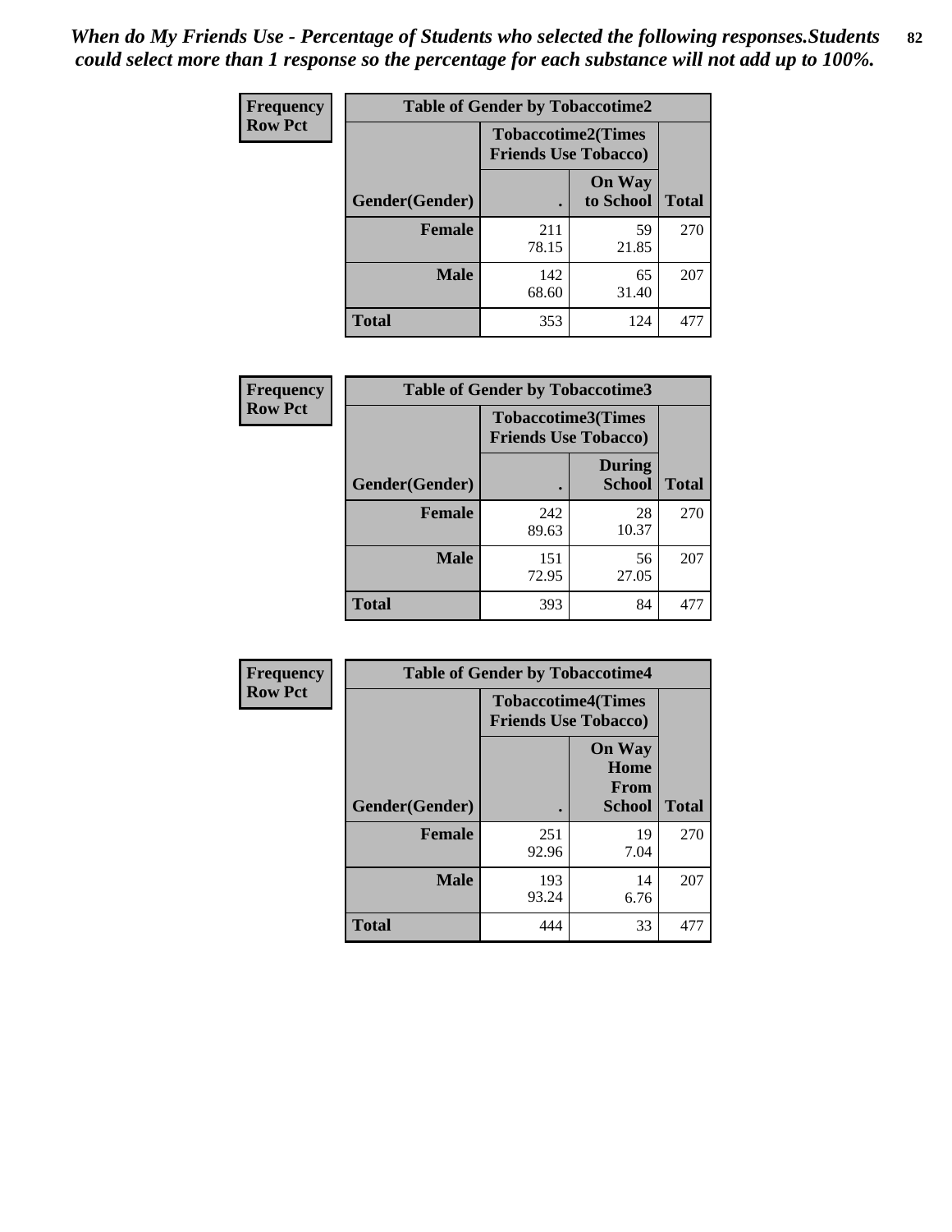*When do My Friends Use - Percentage of Students who selected the following responses.Students could select more than 1 response so the percentage for each substance will not add up to 100%.*

**Frequency**
**Row Pct**

| Table of Gender by Tobaccotime2 | | | |
|---|---|---|---|
| | Tobaccotime2(Times Friends Use Tobacco) | | |
| Gender(Gender) | . | On Way to School | Total |
| **Female** | 211<br>78.15 | 59<br>21.85 | 270 |
| **Male** | 142<br>68.60 | 65<br>31.40 | 207 |
| **Total** | 353 | 124 | 477 |

**Frequency**
**Row Pct**

| Table of Gender by Tobaccotime3 | | | |
|---|---|---|---|
| | Tobaccotime3(Times Friends Use Tobacco) | | |
| Gender(Gender) | . | During School | Total |
| **Female** | 242<br>89.63 | 28<br>10.37 | 270 |
| **Male** | 151<br>72.95 | 56<br>27.05 | 207 |
| **Total** | 393 | 84 | 477 |

**Frequency**
**Row Pct**

| Table of Gender by Tobaccotime4 | | | |
|---|---|---|---|
| | Tobaccotime4(Times Friends Use Tobacco) | | |
| Gender(Gender) | . | On Way Home From School | Total |
| **Female** | 251<br>92.96 | 19<br>7.04 | 270 |
| **Male** | 193<br>93.24 | 14<br>6.76 | 207 |
| **Total** | 444 | 33 | 477 |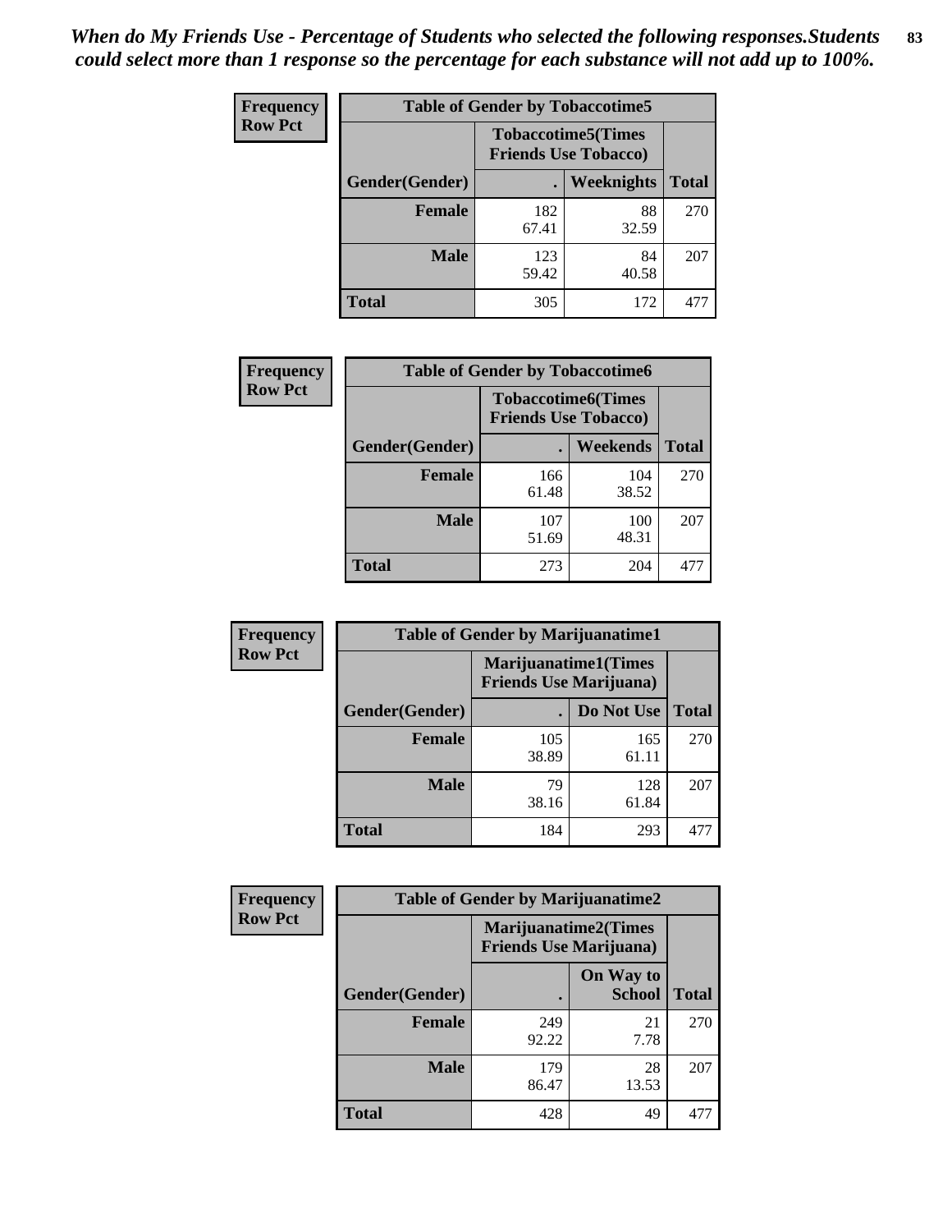*When do My Friends Use - Percentage of Students who selected the following responses.Students could select more than 1 response so the percentage for each substance will not add up to 100%.*

**Frequency**
**Row Pct**

| Table of Gender by Tobaccotime5 | | | |
|---|---|---|---|
| | Tobaccotime5(Times Friends Use Tobacco) | | |
| Gender(Gender) | . | Weeknights | Total |
| **Female** | 182<br>67.41 | 88<br>32.59 | 270 |
| **Male** | 123<br>59.42 | 84<br>40.58 | 207 |
| **Total** | 305 | 172 | 477 |

**Frequency**
**Row Pct**

| Table of Gender by Tobaccotime6 | | | |
|---|---|---|---|
| | Tobaccotime6(Times Friends Use Tobacco) | | |
| Gender(Gender) | . | Weekends | Total |
| **Female** | 166<br>61.48 | 104<br>38.52 | 270 |
| **Male** | 107<br>51.69 | 100<br>48.31 | 207 |
| **Total** | 273 | 204 | 477 |

**Frequency**
**Row Pct**

| Table of Gender by Marijuanatime1 | | | |
|---|---|---|---|
| | Marijuanatime1(Times Friends Use Marijuana) | | |
| Gender(Gender) | . | Do Not Use | Total |
| **Female** | 105<br>38.89 | 165<br>61.11 | 270 |
| **Male** | 79<br>38.16 | 128<br>61.84 | 207 |
| **Total** | 184 | 293 | 477 |

**Frequency**
**Row Pct**

| Table of Gender by Marijuanatime2 | | | |
|---|---|---|---|
| | Marijuanatime2(Times Friends Use Marijuana) | | |
| Gender(Gender) | . | On Way to School | Total |
| **Female** | 249<br>92.22 | 21<br>7.78 | 270 |
| **Male** | 179<br>86.47 | 28<br>13.53 | 207 |
| **Total** | 428 | 49 | 477 |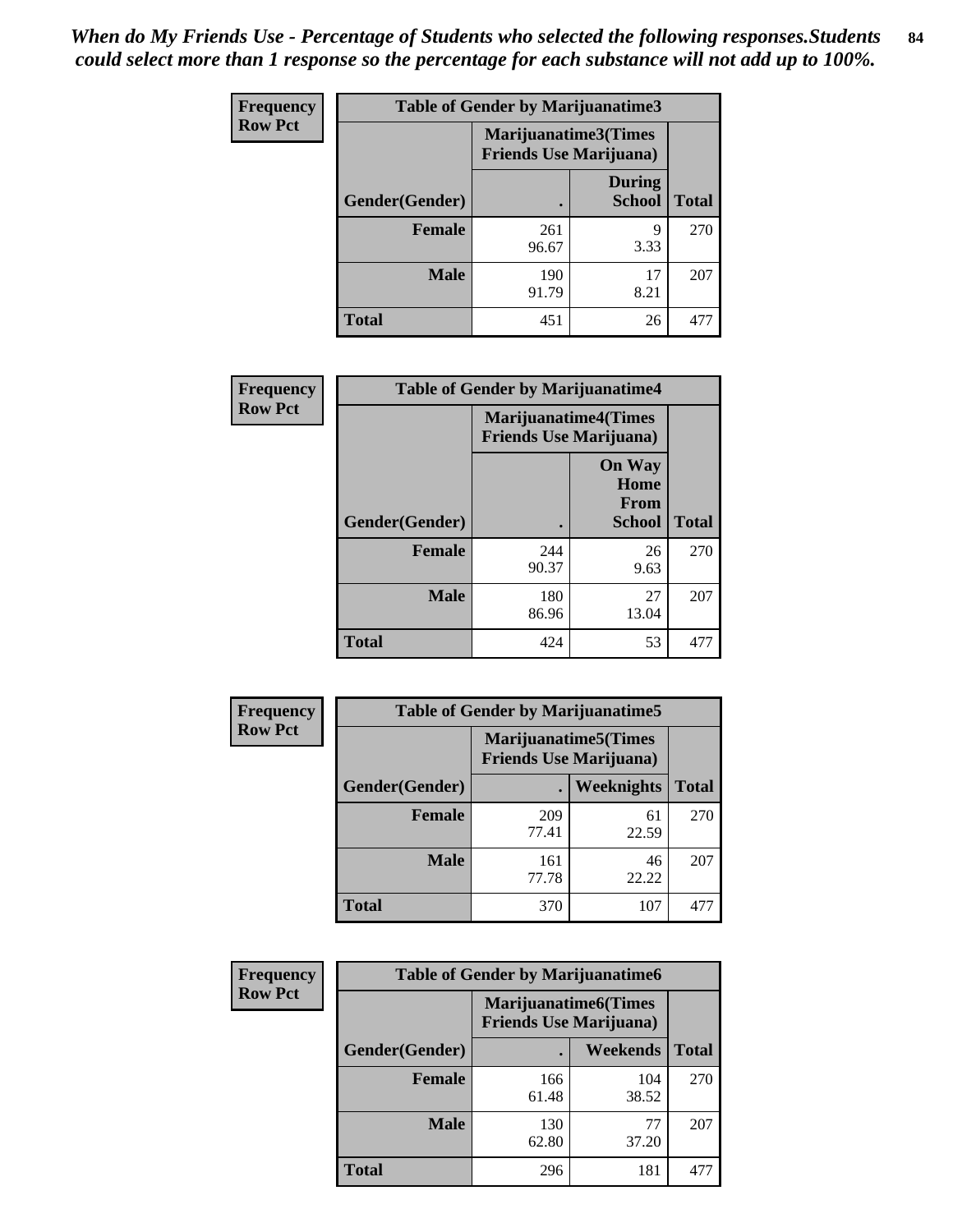*When do My Friends Use - Percentage of Students who selected the following responses.Students could select more than 1 response so the percentage for each substance will not add up to 100%.*

**Frequency**
**Row Pct**

| Table of Gender by Marijuanatime3 | | | |
|---|---|---|---|
| | Marijuanatime3(Times Friends Use Marijuana) | | |
| Gender(Gender) | . | During School | Total |
| **Female** | 261<br>96.67 | 9<br>3.33 | 270 |
| **Male** | 190<br>91.79 | 17<br>8.21 | 207 |
| **Total** | 451 | 26 | 477 |

**Frequency**
**Row Pct**

| Table of Gender by Marijuanatime4 | | | |
|---|---|---|---|
| | Marijuanatime4(Times Friends Use Marijuana) | | |
| Gender(Gender) | . | On Way Home From School | Total |
| **Female** | 244<br>90.37 | 26<br>9.63 | 270 |
| **Male** | 180<br>86.96 | 27<br>13.04 | 207 |
| **Total** | 424 | 53 | 477 |

**Frequency**
**Row Pct**

| Table of Gender by Marijuanatime5 | | | |
|---|---|---|---|
| | Marijuanatime5(Times Friends Use Marijuana) | | |
| Gender(Gender) | . | Weeknights | Total |
| **Female** | 209<br>77.41 | 61<br>22.59 | 270 |
| **Male** | 161<br>77.78 | 46<br>22.22 | 207 |
| **Total** | 370 | 107 | 477 |

**Frequency**
**Row Pct**

| Table of Gender by Marijuanatime6 | | | |
|---|---|---|---|
| | Marijuanatime6(Times Friends Use Marijuana) | | |
| Gender(Gender) | . | Weekends | Total |
| **Female** | 166<br>61.48 | 104<br>38.52 | 270 |
| **Male** | 130<br>62.80 | 77<br>37.20 | 207 |
| **Total** | 296 | 181 | 477 |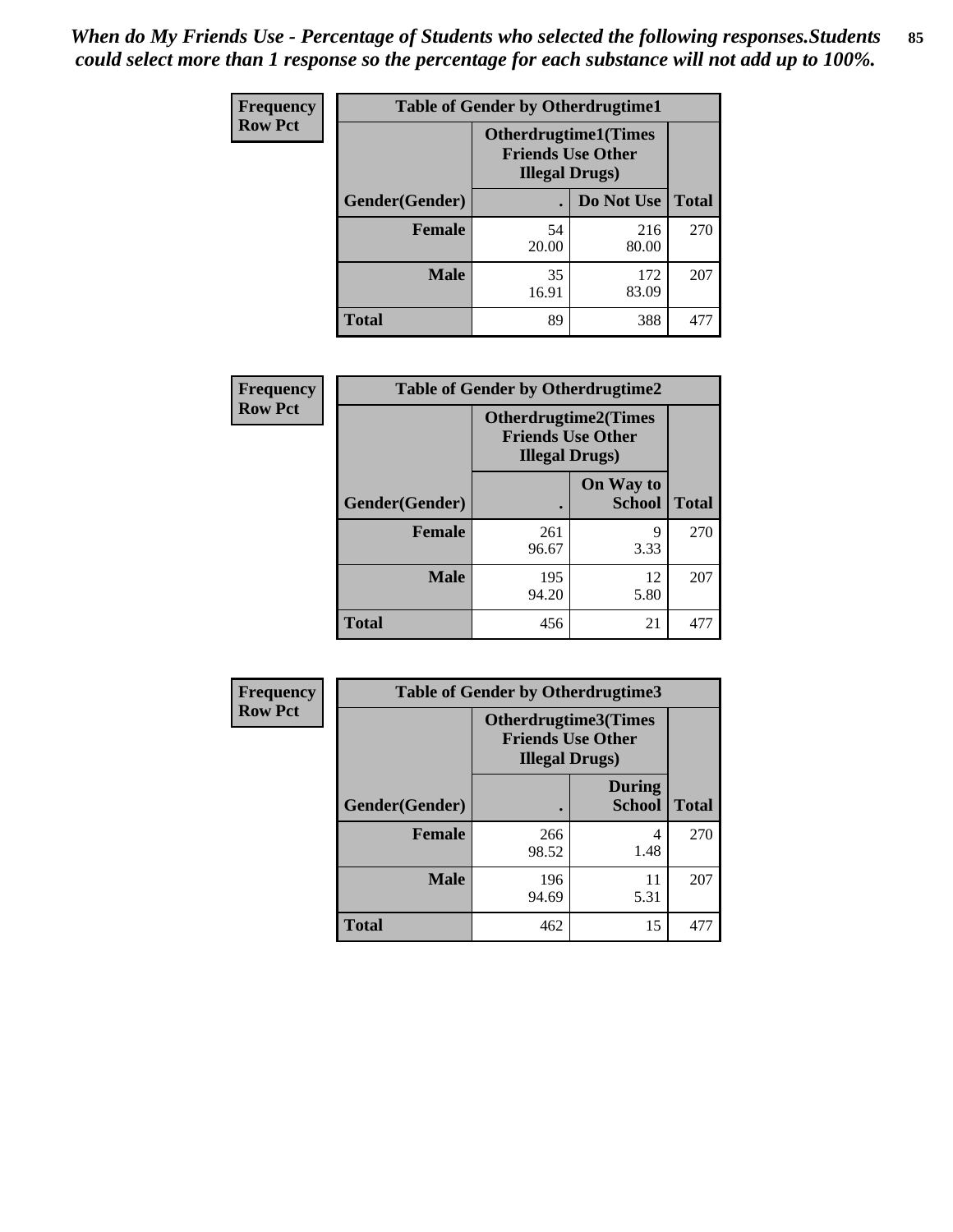*When do My Friends Use - Percentage of Students who selected the following responses.Students could select more than 1 response so the percentage for each substance will not add up to 100%.*

**Frequency**
**Row Pct**

| Table of Gender by Otherdrugtime1 | | | |
|---|---|---|---|
| | Otherdrugtime1(Times Friends Use Other Illegal Drugs) | | |
| Gender(Gender) | . | Do Not Use | Total |
| **Female** | 54<br>20.00 | 216<br>80.00 | 270 |
| **Male** | 35<br>16.91 | 172<br>83.09 | 207 |
| **Total** | 89 | 388 | 477 |

**Frequency**
**Row Pct**

| Table of Gender by Otherdrugtime2 | | | |
|---|---|---|---|
| | Otherdrugtime2(Times Friends Use Other Illegal Drugs) | | |
| Gender(Gender) | . | On Way to School | Total |
| **Female** | 261<br>96.67 | 9<br>3.33 | 270 |
| **Male** | 195<br>94.20 | 12<br>5.80 | 207 |
| **Total** | 456 | 21 | 477 |

**Frequency**
**Row Pct**

| Table of Gender by Otherdrugtime3 | | | |
|---|---|---|---|
| | Otherdrugtime3(Times Friends Use Other Illegal Drugs) | | |
| Gender(Gender) | . | During School | Total |
| **Female** | 266<br>98.52 | 4<br>1.48 | 270 |
| **Male** | 196<br>94.69 | 11<br>5.31 | 207 |
| **Total** | 462 | 15 | 477 |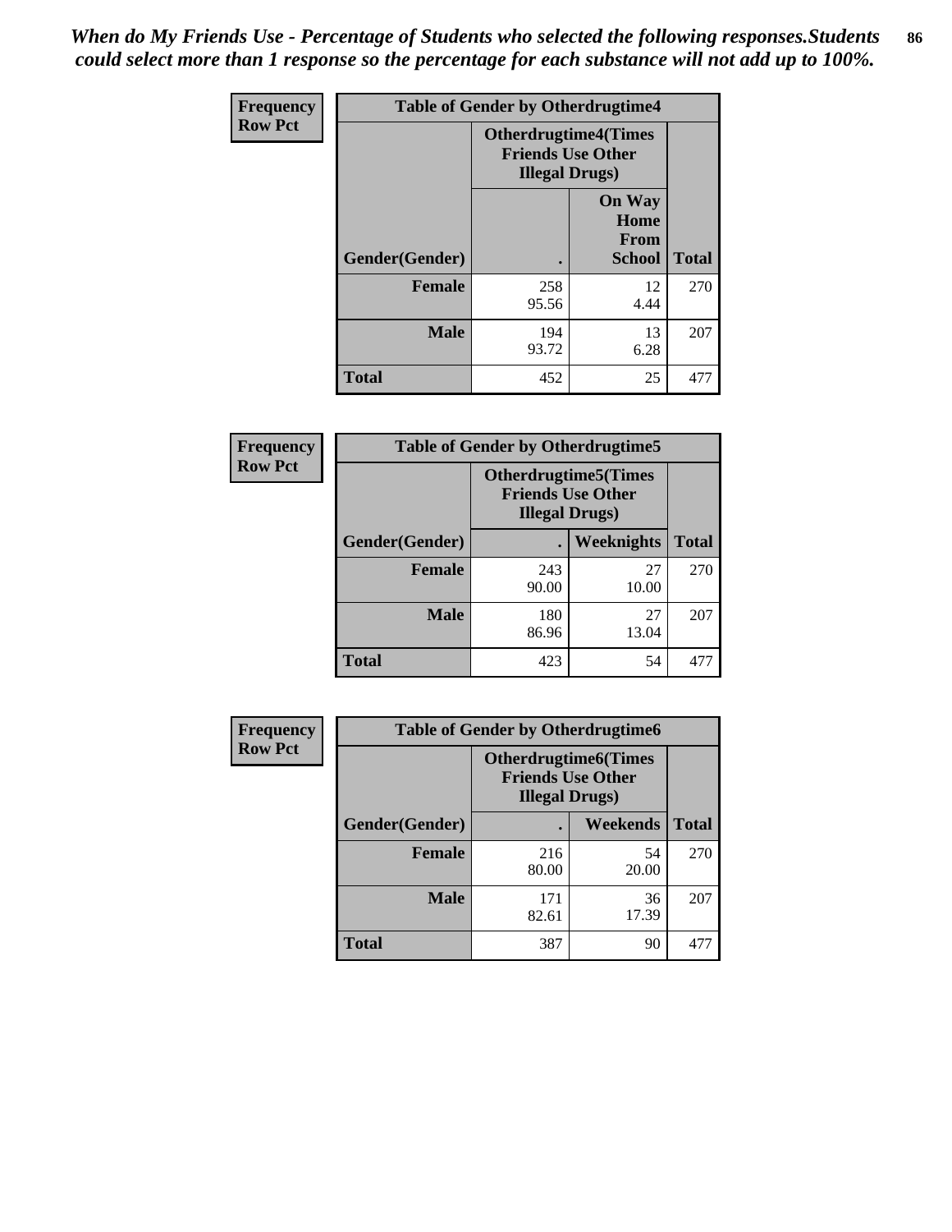*When do My Friends Use - Percentage of Students who selected the following responses.Students could select more than 1 response so the percentage for each substance will not add up to 100%.*

**Frequency**
**Row Pct**

| Table of Gender by Otherdrugtime4 | | | |
|---|---|---|---|
| | Otherdrugtime4(Times Friends Use Other Illegal Drugs) | | |
| Gender(Gender) | . | On Way Home From School | Total |
| Female | 258<br>95.56 | 12<br>4.44 | 270 |
| Male | 194<br>93.72 | 13<br>6.28 | 207 |
| Total | 452 | 25 | 477 |

**Frequency**
**Row Pct**

| Table of Gender by Otherdrugtime5 | | | |
|---|---|---|---|
| | Otherdrugtime5(Times Friends Use Other Illegal Drugs) | | |
| Gender(Gender) | . | Weeknights | Total |
| Female | 243<br>90.00 | 27<br>10.00 | 270 |
| Male | 180<br>86.96 | 27<br>13.04 | 207 |
| Total | 423 | 54 | 477 |

**Frequency**
**Row Pct**

| Table of Gender by Otherdrugtime6 | | | |
|---|---|---|---|
| | Otherdrugtime6(Times Friends Use Other Illegal Drugs) | | |
| Gender(Gender) | . | Weekends | Total |
| Female | 216<br>80.00 | 54<br>20.00 | 270 |
| Male | 171<br>82.61 | 36<br>17.39 | 207 |
| Total | 387 | 90 | 477 |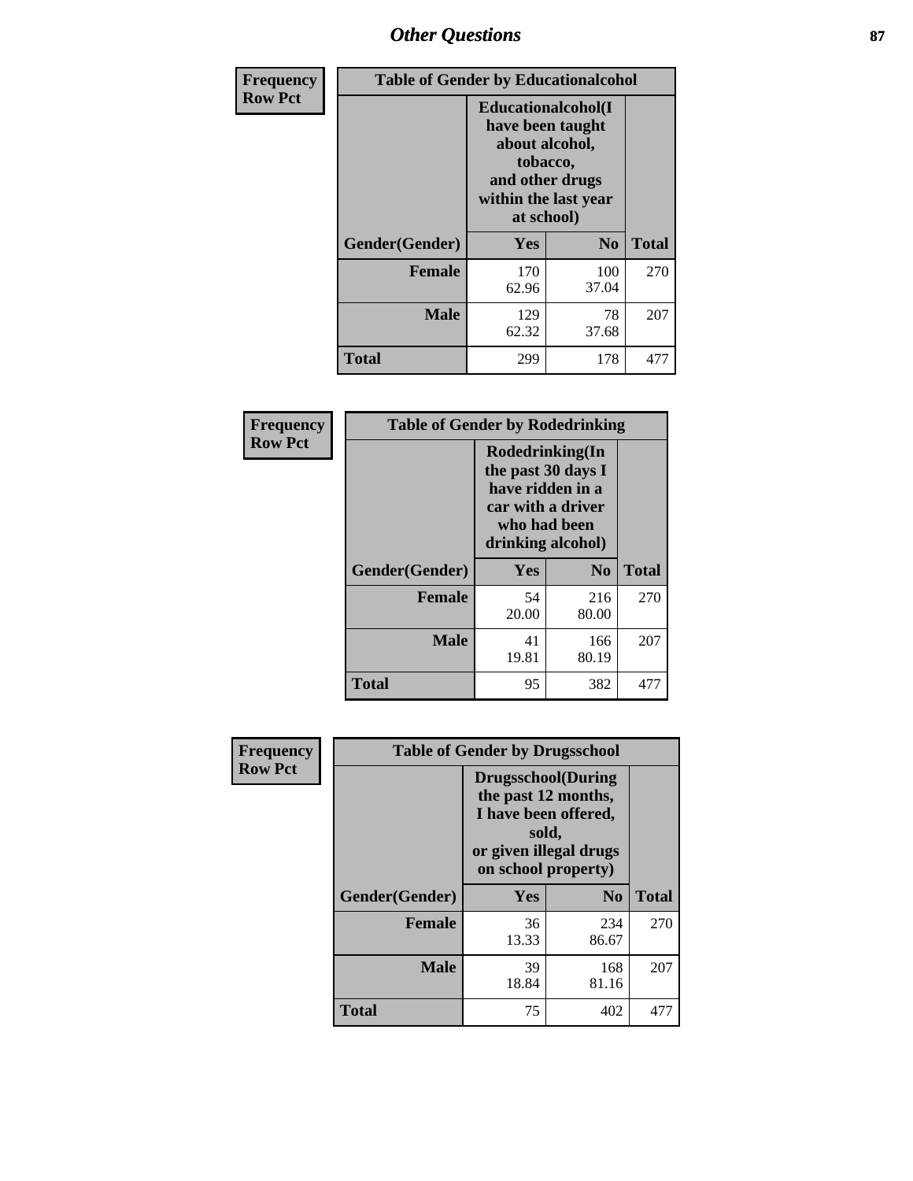# Other Questions

**Frequency**
**Row Pct**

| Table of Gender by Educationalcohol | | | |
|---|---|---|---|
| | Educationalcohol(I have been taught about alcohol, tobacco, and other drugs within the last year at school) | | |
| Gender(Gender) | Yes | No | Total |
| Female | 170<br>62.96 | 100<br>37.04 | 270 |
| Male | 129<br>62.32 | 78<br>37.68 | 207 |
| Total | 299 | 178 | 477 |

**Frequency**
**Row Pct**

| Table of Gender by Rodedrinking | | | |
|---|---|---|---|
| | Rodedrinking(In the past 30 days I have ridden in a car with a driver who had been drinking alcohol) | | |
| Gender(Gender) | Yes | No | Total |
| Female | 54<br>20.00 | 216<br>80.00 | 270 |
| Male | 41<br>19.81 | 166<br>80.19 | 207 |
| Total | 95 | 382 | 477 |

**Frequency**
**Row Pct**

| Table of Gender by Drugsschool | | | |
|---|---|---|---|
| | Drugsschool(During the past 12 months, I have been offered, sold, or given illegal drugs on school property) | | |
| Gender(Gender) | Yes | No | Total |
| Female | 36<br>13.33 | 234<br>86.67 | 270 |
| Male | 39<br>18.84 | 168<br>81.16 | 207 |
| Total | 75 | 402 | 477 |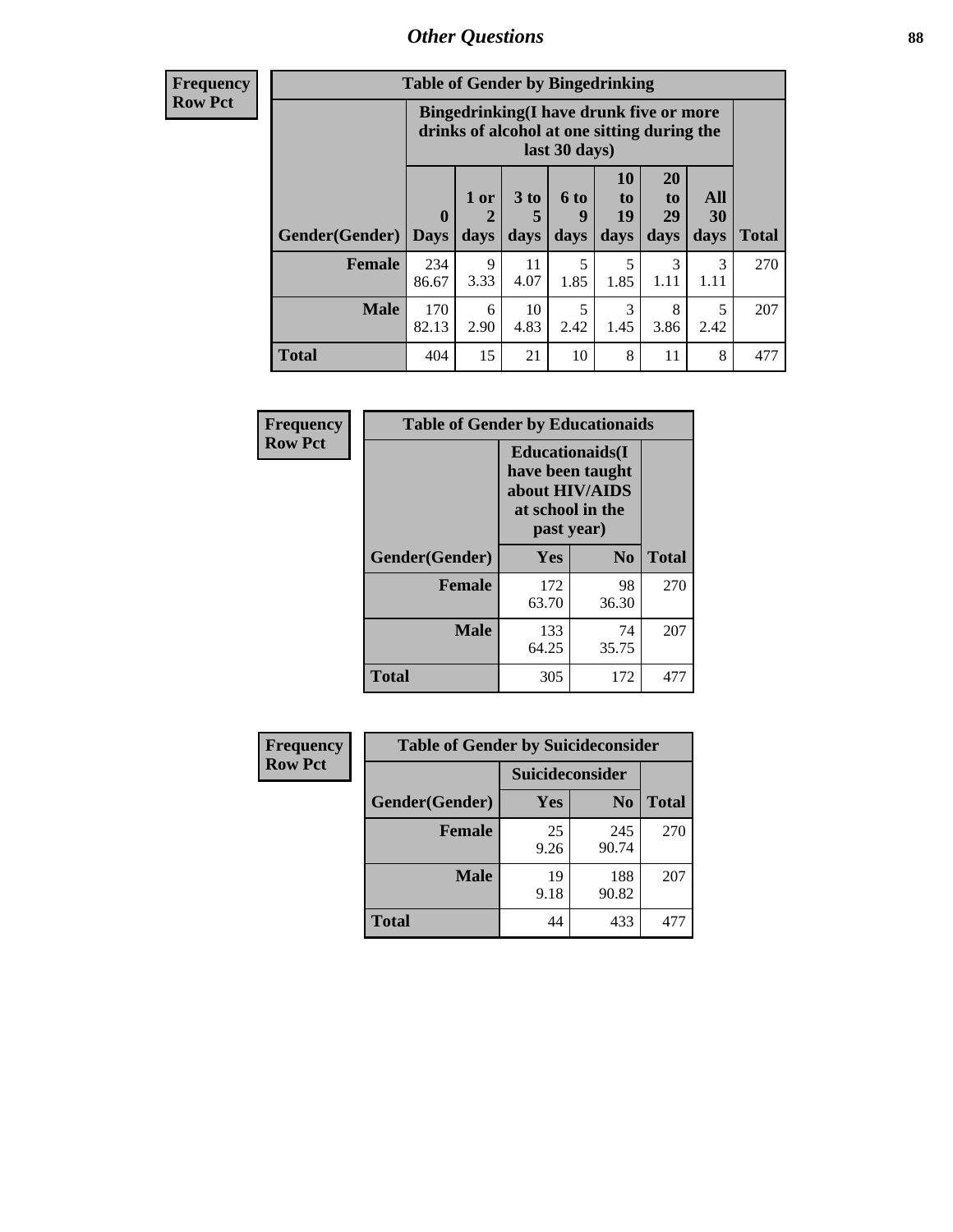## Other Questions

**Frequency**
**Row Pct**

| **Table of Gender by Bingedrinking** | | | | | | | | |
|---|---|---|---|---|---|---|---|---|
| | **Bingedrinking(I have drunk five or more drinks of alcohol at one sitting during the last 30 days)** | | | | | | | |
| **Gender(Gender)** | **0 Days** | **1 or 2 days** | **3 to 5 days** | **6 to 9 days** | **10 to 19 days** | **20 to 29 days** | **All 30 days** | **Total** |
| **Female** | 234<br>86.67 | 9<br>3.33 | 11<br>4.07 | 5<br>1.85 | 5<br>1.85 | 3<br>1.11 | 3<br>1.11 | 270 |
| **Male** | 170<br>82.13 | 6<br>2.90 | 10<br>4.83 | 5<br>2.42 | 3<br>1.45 | 8<br>3.86 | 5<br>2.42 | 207 |
| **Total** | 404 | 15 | 21 | 10 | 8 | 11 | 8 | 477 |

**Frequency**
**Row Pct**

| **Table of Gender by Educationaids** | | | |
|---|---|---|---|
| | **Educationaids(I have been taught about HIV/AIDS at school in the past year)** | | |
| **Gender(Gender)** | **Yes** | **No** | **Total** |
| **Female** | 172<br>63.70 | 98<br>36.30 | 270 |
| **Male** | 133<br>64.25 | 74<br>35.75 | 207 |
| **Total** | 305 | 172 | 477 |

**Frequency**
**Row Pct**

| **Table of Gender by Suicideconsider** | | | |
|---|---|---|---|
| | **Suicideconsider** | | |
| **Gender(Gender)** | **Yes** | **No** | **Total** |
| **Female** | 25<br>9.26 | 245<br>90.74 | 270 |
| **Male** | 19<br>9.18 | 188<br>90.82 | 207 |
| **Total** | 44 | 433 | 477 |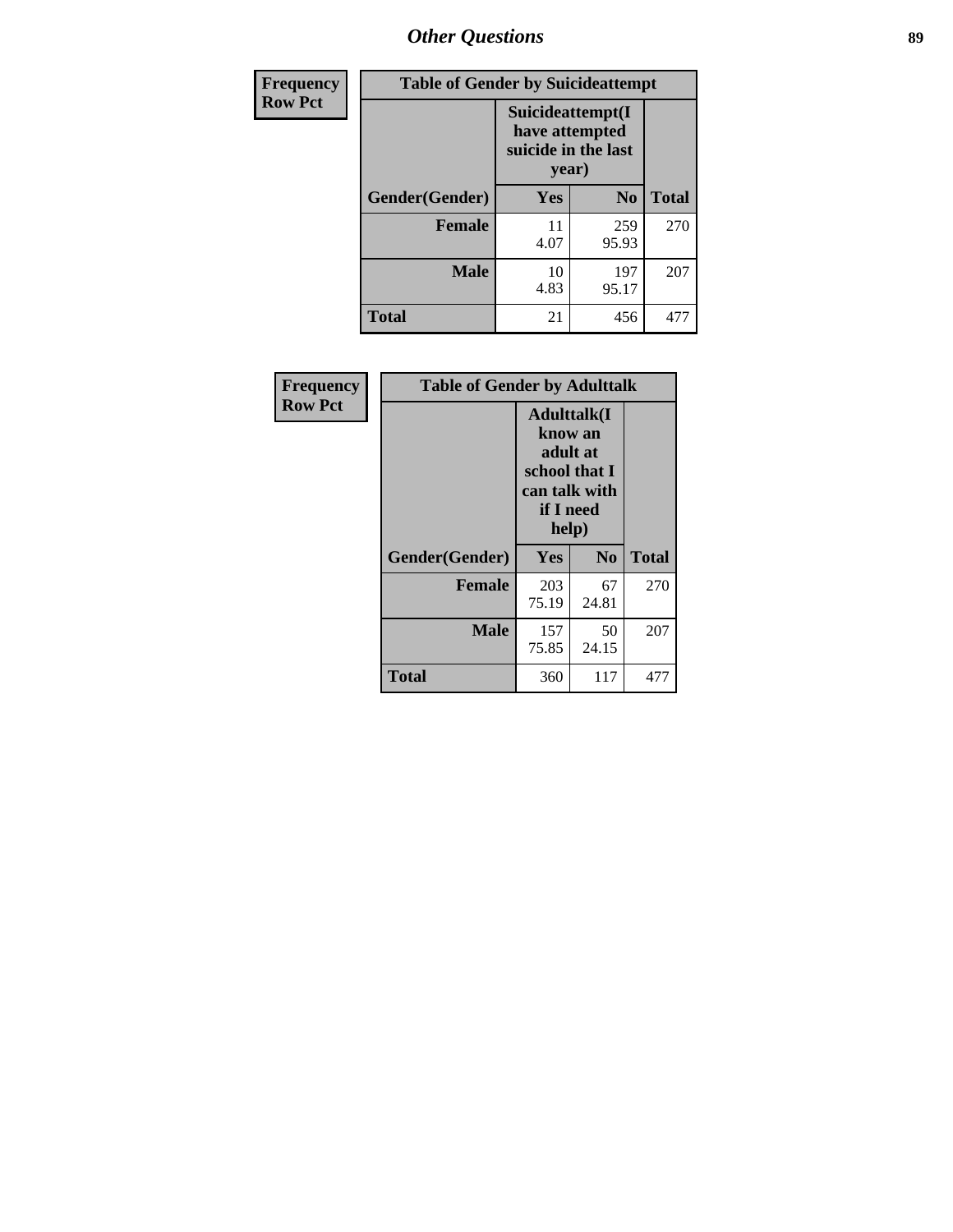| Frequency Row Pct | Table of Gender by Suicideattempt | | |
|---|---|---|---|
| | Suicideattempt(I have attempted suicide in the last year) | | |
| Gender(Gender) | Yes | No | Total |
| Female | 11 4.07 | 259 95.93 | 270 |
| Male | 10 4.83 | 197 95.17 | 207 |
| Total | 21 | 456 | 477 |

| Frequency Row Pct | Table of Gender by Adulttalk | | |
|---|---|---|---|
| | Adulttalk(I know an adult at school that I can talk with if I need help) | | |
| Gender(Gender) | Yes | No | Total |
| Female | 203 75.19 | 67 24.81 | 270 |
| Male | 157 75.85 | 50 24.15 | 207 |
| Total | 360 | 117 | 477 |